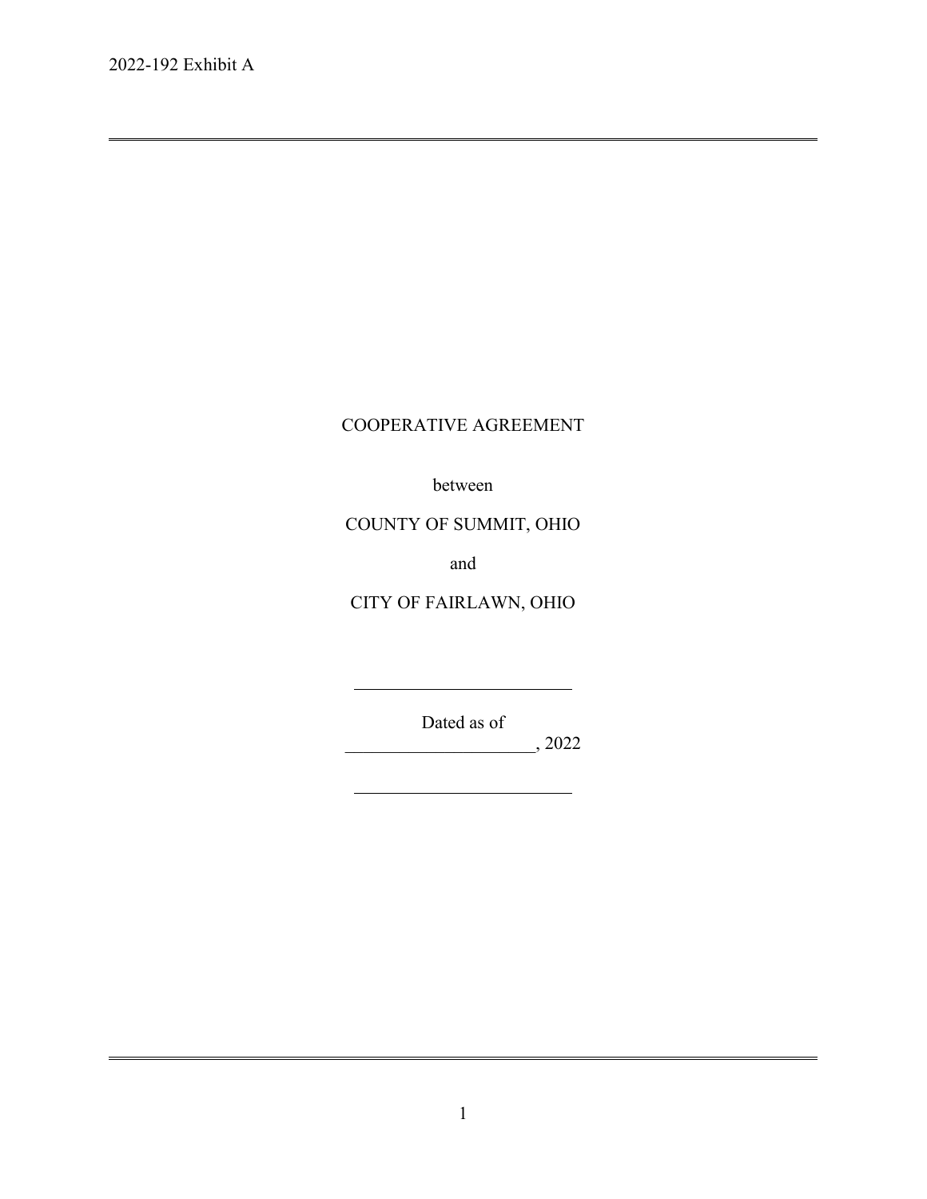2022-192 Exhibit A

---

# COOPERATIVE AGREEMENT

between

COUNTY OF SUMMIT, OHIO

and

CITY OF FAIRLAWN, OHIO

---

Dated as of

_____________________, 2022

---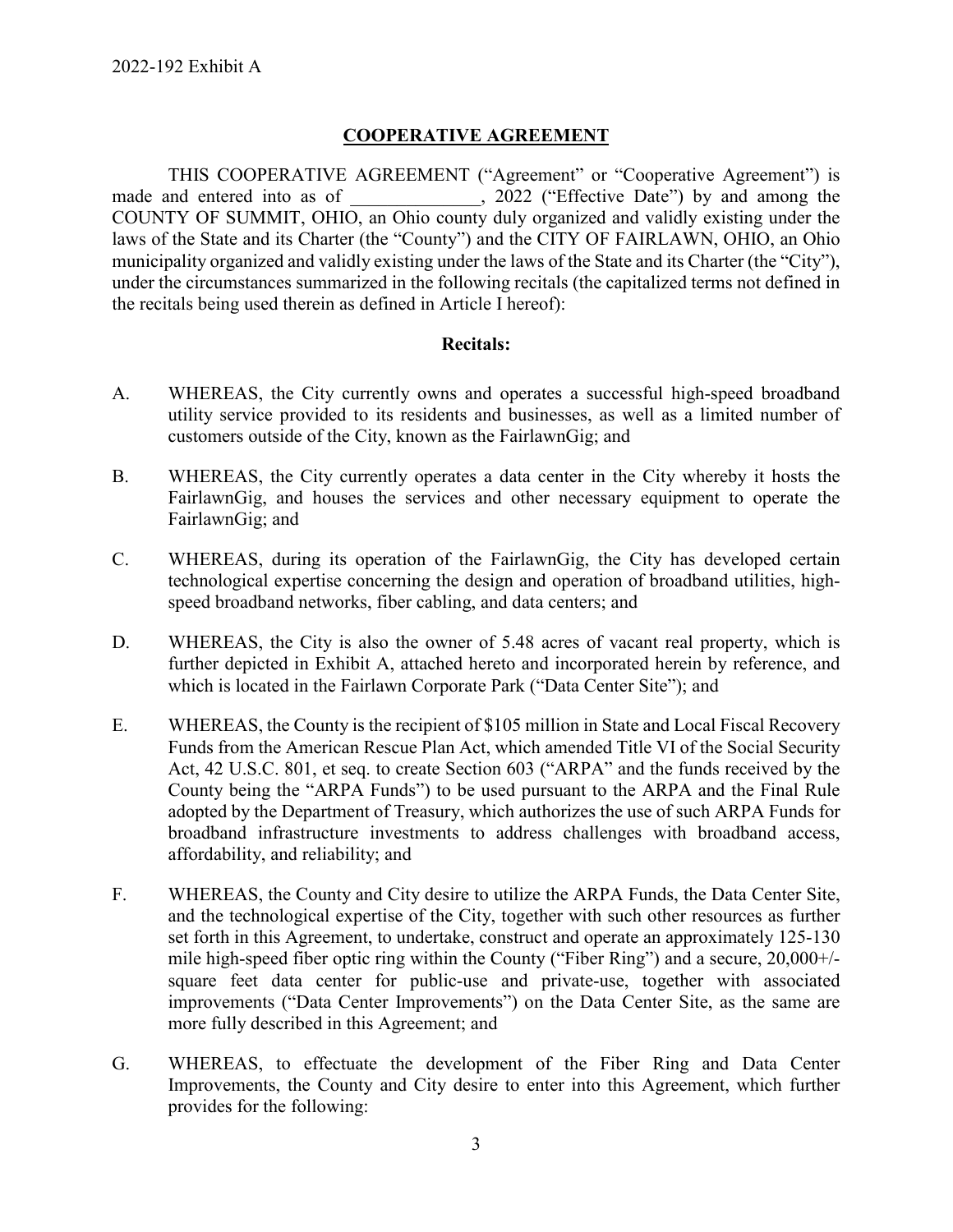2022-192 Exhibit A

## COOPERATIVE AGREEMENT

THIS COOPERATIVE AGREEMENT ("Agreement" or "Cooperative Agreement") is made and entered into as of ______________, 2022 ("Effective Date") by and among the COUNTY OF SUMMIT, OHIO, an Ohio county duly organized and validly existing under the laws of the State and its Charter (the "County") and the CITY OF FAIRLAWN, OHIO, an Ohio municipality organized and validly existing under the laws of the State and its Charter (the "City"), under the circumstances summarized in the following recitals (the capitalized terms not defined in the recitals being used therein as defined in Article I hereof):

**Recitals:**

A. WHEREAS, the City currently owns and operates a successful high-speed broadband utility service provided to its residents and businesses, as well as a limited number of customers outside of the City, known as the FairlawnGig; and

B. WHEREAS, the City currently operates a data center in the City whereby it hosts the FairlawnGig, and houses the services and other necessary equipment to operate the FairlawnGig; and

C. WHEREAS, during its operation of the FairlawnGig, the City has developed certain technological expertise concerning the design and operation of broadband utilities, high-speed broadband networks, fiber cabling, and data centers; and

D. WHEREAS, the City is also the owner of 5.48 acres of vacant real property, which is further depicted in Exhibit A, attached hereto and incorporated herein by reference, and which is located in the Fairlawn Corporate Park ("Data Center Site"); and

E. WHEREAS, the County is the recipient of $105 million in State and Local Fiscal Recovery Funds from the American Rescue Plan Act, which amended Title VI of the Social Security Act, 42 U.S.C. 801, et seq. to create Section 603 ("ARPA" and the funds received by the County being the "ARPA Funds") to be used pursuant to the ARPA and the Final Rule adopted by the Department of Treasury, which authorizes the use of such ARPA Funds for broadband infrastructure investments to address challenges with broadband access, affordability, and reliability; and

F. WHEREAS, the County and City desire to utilize the ARPA Funds, the Data Center Site, and the technological expertise of the City, together with such other resources as further set forth in this Agreement, to undertake, construct and operate an approximately 125-130 mile high-speed fiber optic ring within the County ("Fiber Ring") and a secure, 20,000+/- square feet data center for public-use and private-use, together with associated improvements ("Data Center Improvements") on the Data Center Site, as the same are more fully described in this Agreement; and

G. WHEREAS, to effectuate the development of the Fiber Ring and Data Center Improvements, the County and City desire to enter into this Agreement, which further provides for the following: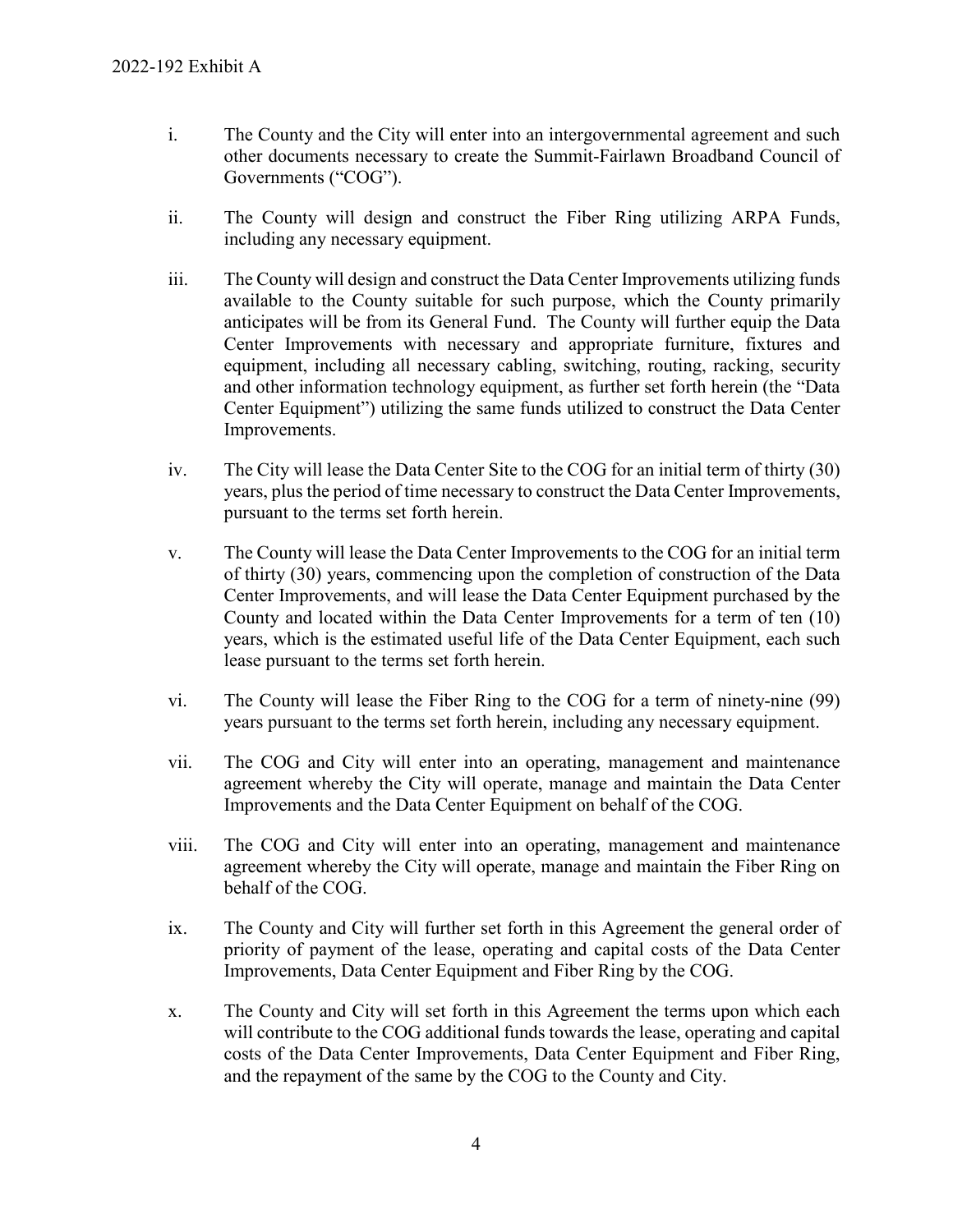i. The County and the City will enter into an intergovernmental agreement and such other documents necessary to create the Summit-Fairlawn Broadband Council of Governments ("COG").

ii. The County will design and construct the Fiber Ring utilizing ARPA Funds, including any necessary equipment.

iii. The County will design and construct the Data Center Improvements utilizing funds available to the County suitable for such purpose, which the County primarily anticipates will be from its General Fund. The County will further equip the Data Center Improvements with necessary and appropriate furniture, fixtures and equipment, including all necessary cabling, switching, routing, racking, security and other information technology equipment, as further set forth herein (the "Data Center Equipment") utilizing the same funds utilized to construct the Data Center Improvements.

iv. The City will lease the Data Center Site to the COG for an initial term of thirty (30) years, plus the period of time necessary to construct the Data Center Improvements, pursuant to the terms set forth herein.

v. The County will lease the Data Center Improvements to the COG for an initial term of thirty (30) years, commencing upon the completion of construction of the Data Center Improvements, and will lease the Data Center Equipment purchased by the County and located within the Data Center Improvements for a term of ten (10) years, which is the estimated useful life of the Data Center Equipment, each such lease pursuant to the terms set forth herein.

vi. The County will lease the Fiber Ring to the COG for a term of ninety-nine (99) years pursuant to the terms set forth herein, including any necessary equipment.

vii. The COG and City will enter into an operating, management and maintenance agreement whereby the City will operate, manage and maintain the Data Center Improvements and the Data Center Equipment on behalf of the COG.

viii. The COG and City will enter into an operating, management and maintenance agreement whereby the City will operate, manage and maintain the Fiber Ring on behalf of the COG.

ix. The County and City will further set forth in this Agreement the general order of priority of payment of the lease, operating and capital costs of the Data Center Improvements, Data Center Equipment and Fiber Ring by the COG.

x. The County and City will set forth in this Agreement the terms upon which each will contribute to the COG additional funds towards the lease, operating and capital costs of the Data Center Improvements, Data Center Equipment and Fiber Ring, and the repayment of the same by the COG to the County and City.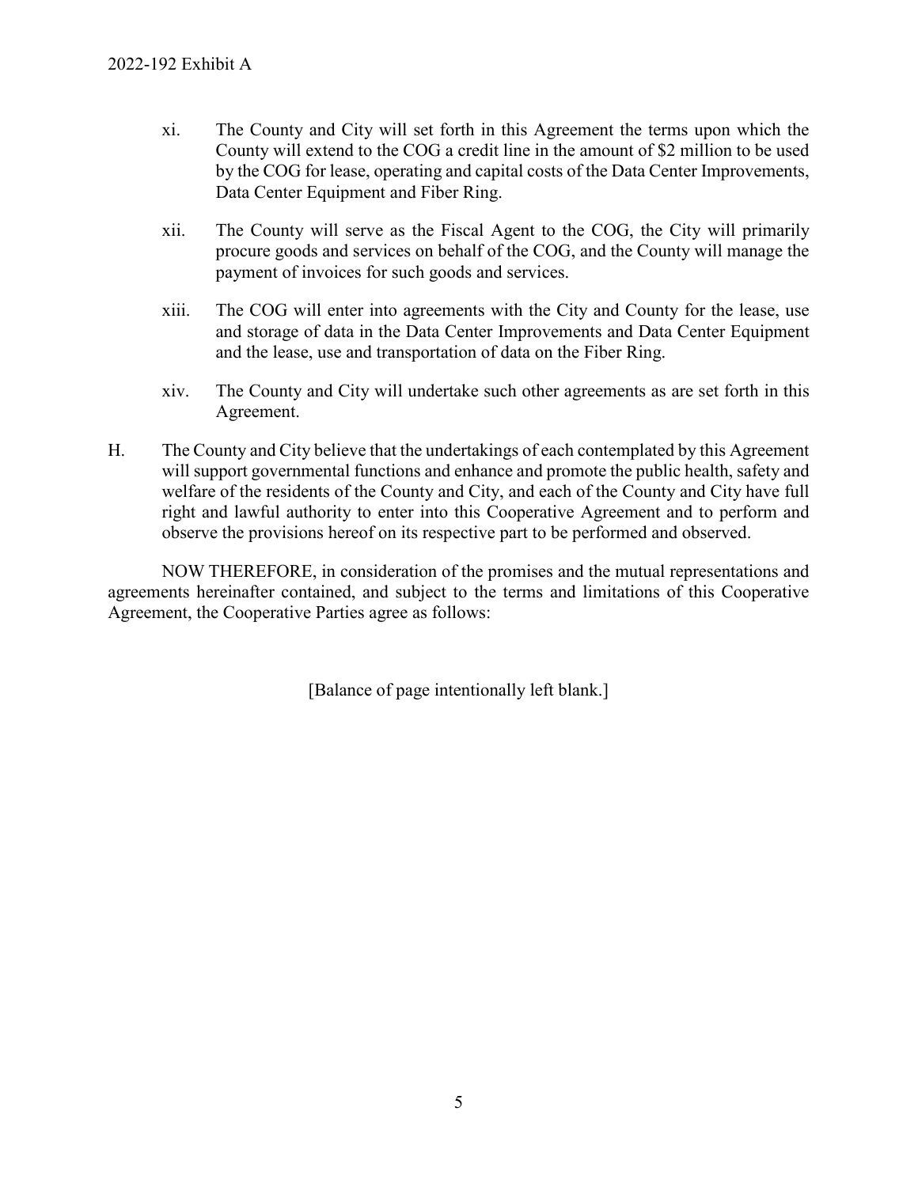xi. The County and City will set forth in this Agreement the terms upon which the County will extend to the COG a credit line in the amount of $2 million to be used by the COG for lease, operating and capital costs of the Data Center Improvements, Data Center Equipment and Fiber Ring.

xii. The County will serve as the Fiscal Agent to the COG, the City will primarily procure goods and services on behalf of the COG, and the County will manage the payment of invoices for such goods and services.

xiii. The COG will enter into agreements with the City and County for the lease, use and storage of data in the Data Center Improvements and Data Center Equipment and the lease, use and transportation of data on the Fiber Ring.

xiv. The County and City will undertake such other agreements as are set forth in this Agreement.

H. The County and City believe that the undertakings of each contemplated by this Agreement will support governmental functions and enhance and promote the public health, safety and welfare of the residents of the County and City, and each of the County and City have full right and lawful authority to enter into this Cooperative Agreement and to perform and observe the provisions hereof on its respective part to be performed and observed.

NOW THEREFORE, in consideration of the promises and the mutual representations and agreements hereinafter contained, and subject to the terms and limitations of this Cooperative Agreement, the Cooperative Parties agree as follows:

[Balance of page intentionally left blank.]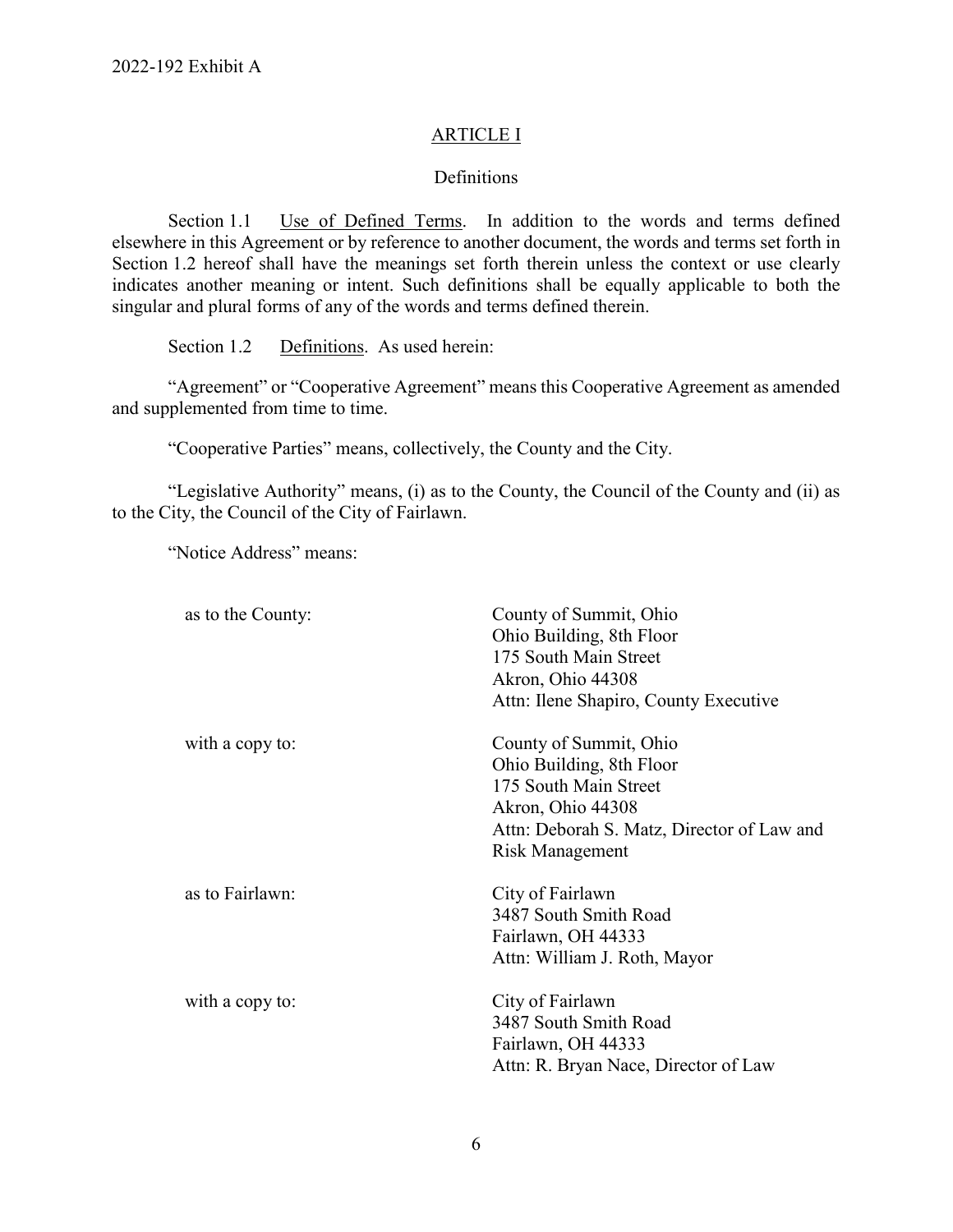## ARTICLE I

### Definitions

Section 1.1 Use of Defined Terms. In addition to the words and terms defined elsewhere in this Agreement or by reference to another document, the words and terms set forth in Section 1.2 hereof shall have the meanings set forth therein unless the context or use clearly indicates another meaning or intent. Such definitions shall be equally applicable to both the singular and plural forms of any of the words and terms defined therein.

Section 1.2 Definitions. As used herein:

"Agreement" or "Cooperative Agreement" means this Cooperative Agreement as amended and supplemented from time to time.

"Cooperative Parties" means, collectively, the County and the City.

"Legislative Authority" means, (i) as to the County, the Council of the County and (ii) as to the City, the Council of the City of Fairlawn.

"Notice Address" means:

| | |
|---|---|
| as to the County: | County of Summit, Ohio<br>Ohio Building, 8th Floor<br>175 South Main Street<br>Akron, Ohio 44308<br>Attn: Ilene Shapiro, County Executive |
| with a copy to: | County of Summit, Ohio<br>Ohio Building, 8th Floor<br>175 South Main Street<br>Akron, Ohio 44308<br>Attn: Deborah S. Matz, Director of Law and Risk Management |
| as to Fairlawn: | City of Fairlawn<br>3487 South Smith Road<br>Fairlawn, OH 44333<br>Attn: William J. Roth, Mayor |
| with a copy to: | City of Fairlawn<br>3487 South Smith Road<br>Fairlawn, OH 44333<br>Attn: R. Bryan Nace, Director of Law |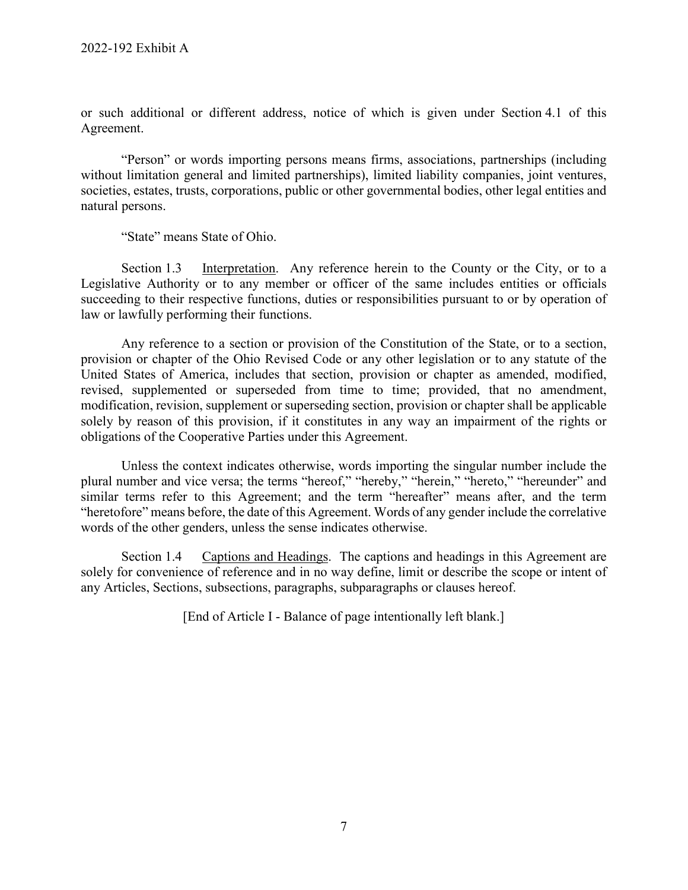or such additional or different address, notice of which is given under Section 4.1 of this Agreement.

"Person" or words importing persons means firms, associations, partnerships (including without limitation general and limited partnerships), limited liability companies, joint ventures, societies, estates, trusts, corporations, public or other governmental bodies, other legal entities and natural persons.

"State" means State of Ohio.

Section 1.3 Interpretation. Any reference herein to the County or the City, or to a Legislative Authority or to any member or officer of the same includes entities or officials succeeding to their respective functions, duties or responsibilities pursuant to or by operation of law or lawfully performing their functions.

Any reference to a section or provision of the Constitution of the State, or to a section, provision or chapter of the Ohio Revised Code or any other legislation or to any statute of the United States of America, includes that section, provision or chapter as amended, modified, revised, supplemented or superseded from time to time; provided, that no amendment, modification, revision, supplement or superseding section, provision or chapter shall be applicable solely by reason of this provision, if it constitutes in any way an impairment of the rights or obligations of the Cooperative Parties under this Agreement.

Unless the context indicates otherwise, words importing the singular number include the plural number and vice versa; the terms "hereof," "hereby," "herein," "hereto," "hereunder" and similar terms refer to this Agreement; and the term "hereafter" means after, and the term "heretofore" means before, the date of this Agreement. Words of any gender include the correlative words of the other genders, unless the sense indicates otherwise.

Section 1.4 Captions and Headings. The captions and headings in this Agreement are solely for convenience of reference and in no way define, limit or describe the scope or intent of any Articles, Sections, subsections, paragraphs, subparagraphs or clauses hereof.

[End of Article I - Balance of page intentionally left blank.]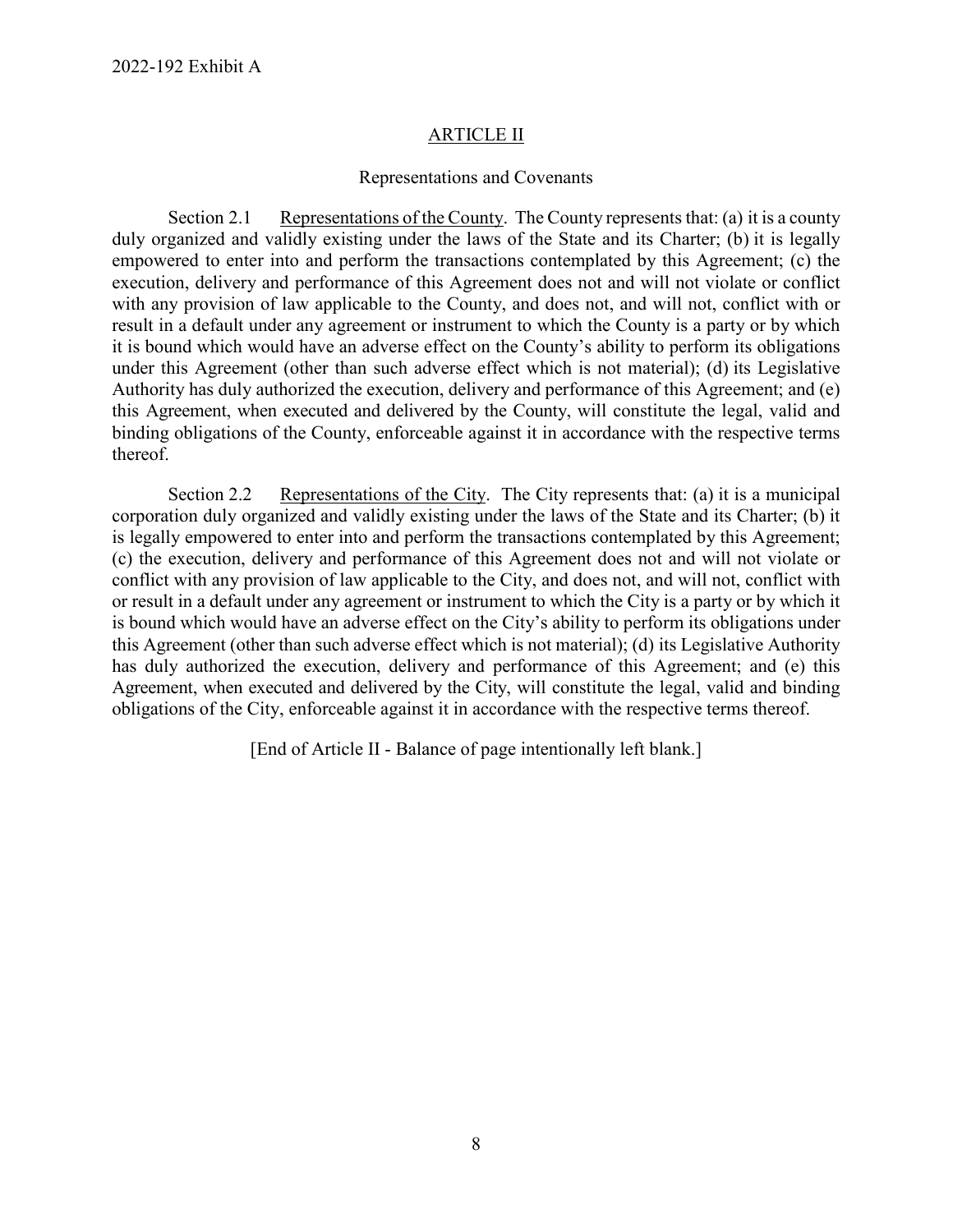## ARTICLE II

### Representations and Covenants

Section 2.1 Representations of the County. The County represents that: (a) it is a county duly organized and validly existing under the laws of the State and its Charter; (b) it is legally empowered to enter into and perform the transactions contemplated by this Agreement; (c) the execution, delivery and performance of this Agreement does not and will not violate or conflict with any provision of law applicable to the County, and does not, and will not, conflict with or result in a default under any agreement or instrument to which the County is a party or by which it is bound which would have an adverse effect on the County's ability to perform its obligations under this Agreement (other than such adverse effect which is not material); (d) its Legislative Authority has duly authorized the execution, delivery and performance of this Agreement; and (e) this Agreement, when executed and delivered by the County, will constitute the legal, valid and binding obligations of the County, enforceable against it in accordance with the respective terms thereof.

Section 2.2 Representations of the City. The City represents that: (a) it is a municipal corporation duly organized and validly existing under the laws of the State and its Charter; (b) it is legally empowered to enter into and perform the transactions contemplated by this Agreement; (c) the execution, delivery and performance of this Agreement does not and will not violate or conflict with any provision of law applicable to the City, and does not, and will not, conflict with or result in a default under any agreement or instrument to which the City is a party or by which it is bound which would have an adverse effect on the City's ability to perform its obligations under this Agreement (other than such adverse effect which is not material); (d) its Legislative Authority has duly authorized the execution, delivery and performance of this Agreement; and (e) this Agreement, when executed and delivered by the City, will constitute the legal, valid and binding obligations of the City, enforceable against it in accordance with the respective terms thereof.

[End of Article II - Balance of page intentionally left blank.]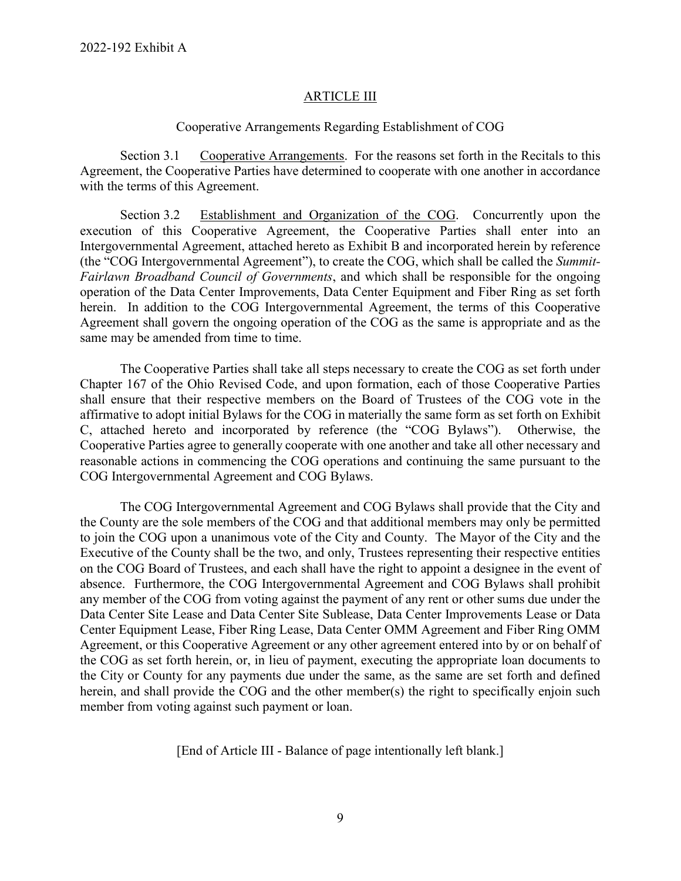## ARTICLE III

Cooperative Arrangements Regarding Establishment of COG

Section 3.1 Cooperative Arrangements. For the reasons set forth in the Recitals to this Agreement, the Cooperative Parties have determined to cooperate with one another in accordance with the terms of this Agreement.

Section 3.2 Establishment and Organization of the COG. Concurrently upon the execution of this Cooperative Agreement, the Cooperative Parties shall enter into an Intergovernmental Agreement, attached hereto as Exhibit B and incorporated herein by reference (the "COG Intergovernmental Agreement"), to create the COG, which shall be called the *Summit-Fairlawn Broadband Council of Governments*, and which shall be responsible for the ongoing operation of the Data Center Improvements, Data Center Equipment and Fiber Ring as set forth herein. In addition to the COG Intergovernmental Agreement, the terms of this Cooperative Agreement shall govern the ongoing operation of the COG as the same is appropriate and as the same may be amended from time to time.

The Cooperative Parties shall take all steps necessary to create the COG as set forth under Chapter 167 of the Ohio Revised Code, and upon formation, each of those Cooperative Parties shall ensure that their respective members on the Board of Trustees of the COG vote in the affirmative to adopt initial Bylaws for the COG in materially the same form as set forth on Exhibit C, attached hereto and incorporated by reference (the "COG Bylaws"). Otherwise, the Cooperative Parties agree to generally cooperate with one another and take all other necessary and reasonable actions in commencing the COG operations and continuing the same pursuant to the COG Intergovernmental Agreement and COG Bylaws.

The COG Intergovernmental Agreement and COG Bylaws shall provide that the City and the County are the sole members of the COG and that additional members may only be permitted to join the COG upon a unanimous vote of the City and County. The Mayor of the City and the Executive of the County shall be the two, and only, Trustees representing their respective entities on the COG Board of Trustees, and each shall have the right to appoint a designee in the event of absence. Furthermore, the COG Intergovernmental Agreement and COG Bylaws shall prohibit any member of the COG from voting against the payment of any rent or other sums due under the Data Center Site Lease and Data Center Site Sublease, Data Center Improvements Lease or Data Center Equipment Lease, Fiber Ring Lease, Data Center OMM Agreement and Fiber Ring OMM Agreement, or this Cooperative Agreement or any other agreement entered into by or on behalf of the COG as set forth herein, or, in lieu of payment, executing the appropriate loan documents to the City or County for any payments due under the same, as the same are set forth and defined herein, and shall provide the COG and the other member(s) the right to specifically enjoin such member from voting against such payment or loan.

[End of Article III - Balance of page intentionally left blank.]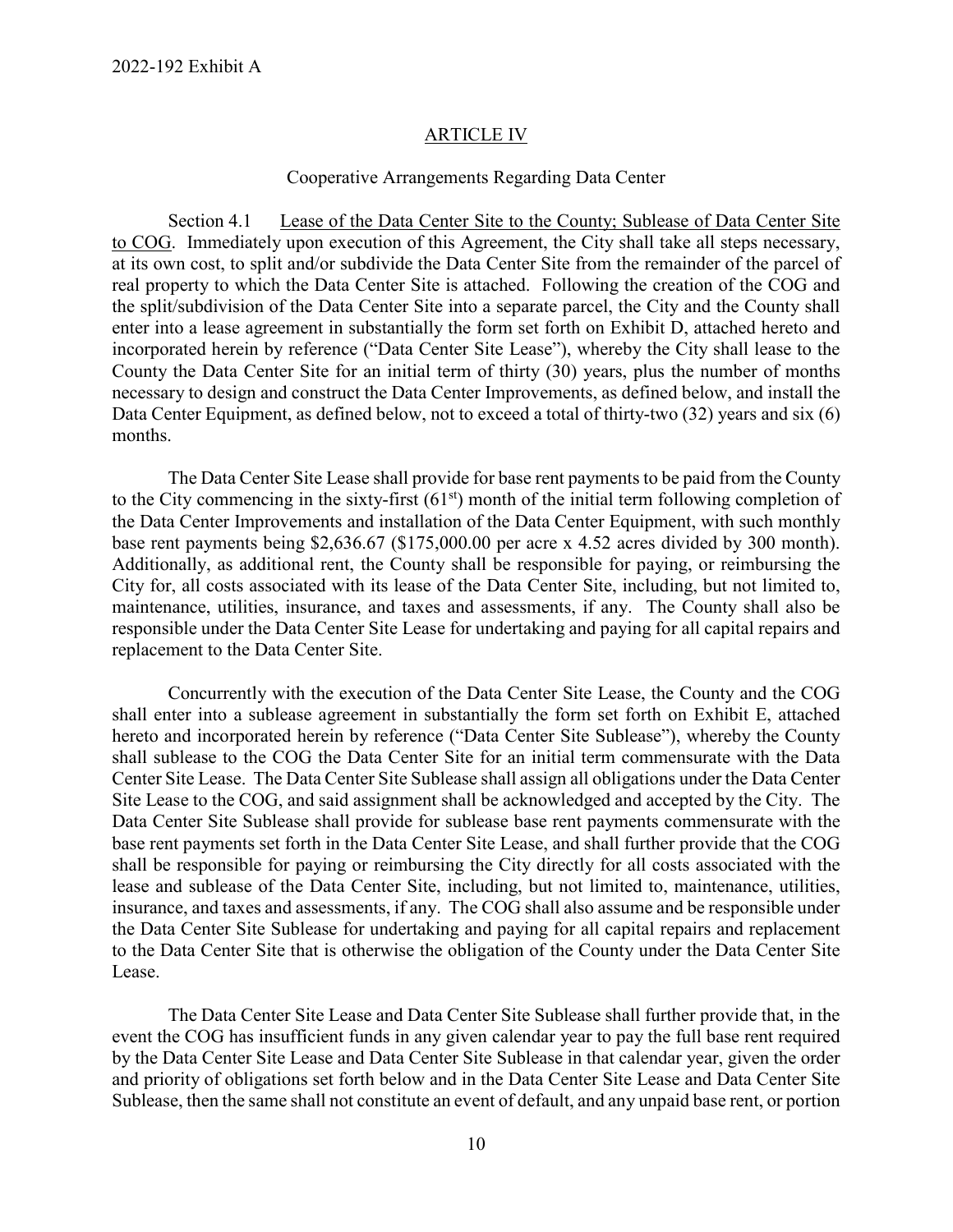2022-192 Exhibit A

## ARTICLE IV

Cooperative Arrangements Regarding Data Center

Section 4.1 Lease of the Data Center Site to the County; Sublease of Data Center Site to COG. Immediately upon execution of this Agreement, the City shall take all steps necessary, at its own cost, to split and/or subdivide the Data Center Site from the remainder of the parcel of real property to which the Data Center Site is attached. Following the creation of the COG and the split/subdivision of the Data Center Site into a separate parcel, the City and the County shall enter into a lease agreement in substantially the form set forth on Exhibit D, attached hereto and incorporated herein by reference ("Data Center Site Lease"), whereby the City shall lease to the County the Data Center Site for an initial term of thirty (30) years, plus the number of months necessary to design and construct the Data Center Improvements, as defined below, and install the Data Center Equipment, as defined below, not to exceed a total of thirty-two (32) years and six (6) months.

The Data Center Site Lease shall provide for base rent payments to be paid from the County to the City commencing in the sixty-first (61st) month of the initial term following completion of the Data Center Improvements and installation of the Data Center Equipment, with such monthly base rent payments being $2,636.67 ($175,000.00 per acre x 4.52 acres divided by 300 month). Additionally, as additional rent, the County shall be responsible for paying, or reimbursing the City for, all costs associated with its lease of the Data Center Site, including, but not limited to, maintenance, utilities, insurance, and taxes and assessments, if any. The County shall also be responsible under the Data Center Site Lease for undertaking and paying for all capital repairs and replacement to the Data Center Site.

Concurrently with the execution of the Data Center Site Lease, the County and the COG shall enter into a sublease agreement in substantially the form set forth on Exhibit E, attached hereto and incorporated herein by reference ("Data Center Site Sublease"), whereby the County shall sublease to the COG the Data Center Site for an initial term commensurate with the Data Center Site Lease. The Data Center Site Sublease shall assign all obligations under the Data Center Site Lease to the COG, and said assignment shall be acknowledged and accepted by the City. The Data Center Site Sublease shall provide for sublease base rent payments commensurate with the base rent payments set forth in the Data Center Site Lease, and shall further provide that the COG shall be responsible for paying or reimbursing the City directly for all costs associated with the lease and sublease of the Data Center Site, including, but not limited to, maintenance, utilities, insurance, and taxes and assessments, if any. The COG shall also assume and be responsible under the Data Center Site Sublease for undertaking and paying for all capital repairs and replacement to the Data Center Site that is otherwise the obligation of the County under the Data Center Site Lease.

The Data Center Site Lease and Data Center Site Sublease shall further provide that, in the event the COG has insufficient funds in any given calendar year to pay the full base rent required by the Data Center Site Lease and Data Center Site Sublease in that calendar year, given the order and priority of obligations set forth below and in the Data Center Site Lease and Data Center Site Sublease, then the same shall not constitute an event of default, and any unpaid base rent, or portion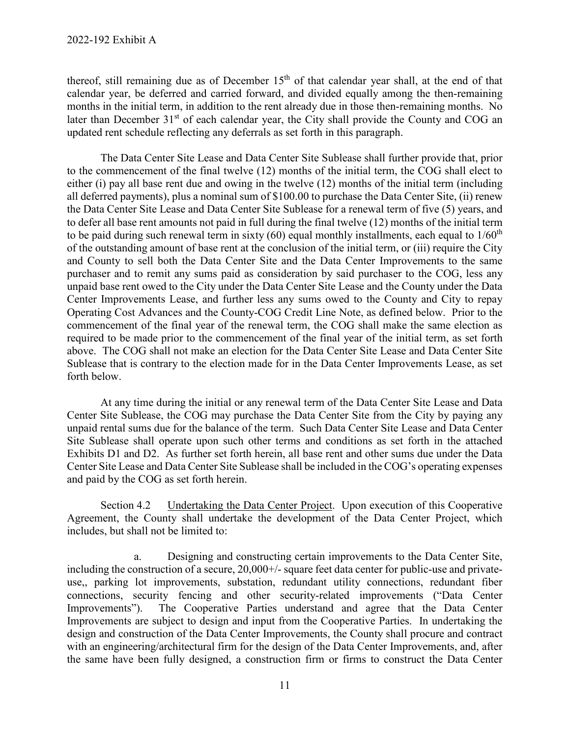thereof, still remaining due as of December 15th of that calendar year shall, at the end of that calendar year, be deferred and carried forward, and divided equally among the then-remaining months in the initial term, in addition to the rent already due in those then-remaining months. No later than December 31st of each calendar year, the City shall provide the County and COG an updated rent schedule reflecting any deferrals as set forth in this paragraph.

The Data Center Site Lease and Data Center Site Sublease shall further provide that, prior to the commencement of the final twelve (12) months of the initial term, the COG shall elect to either (i) pay all base rent due and owing in the twelve (12) months of the initial term (including all deferred payments), plus a nominal sum of $100.00 to purchase the Data Center Site, (ii) renew the Data Center Site Lease and Data Center Site Sublease for a renewal term of five (5) years, and to defer all base rent amounts not paid in full during the final twelve (12) months of the initial term to be paid during such renewal term in sixty (60) equal monthly installments, each equal to 1/60th of the outstanding amount of base rent at the conclusion of the initial term, or (iii) require the City and County to sell both the Data Center Site and the Data Center Improvements to the same purchaser and to remit any sums paid as consideration by said purchaser to the COG, less any unpaid base rent owed to the City under the Data Center Site Lease and the County under the Data Center Improvements Lease, and further less any sums owed to the County and City to repay Operating Cost Advances and the County-COG Credit Line Note, as defined below. Prior to the commencement of the final year of the renewal term, the COG shall make the same election as required to be made prior to the commencement of the final year of the initial term, as set forth above. The COG shall not make an election for the Data Center Site Lease and Data Center Site Sublease that is contrary to the election made for in the Data Center Improvements Lease, as set forth below.

At any time during the initial or any renewal term of the Data Center Site Lease and Data Center Site Sublease, the COG may purchase the Data Center Site from the City by paying any unpaid rental sums due for the balance of the term. Such Data Center Site Lease and Data Center Site Sublease shall operate upon such other terms and conditions as set forth in the attached Exhibits D1 and D2. As further set forth herein, all base rent and other sums due under the Data Center Site Lease and Data Center Site Sublease shall be included in the COG's operating expenses and paid by the COG as set forth herein.

Section 4.2 Undertaking the Data Center Project. Upon execution of this Cooperative Agreement, the County shall undertake the development of the Data Center Project, which includes, but shall not be limited to:

a. Designing and constructing certain improvements to the Data Center Site, including the construction of a secure, 20,000+/- square feet data center for public-use and private-use,, parking lot improvements, substation, redundant utility connections, redundant fiber connections, security fencing and other security-related improvements ("Data Center Improvements"). The Cooperative Parties understand and agree that the Data Center Improvements are subject to design and input from the Cooperative Parties. In undertaking the design and construction of the Data Center Improvements, the County shall procure and contract with an engineering/architectural firm for the design of the Data Center Improvements, and, after the same have been fully designed, a construction firm or firms to construct the Data Center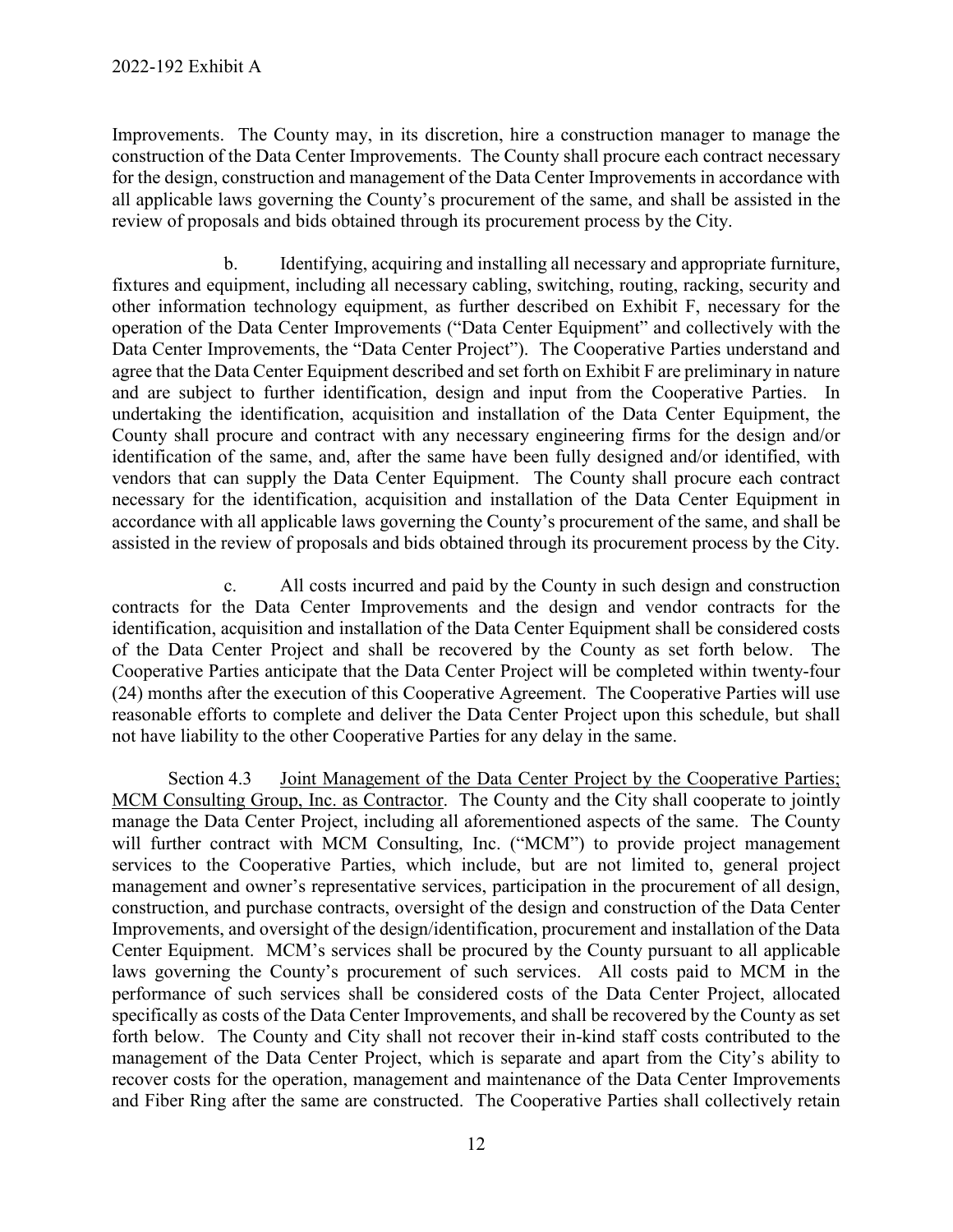Improvements. The County may, in its discretion, hire a construction manager to manage the construction of the Data Center Improvements. The County shall procure each contract necessary for the design, construction and management of the Data Center Improvements in accordance with all applicable laws governing the County's procurement of the same, and shall be assisted in the review of proposals and bids obtained through its procurement process by the City.

b. Identifying, acquiring and installing all necessary and appropriate furniture, fixtures and equipment, including all necessary cabling, switching, routing, racking, security and other information technology equipment, as further described on Exhibit F, necessary for the operation of the Data Center Improvements ("Data Center Equipment" and collectively with the Data Center Improvements, the "Data Center Project"). The Cooperative Parties understand and agree that the Data Center Equipment described and set forth on Exhibit F are preliminary in nature and are subject to further identification, design and input from the Cooperative Parties. In undertaking the identification, acquisition and installation of the Data Center Equipment, the County shall procure and contract with any necessary engineering firms for the design and/or identification of the same, and, after the same have been fully designed and/or identified, with vendors that can supply the Data Center Equipment. The County shall procure each contract necessary for the identification, acquisition and installation of the Data Center Equipment in accordance with all applicable laws governing the County's procurement of the same, and shall be assisted in the review of proposals and bids obtained through its procurement process by the City.

c. All costs incurred and paid by the County in such design and construction contracts for the Data Center Improvements and the design and vendor contracts for the identification, acquisition and installation of the Data Center Equipment shall be considered costs of the Data Center Project and shall be recovered by the County as set forth below. The Cooperative Parties anticipate that the Data Center Project will be completed within twenty-four (24) months after the execution of this Cooperative Agreement. The Cooperative Parties will use reasonable efforts to complete and deliver the Data Center Project upon this schedule, but shall not have liability to the other Cooperative Parties for any delay in the same.

Section 4.3 Joint Management of the Data Center Project by the Cooperative Parties; MCM Consulting Group, Inc. as Contractor. The County and the City shall cooperate to jointly manage the Data Center Project, including all aforementioned aspects of the same. The County will further contract with MCM Consulting, Inc. ("MCM") to provide project management services to the Cooperative Parties, which include, but are not limited to, general project management and owner's representative services, participation in the procurement of all design, construction, and purchase contracts, oversight of the design and construction of the Data Center Improvements, and oversight of the design/identification, procurement and installation of the Data Center Equipment. MCM's services shall be procured by the County pursuant to all applicable laws governing the County's procurement of such services. All costs paid to MCM in the performance of such services shall be considered costs of the Data Center Project, allocated specifically as costs of the Data Center Improvements, and shall be recovered by the County as set forth below. The County and City shall not recover their in-kind staff costs contributed to the management of the Data Center Project, which is separate and apart from the City's ability to recover costs for the operation, management and maintenance of the Data Center Improvements and Fiber Ring after the same are constructed. The Cooperative Parties shall collectively retain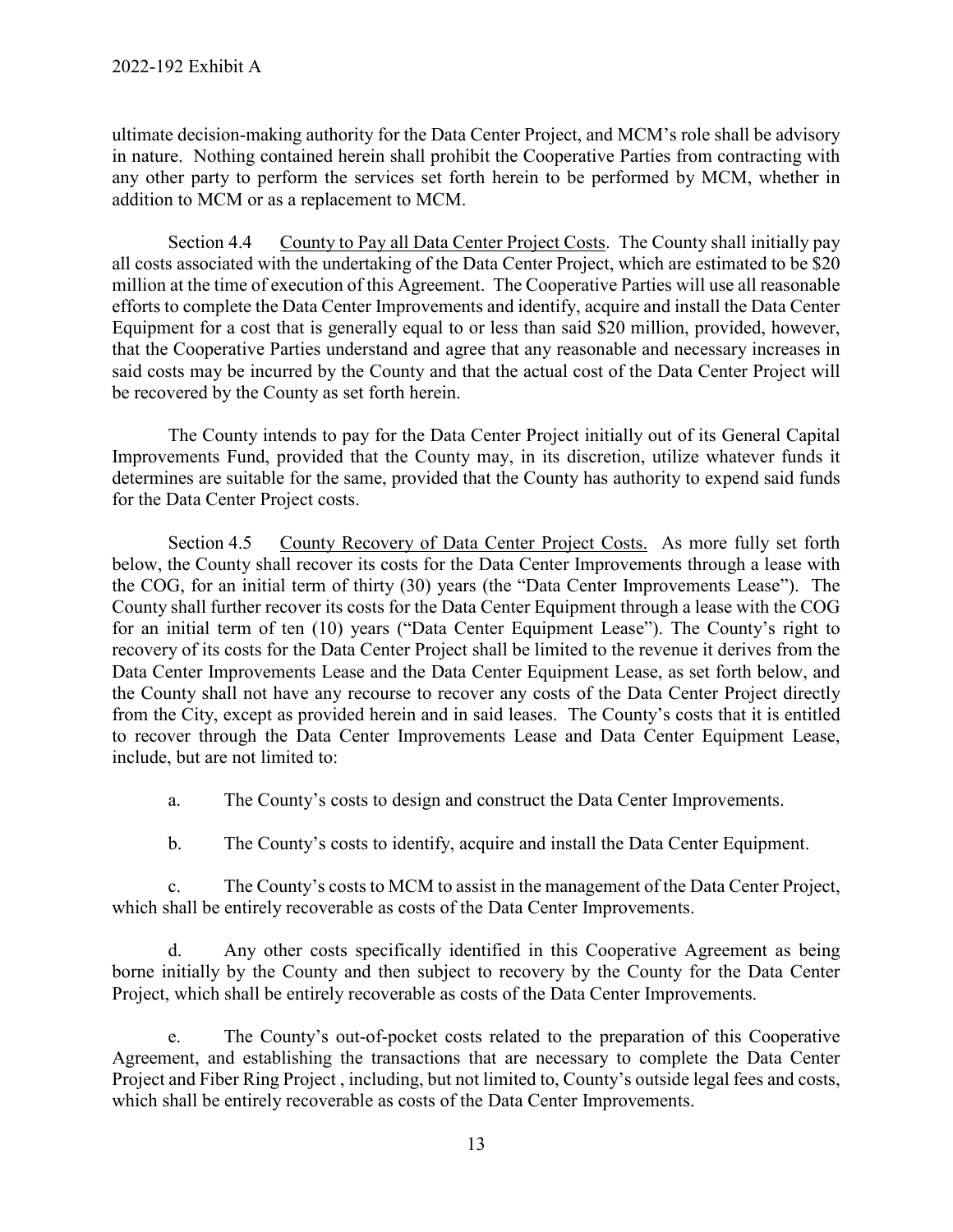ultimate decision-making authority for the Data Center Project, and MCM's role shall be advisory in nature. Nothing contained herein shall prohibit the Cooperative Parties from contracting with any other party to perform the services set forth herein to be performed by MCM, whether in addition to MCM or as a replacement to MCM.

Section 4.4 County to Pay all Data Center Project Costs. The County shall initially pay all costs associated with the undertaking of the Data Center Project, which are estimated to be $20 million at the time of execution of this Agreement. The Cooperative Parties will use all reasonable efforts to complete the Data Center Improvements and identify, acquire and install the Data Center Equipment for a cost that is generally equal to or less than said $20 million, provided, however, that the Cooperative Parties understand and agree that any reasonable and necessary increases in said costs may be incurred by the County and that the actual cost of the Data Center Project will be recovered by the County as set forth herein.

The County intends to pay for the Data Center Project initially out of its General Capital Improvements Fund, provided that the County may, in its discretion, utilize whatever funds it determines are suitable for the same, provided that the County has authority to expend said funds for the Data Center Project costs.

Section 4.5 County Recovery of Data Center Project Costs. As more fully set forth below, the County shall recover its costs for the Data Center Improvements through a lease with the COG, for an initial term of thirty (30) years (the "Data Center Improvements Lease"). The County shall further recover its costs for the Data Center Equipment through a lease with the COG for an initial term of ten (10) years ("Data Center Equipment Lease"). The County's right to recovery of its costs for the Data Center Project shall be limited to the revenue it derives from the Data Center Improvements Lease and the Data Center Equipment Lease, as set forth below, and the County shall not have any recourse to recover any costs of the Data Center Project directly from the City, except as provided herein and in said leases. The County's costs that it is entitled to recover through the Data Center Improvements Lease and Data Center Equipment Lease, include, but are not limited to:

a. The County's costs to design and construct the Data Center Improvements.

b. The County's costs to identify, acquire and install the Data Center Equipment.

c. The County's costs to MCM to assist in the management of the Data Center Project, which shall be entirely recoverable as costs of the Data Center Improvements.

d. Any other costs specifically identified in this Cooperative Agreement as being borne initially by the County and then subject to recovery by the County for the Data Center Project, which shall be entirely recoverable as costs of the Data Center Improvements.

e. The County's out-of-pocket costs related to the preparation of this Cooperative Agreement, and establishing the transactions that are necessary to complete the Data Center Project and Fiber Ring Project , including, but not limited to, County's outside legal fees and costs, which shall be entirely recoverable as costs of the Data Center Improvements.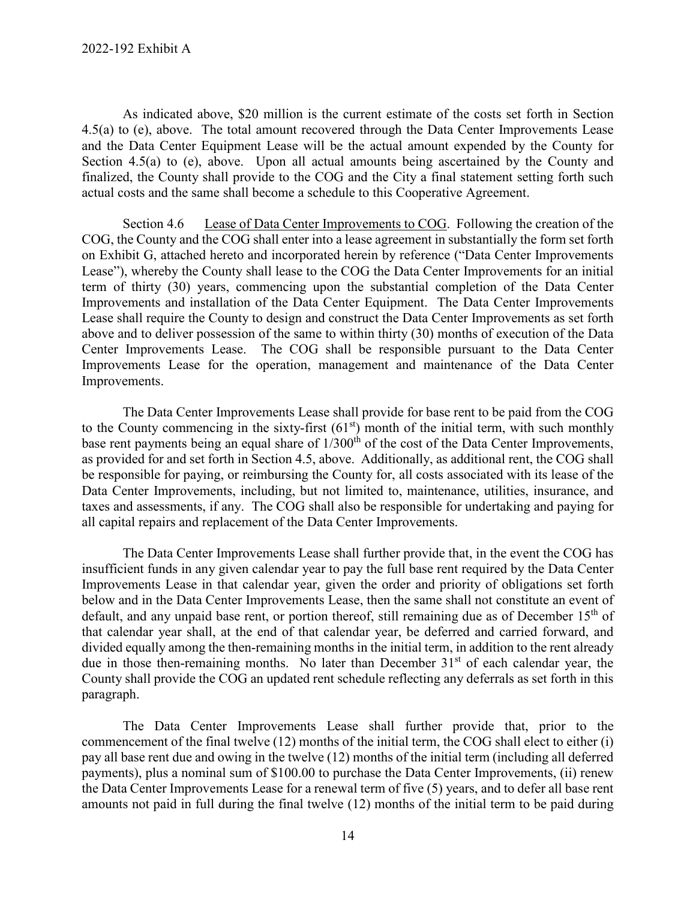As indicated above, \$20 million is the current estimate of the costs set forth in Section 4.5(a) to (e), above. The total amount recovered through the Data Center Improvements Lease and the Data Center Equipment Lease will be the actual amount expended by the County for Section 4.5(a) to (e), above. Upon all actual amounts being ascertained by the County and finalized, the County shall provide to the COG and the City a final statement setting forth such actual costs and the same shall become a schedule to this Cooperative Agreement.

Section 4.6 Lease of Data Center Improvements to COG. Following the creation of the COG, the County and the COG shall enter into a lease agreement in substantially the form set forth on Exhibit G, attached hereto and incorporated herein by reference ("Data Center Improvements Lease"), whereby the County shall lease to the COG the Data Center Improvements for an initial term of thirty (30) years, commencing upon the substantial completion of the Data Center Improvements and installation of the Data Center Equipment. The Data Center Improvements Lease shall require the County to design and construct the Data Center Improvements as set forth above and to deliver possession of the same to within thirty (30) months of execution of the Data Center Improvements Lease. The COG shall be responsible pursuant to the Data Center Improvements Lease for the operation, management and maintenance of the Data Center Improvements.

The Data Center Improvements Lease shall provide for base rent to be paid from the COG to the County commencing in the sixty-first (61st) month of the initial term, with such monthly base rent payments being an equal share of 1/300th of the cost of the Data Center Improvements, as provided for and set forth in Section 4.5, above. Additionally, as additional rent, the COG shall be responsible for paying, or reimbursing the County for, all costs associated with its lease of the Data Center Improvements, including, but not limited to, maintenance, utilities, insurance, and taxes and assessments, if any. The COG shall also be responsible for undertaking and paying for all capital repairs and replacement of the Data Center Improvements.

The Data Center Improvements Lease shall further provide that, in the event the COG has insufficient funds in any given calendar year to pay the full base rent required by the Data Center Improvements Lease in that calendar year, given the order and priority of obligations set forth below and in the Data Center Improvements Lease, then the same shall not constitute an event of default, and any unpaid base rent, or portion thereof, still remaining due as of December 15th of that calendar year shall, at the end of that calendar year, be deferred and carried forward, and divided equally among the then-remaining months in the initial term, in addition to the rent already due in those then-remaining months. No later than December 31st of each calendar year, the County shall provide the COG an updated rent schedule reflecting any deferrals as set forth in this paragraph.

The Data Center Improvements Lease shall further provide that, prior to the commencement of the final twelve (12) months of the initial term, the COG shall elect to either (i) pay all base rent due and owing in the twelve (12) months of the initial term (including all deferred payments), plus a nominal sum of \$100.00 to purchase the Data Center Improvements, (ii) renew the Data Center Improvements Lease for a renewal term of five (5) years, and to defer all base rent amounts not paid in full during the final twelve (12) months of the initial term to be paid during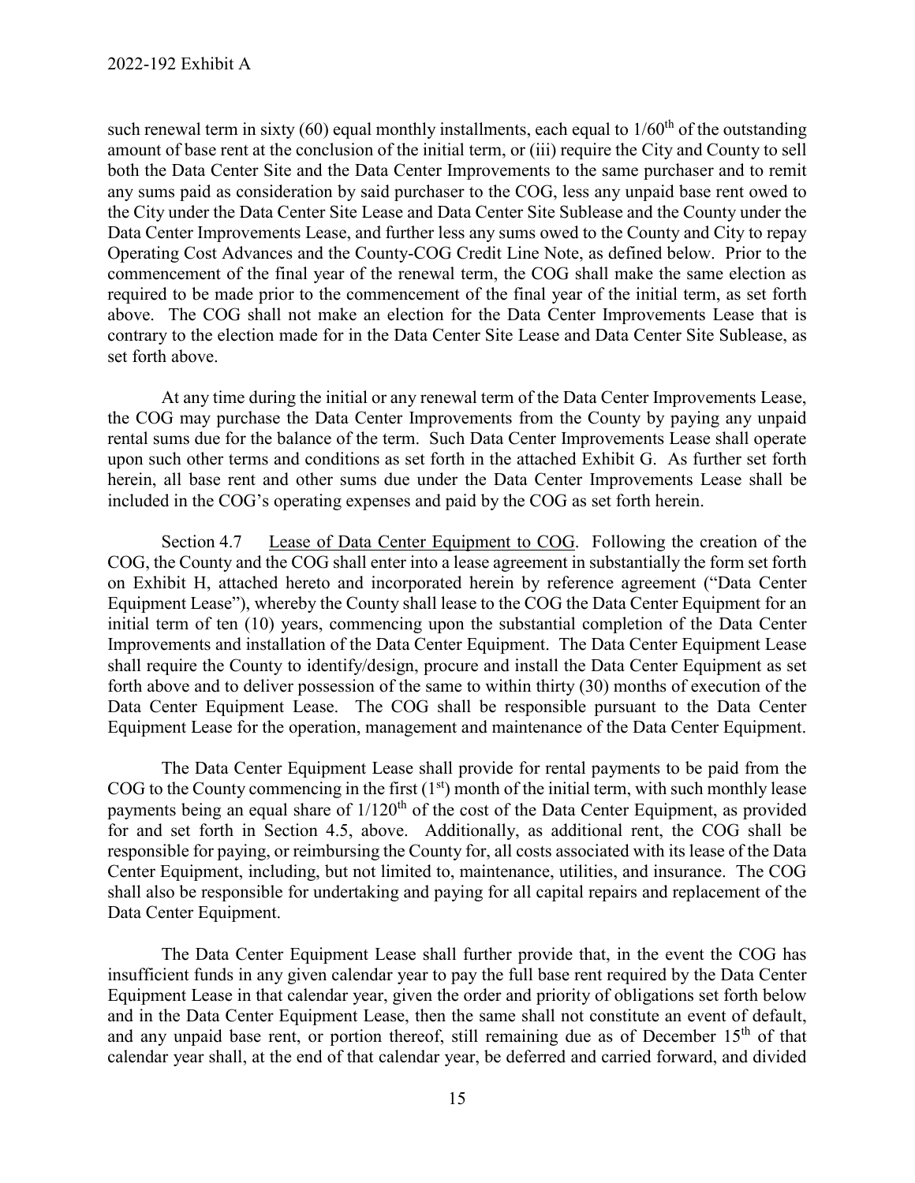such renewal term in sixty (60) equal monthly installments, each equal to 1/60th of the outstanding amount of base rent at the conclusion of the initial term, or (iii) require the City and County to sell both the Data Center Site and the Data Center Improvements to the same purchaser and to remit any sums paid as consideration by said purchaser to the COG, less any unpaid base rent owed to the City under the Data Center Site Lease and Data Center Site Sublease and the County under the Data Center Improvements Lease, and further less any sums owed to the County and City to repay Operating Cost Advances and the County-COG Credit Line Note, as defined below. Prior to the commencement of the final year of the renewal term, the COG shall make the same election as required to be made prior to the commencement of the final year of the initial term, as set forth above. The COG shall not make an election for the Data Center Improvements Lease that is contrary to the election made for in the Data Center Site Lease and Data Center Site Sublease, as set forth above.

At any time during the initial or any renewal term of the Data Center Improvements Lease, the COG may purchase the Data Center Improvements from the County by paying any unpaid rental sums due for the balance of the term. Such Data Center Improvements Lease shall operate upon such other terms and conditions as set forth in the attached Exhibit G. As further set forth herein, all base rent and other sums due under the Data Center Improvements Lease shall be included in the COG's operating expenses and paid by the COG as set forth herein.

Section 4.7 Lease of Data Center Equipment to COG. Following the creation of the COG, the County and the COG shall enter into a lease agreement in substantially the form set forth on Exhibit H, attached hereto and incorporated herein by reference agreement ("Data Center Equipment Lease"), whereby the County shall lease to the COG the Data Center Equipment for an initial term of ten (10) years, commencing upon the substantial completion of the Data Center Improvements and installation of the Data Center Equipment. The Data Center Equipment Lease shall require the County to identify/design, procure and install the Data Center Equipment as set forth above and to deliver possession of the same to within thirty (30) months of execution of the Data Center Equipment Lease. The COG shall be responsible pursuant to the Data Center Equipment Lease for the operation, management and maintenance of the Data Center Equipment.

The Data Center Equipment Lease shall provide for rental payments to be paid from the COG to the County commencing in the first (1st) month of the initial term, with such monthly lease payments being an equal share of 1/120th of the cost of the Data Center Equipment, as provided for and set forth in Section 4.5, above. Additionally, as additional rent, the COG shall be responsible for paying, or reimbursing the County for, all costs associated with its lease of the Data Center Equipment, including, but not limited to, maintenance, utilities, and insurance. The COG shall also be responsible for undertaking and paying for all capital repairs and replacement of the Data Center Equipment.

The Data Center Equipment Lease shall further provide that, in the event the COG has insufficient funds in any given calendar year to pay the full base rent required by the Data Center Equipment Lease in that calendar year, given the order and priority of obligations set forth below and in the Data Center Equipment Lease, then the same shall not constitute an event of default, and any unpaid base rent, or portion thereof, still remaining due as of December 15th of that calendar year shall, at the end of that calendar year, be deferred and carried forward, and divided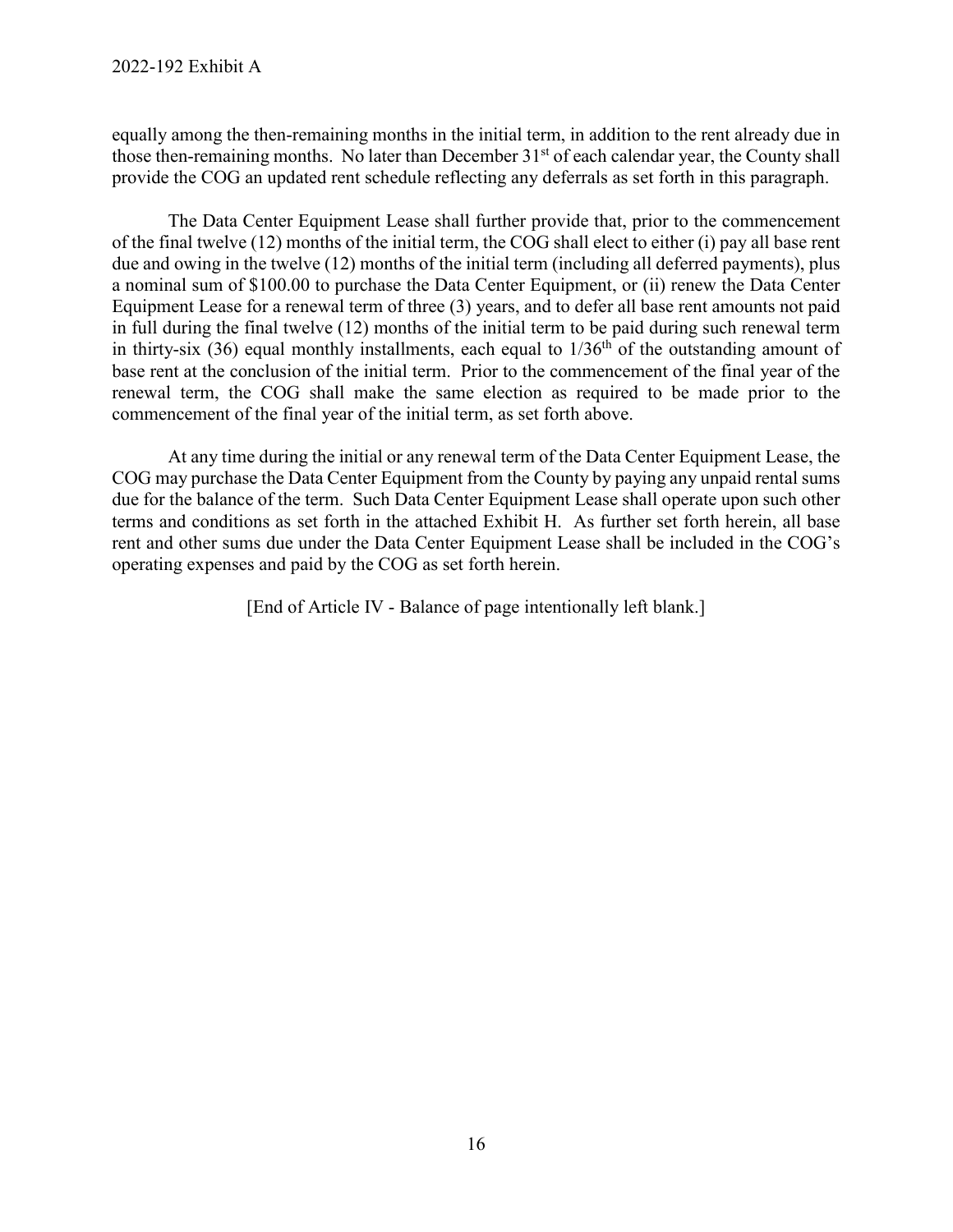equally among the then-remaining months in the initial term, in addition to the rent already due in those then-remaining months. No later than December 31st of each calendar year, the County shall provide the COG an updated rent schedule reflecting any deferrals as set forth in this paragraph.

The Data Center Equipment Lease shall further provide that, prior to the commencement of the final twelve (12) months of the initial term, the COG shall elect to either (i) pay all base rent due and owing in the twelve (12) months of the initial term (including all deferred payments), plus a nominal sum of $100.00 to purchase the Data Center Equipment, or (ii) renew the Data Center Equipment Lease for a renewal term of three (3) years, and to defer all base rent amounts not paid in full during the final twelve (12) months of the initial term to be paid during such renewal term in thirty-six (36) equal monthly installments, each equal to 1/36th of the outstanding amount of base rent at the conclusion of the initial term. Prior to the commencement of the final year of the renewal term, the COG shall make the same election as required to be made prior to the commencement of the final year of the initial term, as set forth above.

At any time during the initial or any renewal term of the Data Center Equipment Lease, the COG may purchase the Data Center Equipment from the County by paying any unpaid rental sums due for the balance of the term. Such Data Center Equipment Lease shall operate upon such other terms and conditions as set forth in the attached Exhibit H. As further set forth herein, all base rent and other sums due under the Data Center Equipment Lease shall be included in the COG's operating expenses and paid by the COG as set forth herein.

[End of Article IV - Balance of page intentionally left blank.]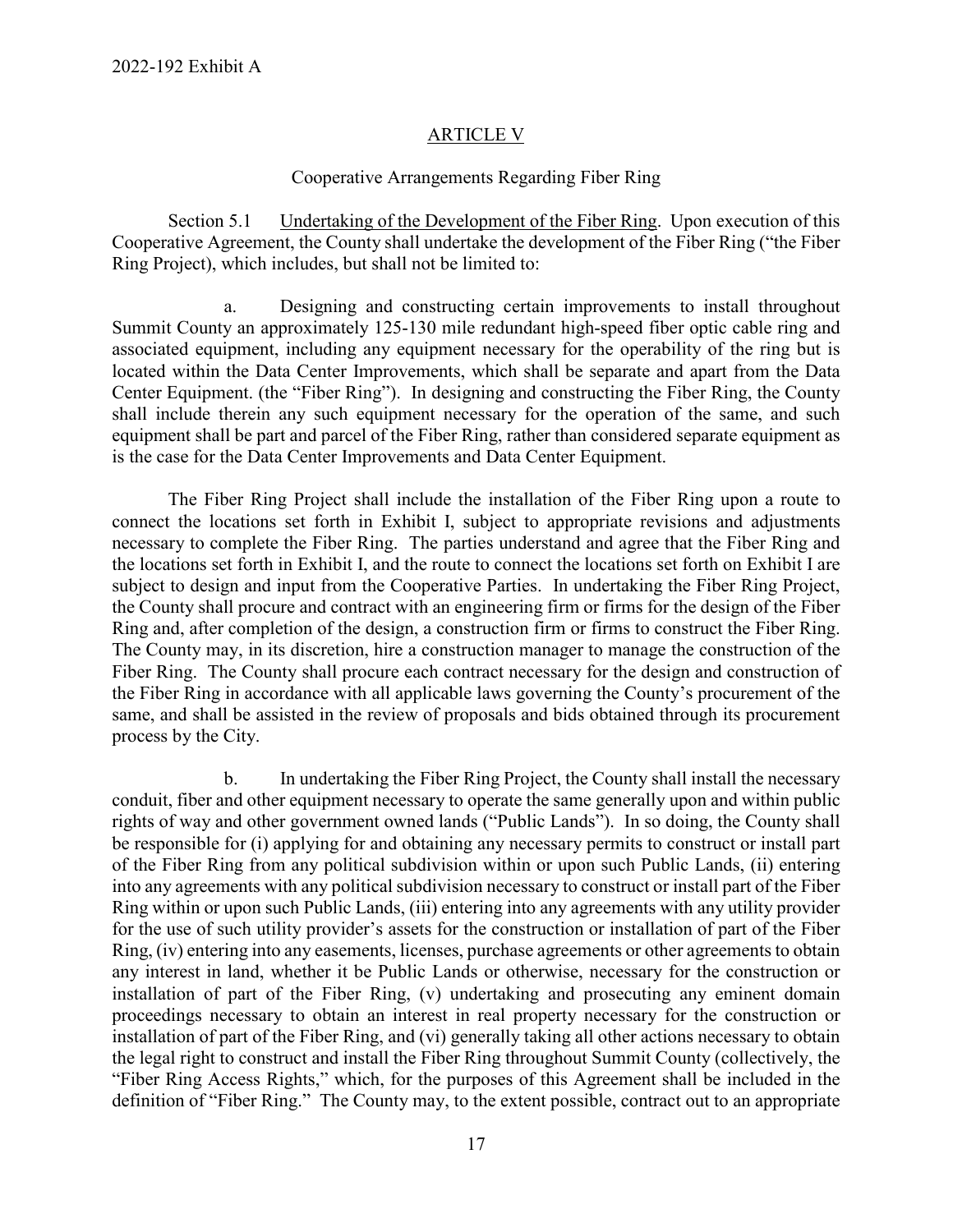2022-192 Exhibit A

## ARTICLE V

### Cooperative Arrangements Regarding Fiber Ring

Section 5.1 Undertaking of the Development of the Fiber Ring. Upon execution of this Cooperative Agreement, the County shall undertake the development of the Fiber Ring ("the Fiber Ring Project), which includes, but shall not be limited to:

a. Designing and constructing certain improvements to install throughout Summit County an approximately 125-130 mile redundant high-speed fiber optic cable ring and associated equipment, including any equipment necessary for the operability of the ring but is located within the Data Center Improvements, which shall be separate and apart from the Data Center Equipment. (the "Fiber Ring"). In designing and constructing the Fiber Ring, the County shall include therein any such equipment necessary for the operation of the same, and such equipment shall be part and parcel of the Fiber Ring, rather than considered separate equipment as is the case for the Data Center Improvements and Data Center Equipment.

The Fiber Ring Project shall include the installation of the Fiber Ring upon a route to connect the locations set forth in Exhibit I, subject to appropriate revisions and adjustments necessary to complete the Fiber Ring. The parties understand and agree that the Fiber Ring and the locations set forth in Exhibit I, and the route to connect the locations set forth on Exhibit I are subject to design and input from the Cooperative Parties. In undertaking the Fiber Ring Project, the County shall procure and contract with an engineering firm or firms for the design of the Fiber Ring and, after completion of the design, a construction firm or firms to construct the Fiber Ring. The County may, in its discretion, hire a construction manager to manage the construction of the Fiber Ring. The County shall procure each contract necessary for the design and construction of the Fiber Ring in accordance with all applicable laws governing the County's procurement of the same, and shall be assisted in the review of proposals and bids obtained through its procurement process by the City.

b. In undertaking the Fiber Ring Project, the County shall install the necessary conduit, fiber and other equipment necessary to operate the same generally upon and within public rights of way and other government owned lands ("Public Lands"). In so doing, the County shall be responsible for (i) applying for and obtaining any necessary permits to construct or install part of the Fiber Ring from any political subdivision within or upon such Public Lands, (ii) entering into any agreements with any political subdivision necessary to construct or install part of the Fiber Ring within or upon such Public Lands, (iii) entering into any agreements with any utility provider for the use of such utility provider's assets for the construction or installation of part of the Fiber Ring, (iv) entering into any easements, licenses, purchase agreements or other agreements to obtain any interest in land, whether it be Public Lands or otherwise, necessary for the construction or installation of part of the Fiber Ring, (v) undertaking and prosecuting any eminent domain proceedings necessary to obtain an interest in real property necessary for the construction or installation of part of the Fiber Ring, and (vi) generally taking all other actions necessary to obtain the legal right to construct and install the Fiber Ring throughout Summit County (collectively, the "Fiber Ring Access Rights," which, for the purposes of this Agreement shall be included in the definition of "Fiber Ring." The County may, to the extent possible, contract out to an appropriate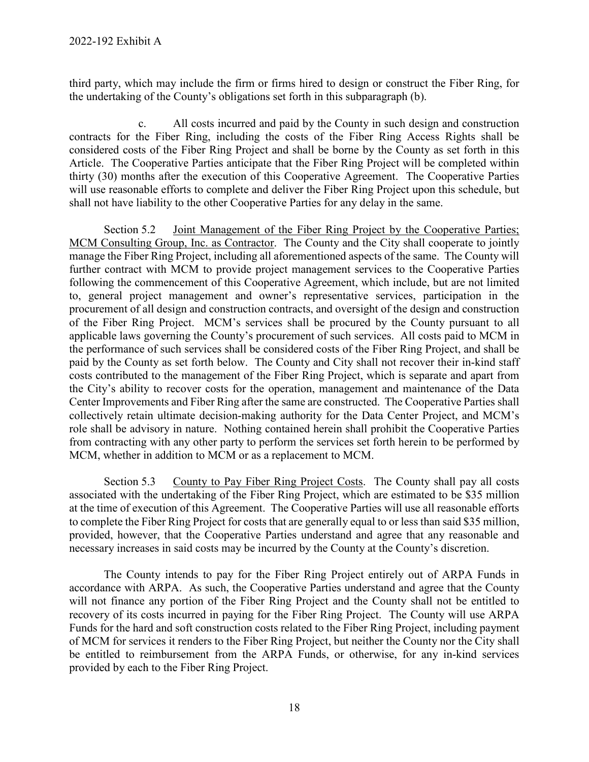third party, which may include the firm or firms hired to design or construct the Fiber Ring, for the undertaking of the County's obligations set forth in this subparagraph (b).

c. All costs incurred and paid by the County in such design and construction contracts for the Fiber Ring, including the costs of the Fiber Ring Access Rights shall be considered costs of the Fiber Ring Project and shall be borne by the County as set forth in this Article. The Cooperative Parties anticipate that the Fiber Ring Project will be completed within thirty (30) months after the execution of this Cooperative Agreement. The Cooperative Parties will use reasonable efforts to complete and deliver the Fiber Ring Project upon this schedule, but shall not have liability to the other Cooperative Parties for any delay in the same.

Section 5.2 Joint Management of the Fiber Ring Project by the Cooperative Parties; MCM Consulting Group, Inc. as Contractor. The County and the City shall cooperate to jointly manage the Fiber Ring Project, including all aforementioned aspects of the same. The County will further contract with MCM to provide project management services to the Cooperative Parties following the commencement of this Cooperative Agreement, which include, but are not limited to, general project management and owner's representative services, participation in the procurement of all design and construction contracts, and oversight of the design and construction of the Fiber Ring Project. MCM's services shall be procured by the County pursuant to all applicable laws governing the County's procurement of such services. All costs paid to MCM in the performance of such services shall be considered costs of the Fiber Ring Project, and shall be paid by the County as set forth below. The County and City shall not recover their in-kind staff costs contributed to the management of the Fiber Ring Project, which is separate and apart from the City's ability to recover costs for the operation, management and maintenance of the Data Center Improvements and Fiber Ring after the same are constructed. The Cooperative Parties shall collectively retain ultimate decision-making authority for the Data Center Project, and MCM's role shall be advisory in nature. Nothing contained herein shall prohibit the Cooperative Parties from contracting with any other party to perform the services set forth herein to be performed by MCM, whether in addition to MCM or as a replacement to MCM.

Section 5.3 County to Pay Fiber Ring Project Costs. The County shall pay all costs associated with the undertaking of the Fiber Ring Project, which are estimated to be $35 million at the time of execution of this Agreement. The Cooperative Parties will use all reasonable efforts to complete the Fiber Ring Project for costs that are generally equal to or less than said $35 million, provided, however, that the Cooperative Parties understand and agree that any reasonable and necessary increases in said costs may be incurred by the County at the County's discretion.

The County intends to pay for the Fiber Ring Project entirely out of ARPA Funds in accordance with ARPA. As such, the Cooperative Parties understand and agree that the County will not finance any portion of the Fiber Ring Project and the County shall not be entitled to recovery of its costs incurred in paying for the Fiber Ring Project. The County will use ARPA Funds for the hard and soft construction costs related to the Fiber Ring Project, including payment of MCM for services it renders to the Fiber Ring Project, but neither the County nor the City shall be entitled to reimbursement from the ARPA Funds, or otherwise, for any in-kind services provided by each to the Fiber Ring Project.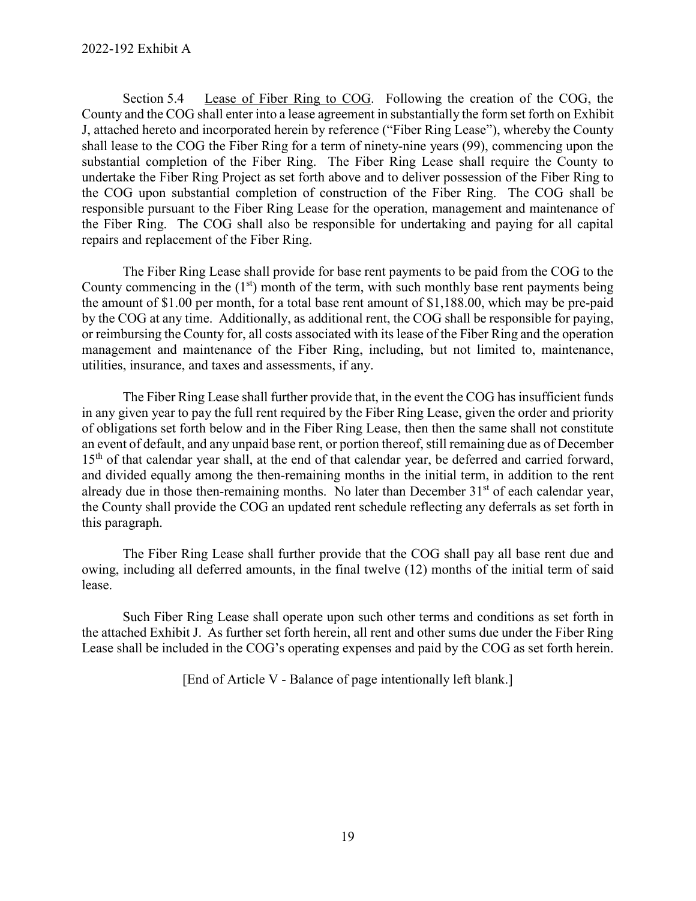Section 5.4 Lease of Fiber Ring to COG. Following the creation of the COG, the County and the COG shall enter into a lease agreement in substantially the form set forth on Exhibit J, attached hereto and incorporated herein by reference ("Fiber Ring Lease"), whereby the County shall lease to the COG the Fiber Ring for a term of ninety-nine years (99), commencing upon the substantial completion of the Fiber Ring. The Fiber Ring Lease shall require the County to undertake the Fiber Ring Project as set forth above and to deliver possession of the Fiber Ring to the COG upon substantial completion of construction of the Fiber Ring. The COG shall be responsible pursuant to the Fiber Ring Lease for the operation, management and maintenance of the Fiber Ring. The COG shall also be responsible for undertaking and paying for all capital repairs and replacement of the Fiber Ring.

The Fiber Ring Lease shall provide for base rent payments to be paid from the COG to the County commencing in the (1st) month of the term, with such monthly base rent payments being the amount of $1.00 per month, for a total base rent amount of $1,188.00, which may be pre-paid by the COG at any time. Additionally, as additional rent, the COG shall be responsible for paying, or reimbursing the County for, all costs associated with its lease of the Fiber Ring and the operation management and maintenance of the Fiber Ring, including, but not limited to, maintenance, utilities, insurance, and taxes and assessments, if any.

The Fiber Ring Lease shall further provide that, in the event the COG has insufficient funds in any given year to pay the full rent required by the Fiber Ring Lease, given the order and priority of obligations set forth below and in the Fiber Ring Lease, then then the same shall not constitute an event of default, and any unpaid base rent, or portion thereof, still remaining due as of December 15th of that calendar year shall, at the end of that calendar year, be deferred and carried forward, and divided equally among the then-remaining months in the initial term, in addition to the rent already due in those then-remaining months. No later than December 31st of each calendar year, the County shall provide the COG an updated rent schedule reflecting any deferrals as set forth in this paragraph.

The Fiber Ring Lease shall further provide that the COG shall pay all base rent due and owing, including all deferred amounts, in the final twelve (12) months of the initial term of said lease.

Such Fiber Ring Lease shall operate upon such other terms and conditions as set forth in the attached Exhibit J. As further set forth herein, all rent and other sums due under the Fiber Ring Lease shall be included in the COG's operating expenses and paid by the COG as set forth herein.

[End of Article V - Balance of page intentionally left blank.]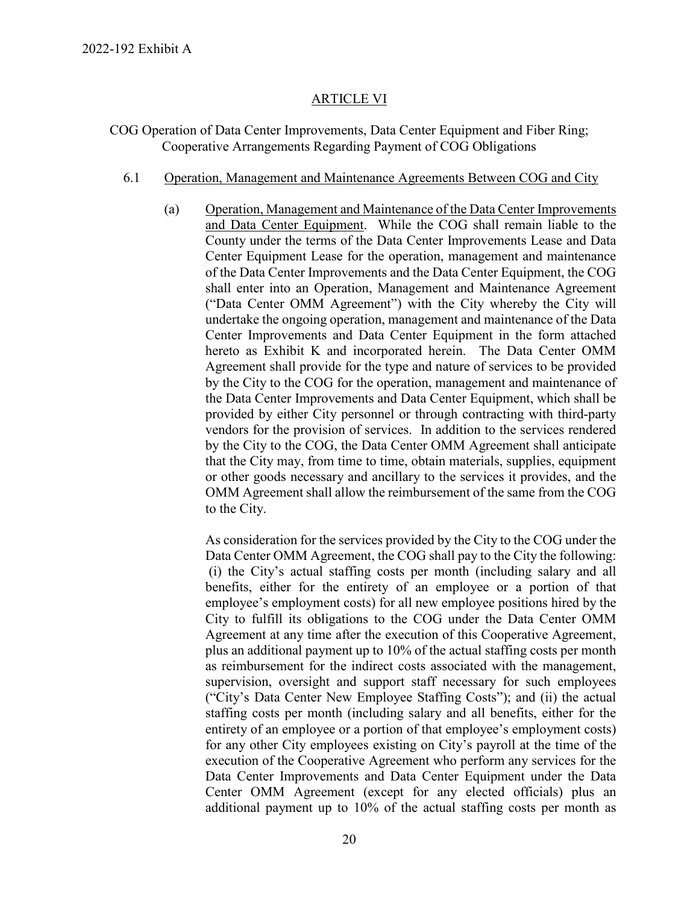## ARTICLE VI

COG Operation of Data Center Improvements, Data Center Equipment and Fiber Ring; Cooperative Arrangements Regarding Payment of COG Obligations

6.1 Operation, Management and Maintenance Agreements Between COG and City

(a) Operation, Management and Maintenance of the Data Center Improvements and Data Center Equipment. While the COG shall remain liable to the County under the terms of the Data Center Improvements Lease and Data Center Equipment Lease for the operation, management and maintenance of the Data Center Improvements and the Data Center Equipment, the COG shall enter into an Operation, Management and Maintenance Agreement ("Data Center OMM Agreement") with the City whereby the City will undertake the ongoing operation, management and maintenance of the Data Center Improvements and Data Center Equipment in the form attached hereto as Exhibit K and incorporated herein. The Data Center OMM Agreement shall provide for the type and nature of services to be provided by the City to the COG for the operation, management and maintenance of the Data Center Improvements and Data Center Equipment, which shall be provided by either City personnel or through contracting with third-party vendors for the provision of services. In addition to the services rendered by the City to the COG, the Data Center OMM Agreement shall anticipate that the City may, from time to time, obtain materials, supplies, equipment or other goods necessary and ancillary to the services it provides, and the OMM Agreement shall allow the reimbursement of the same from the COG to the City.

As consideration for the services provided by the City to the COG under the Data Center OMM Agreement, the COG shall pay to the City the following: (i) the City's actual staffing costs per month (including salary and all benefits, either for the entirety of an employee or a portion of that employee's employment costs) for all new employee positions hired by the City to fulfill its obligations to the COG under the Data Center OMM Agreement at any time after the execution of this Cooperative Agreement, plus an additional payment up to 10% of the actual staffing costs per month as reimbursement for the indirect costs associated with the management, supervision, oversight and support staff necessary for such employees ("City's Data Center New Employee Staffing Costs"); and (ii) the actual staffing costs per month (including salary and all benefits, either for the entirety of an employee or a portion of that employee's employment costs) for any other City employees existing on City's payroll at the time of the execution of the Cooperative Agreement who perform any services for the Data Center Improvements and Data Center Equipment under the Data Center OMM Agreement (except for any elected officials) plus an additional payment up to 10% of the actual staffing costs per month as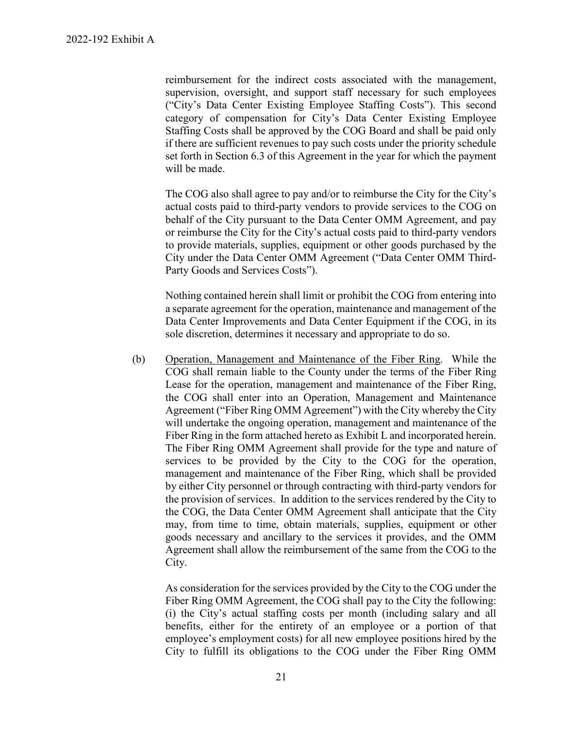reimbursement for the indirect costs associated with the management, supervision, oversight, and support staff necessary for such employees ("City's Data Center Existing Employee Staffing Costs"). This second category of compensation for City's Data Center Existing Employee Staffing Costs shall be approved by the COG Board and shall be paid only if there are sufficient revenues to pay such costs under the priority schedule set forth in Section 6.3 of this Agreement in the year for which the payment will be made.

The COG also shall agree to pay and/or to reimburse the City for the City's actual costs paid to third-party vendors to provide services to the COG on behalf of the City pursuant to the Data Center OMM Agreement, and pay or reimburse the City for the City's actual costs paid to third-party vendors to provide materials, supplies, equipment or other goods purchased by the City under the Data Center OMM Agreement ("Data Center OMM Third-Party Goods and Services Costs").

Nothing contained herein shall limit or prohibit the COG from entering into a separate agreement for the operation, maintenance and management of the Data Center Improvements and Data Center Equipment if the COG, in its sole discretion, determines it necessary and appropriate to do so.

(b) Operation, Management and Maintenance of the Fiber Ring. While the COG shall remain liable to the County under the terms of the Fiber Ring Lease for the operation, management and maintenance of the Fiber Ring, the COG shall enter into an Operation, Management and Maintenance Agreement ("Fiber Ring OMM Agreement") with the City whereby the City will undertake the ongoing operation, management and maintenance of the Fiber Ring in the form attached hereto as Exhibit L and incorporated herein. The Fiber Ring OMM Agreement shall provide for the type and nature of services to be provided by the City to the COG for the operation, management and maintenance of the Fiber Ring, which shall be provided by either City personnel or through contracting with third-party vendors for the provision of services. In addition to the services rendered by the City to the COG, the Data Center OMM Agreement shall anticipate that the City may, from time to time, obtain materials, supplies, equipment or other goods necessary and ancillary to the services it provides, and the OMM Agreement shall allow the reimbursement of the same from the COG to the City.

As consideration for the services provided by the City to the COG under the Fiber Ring OMM Agreement, the COG shall pay to the City the following: (i) the City's actual staffing costs per month (including salary and all benefits, either for the entirety of an employee or a portion of that employee's employment costs) for all new employee positions hired by the City to fulfill its obligations to the COG under the Fiber Ring OMM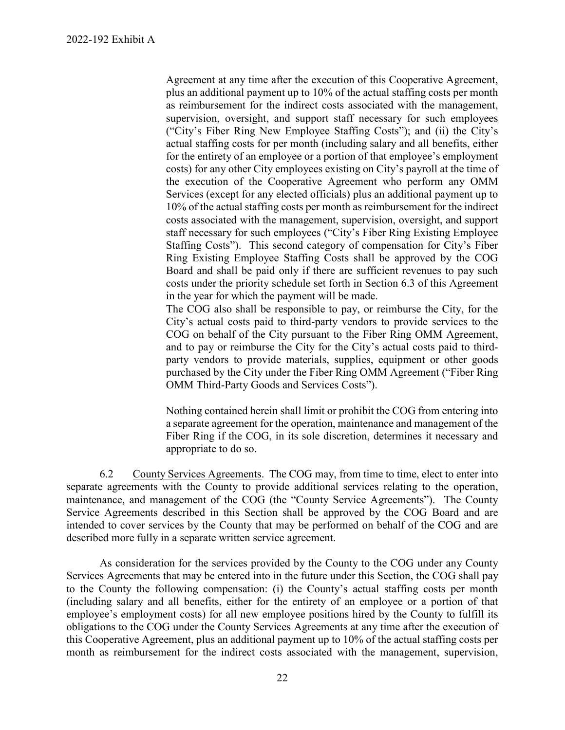Agreement at any time after the execution of this Cooperative Agreement, plus an additional payment up to 10% of the actual staffing costs per month as reimbursement for the indirect costs associated with the management, supervision, oversight, and support staff necessary for such employees ("City's Fiber Ring New Employee Staffing Costs"); and (ii) the City's actual staffing costs for per month (including salary and all benefits, either for the entirety of an employee or a portion of that employee's employment costs) for any other City employees existing on City's payroll at the time of the execution of the Cooperative Agreement who perform any OMM Services (except for any elected officials) plus an additional payment up to 10% of the actual staffing costs per month as reimbursement for the indirect costs associated with the management, supervision, oversight, and support staff necessary for such employees ("City's Fiber Ring Existing Employee Staffing Costs"). This second category of compensation for City's Fiber Ring Existing Employee Staffing Costs shall be approved by the COG Board and shall be paid only if there are sufficient revenues to pay such costs under the priority schedule set forth in Section 6.3 of this Agreement in the year for which the payment will be made.

The COG also shall be responsible to pay, or reimburse the City, for the City's actual costs paid to third-party vendors to provide services to the COG on behalf of the City pursuant to the Fiber Ring OMM Agreement, and to pay or reimburse the City for the City's actual costs paid to third-party vendors to provide materials, supplies, equipment or other goods purchased by the City under the Fiber Ring OMM Agreement ("Fiber Ring OMM Third-Party Goods and Services Costs").

Nothing contained herein shall limit or prohibit the COG from entering into a separate agreement for the operation, maintenance and management of the Fiber Ring if the COG, in its sole discretion, determines it necessary and appropriate to do so.

6.2 County Services Agreements. The COG may, from time to time, elect to enter into separate agreements with the County to provide additional services relating to the operation, maintenance, and management of the COG (the "County Service Agreements"). The County Service Agreements described in this Section shall be approved by the COG Board and are intended to cover services by the County that may be performed on behalf of the COG and are described more fully in a separate written service agreement.

As consideration for the services provided by the County to the COG under any County Services Agreements that may be entered into in the future under this Section, the COG shall pay to the County the following compensation: (i) the County's actual staffing costs per month (including salary and all benefits, either for the entirety of an employee or a portion of that employee's employment costs) for all new employee positions hired by the County to fulfill its obligations to the COG under the County Services Agreements at any time after the execution of this Cooperative Agreement, plus an additional payment up to 10% of the actual staffing costs per month as reimbursement for the indirect costs associated with the management, supervision,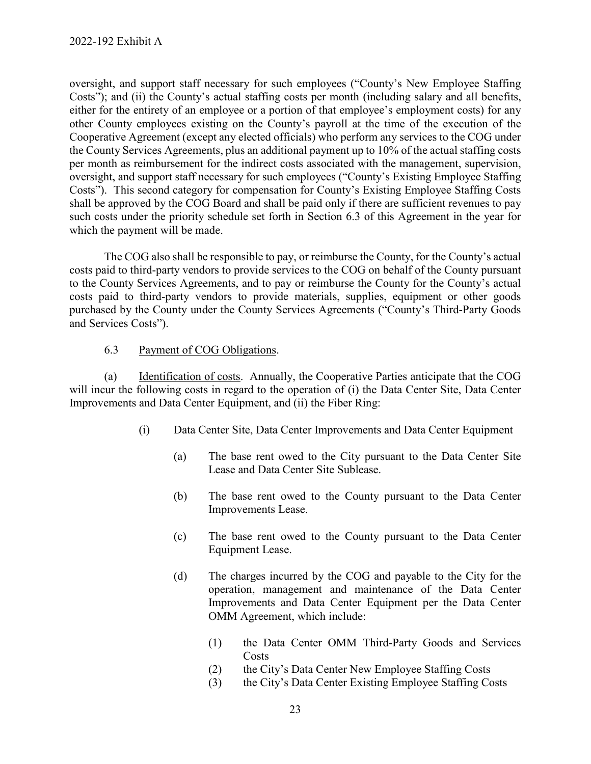oversight, and support staff necessary for such employees ("County's New Employee Staffing Costs"); and (ii) the County's actual staffing costs per month (including salary and all benefits, either for the entirety of an employee or a portion of that employee's employment costs) for any other County employees existing on the County's payroll at the time of the execution of the Cooperative Agreement (except any elected officials) who perform any services to the COG under the County Services Agreements, plus an additional payment up to 10% of the actual staffing costs per month as reimbursement for the indirect costs associated with the management, supervision, oversight, and support staff necessary for such employees ("County's Existing Employee Staffing Costs"). This second category for compensation for County's Existing Employee Staffing Costs shall be approved by the COG Board and shall be paid only if there are sufficient revenues to pay such costs under the priority schedule set forth in Section 6.3 of this Agreement in the year for which the payment will be made.

The COG also shall be responsible to pay, or reimburse the County, for the County's actual costs paid to third-party vendors to provide services to the COG on behalf of the County pursuant to the County Services Agreements, and to pay or reimburse the County for the County's actual costs paid to third-party vendors to provide materials, supplies, equipment or other goods purchased by the County under the County Services Agreements ("County's Third-Party Goods and Services Costs").

6.3 Payment of COG Obligations.

(a) Identification of costs. Annually, the Cooperative Parties anticipate that the COG will incur the following costs in regard to the operation of (i) the Data Center Site, Data Center Improvements and Data Center Equipment, and (ii) the Fiber Ring:

(i) Data Center Site, Data Center Improvements and Data Center Equipment

(a) The base rent owed to the City pursuant to the Data Center Site Lease and Data Center Site Sublease.

(b) The base rent owed to the County pursuant to the Data Center Improvements Lease.

(c) The base rent owed to the County pursuant to the Data Center Equipment Lease.

(d) The charges incurred by the COG and payable to the City for the operation, management and maintenance of the Data Center Improvements and Data Center Equipment per the Data Center OMM Agreement, which include:

(1) the Data Center OMM Third-Party Goods and Services Costs
(2) the City's Data Center New Employee Staffing Costs
(3) the City's Data Center Existing Employee Staffing Costs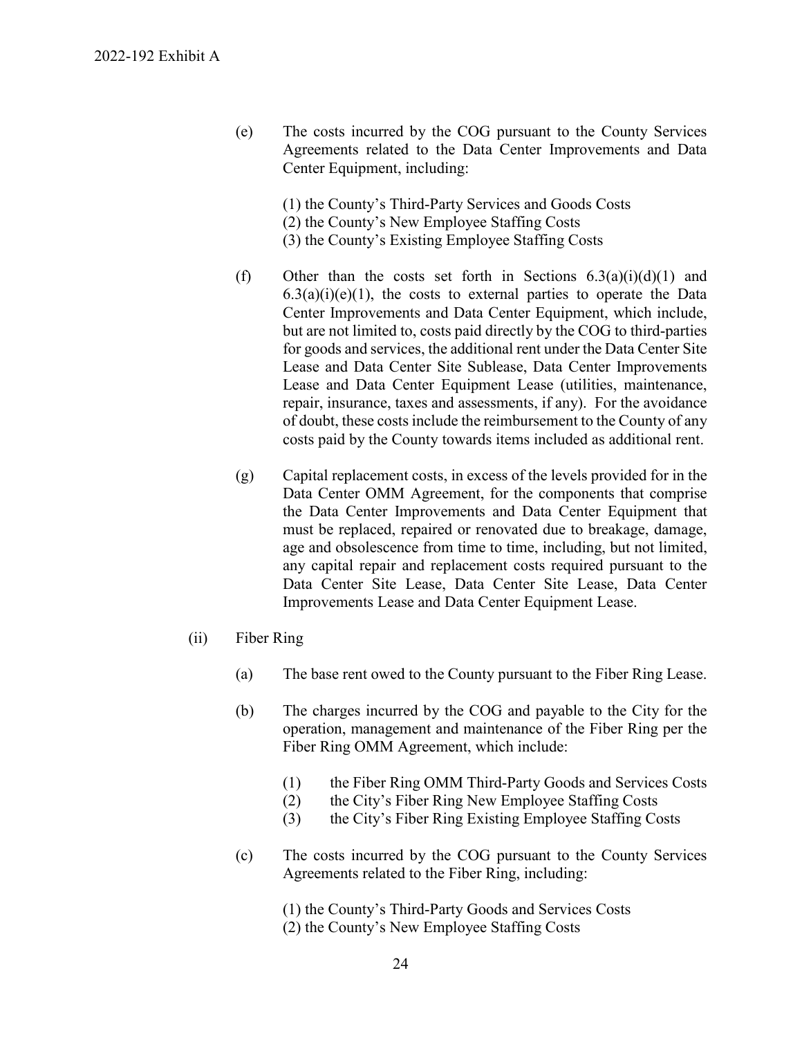(e) The costs incurred by the COG pursuant to the County Services Agreements related to the Data Center Improvements and Data Center Equipment, including:

(1) the County's Third-Party Services and Goods Costs
(2) the County's New Employee Staffing Costs
(3) the County's Existing Employee Staffing Costs

(f) Other than the costs set forth in Sections 6.3(a)(i)(d)(1) and 6.3(a)(i)(e)(1), the costs to external parties to operate the Data Center Improvements and Data Center Equipment, which include, but are not limited to, costs paid directly by the COG to third-parties for goods and services, the additional rent under the Data Center Site Lease and Data Center Site Sublease, Data Center Improvements Lease and Data Center Equipment Lease (utilities, maintenance, repair, insurance, taxes and assessments, if any). For the avoidance of doubt, these costs include the reimbursement to the County of any costs paid by the County towards items included as additional rent.

(g) Capital replacement costs, in excess of the levels provided for in the Data Center OMM Agreement, for the components that comprise the Data Center Improvements and Data Center Equipment that must be replaced, repaired or renovated due to breakage, damage, age and obsolescence from time to time, including, but not limited, any capital repair and replacement costs required pursuant to the Data Center Site Lease, Data Center Site Lease, Data Center Improvements Lease and Data Center Equipment Lease.

(ii) Fiber Ring

(a) The base rent owed to the County pursuant to the Fiber Ring Lease.

(b) The charges incurred by the COG and payable to the City for the operation, management and maintenance of the Fiber Ring per the Fiber Ring OMM Agreement, which include:

(1) the Fiber Ring OMM Third-Party Goods and Services Costs
(2) the City's Fiber Ring New Employee Staffing Costs
(3) the City's Fiber Ring Existing Employee Staffing Costs

(c) The costs incurred by the COG pursuant to the County Services Agreements related to the Fiber Ring, including:

(1) the County's Third-Party Goods and Services Costs
(2) the County's New Employee Staffing Costs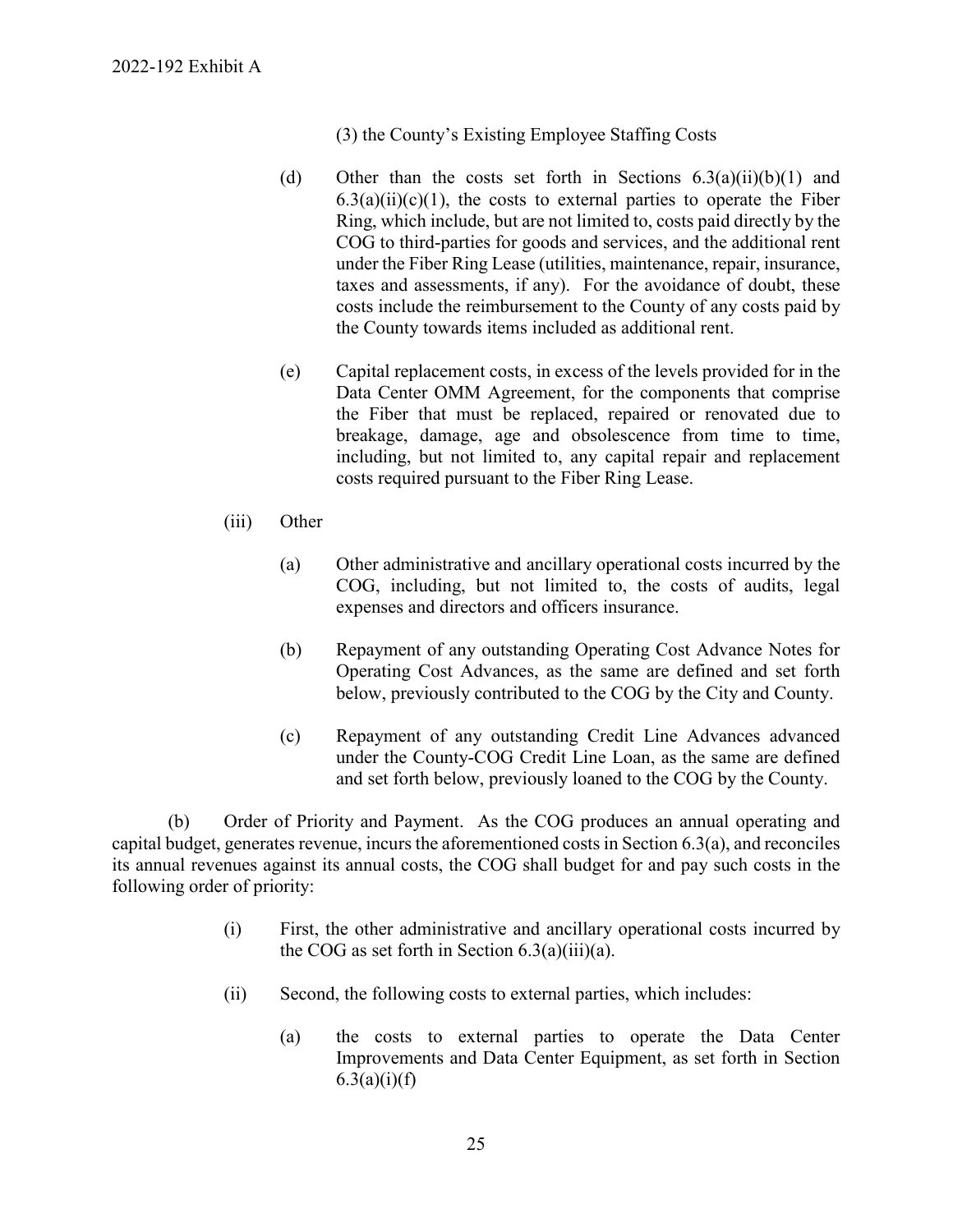(3) the County's Existing Employee Staffing Costs

(d) Other than the costs set forth in Sections 6.3(a)(ii)(b)(1) and 6.3(a)(ii)(c)(1), the costs to external parties to operate the Fiber Ring, which include, but are not limited to, costs paid directly by the COG to third-parties for goods and services, and the additional rent under the Fiber Ring Lease (utilities, maintenance, repair, insurance, taxes and assessments, if any). For the avoidance of doubt, these costs include the reimbursement to the County of any costs paid by the County towards items included as additional rent.

(e) Capital replacement costs, in excess of the levels provided for in the Data Center OMM Agreement, for the components that comprise the Fiber that must be replaced, repaired or renovated due to breakage, damage, age and obsolescence from time to time, including, but not limited to, any capital repair and replacement costs required pursuant to the Fiber Ring Lease.

(iii) Other

(a) Other administrative and ancillary operational costs incurred by the COG, including, but not limited to, the costs of audits, legal expenses and directors and officers insurance.

(b) Repayment of any outstanding Operating Cost Advance Notes for Operating Cost Advances, as the same are defined and set forth below, previously contributed to the COG by the City and County.

(c) Repayment of any outstanding Credit Line Advances advanced under the County-COG Credit Line Loan, as the same are defined and set forth below, previously loaned to the COG by the County.

(b) Order of Priority and Payment. As the COG produces an annual operating and capital budget, generates revenue, incurs the aforementioned costs in Section 6.3(a), and reconciles its annual revenues against its annual costs, the COG shall budget for and pay such costs in the following order of priority:

(i) First, the other administrative and ancillary operational costs incurred by the COG as set forth in Section 6.3(a)(iii)(a).

(ii) Second, the following costs to external parties, which includes:

(a) the costs to external parties to operate the Data Center Improvements and Data Center Equipment, as set forth in Section 6.3(a)(i)(f)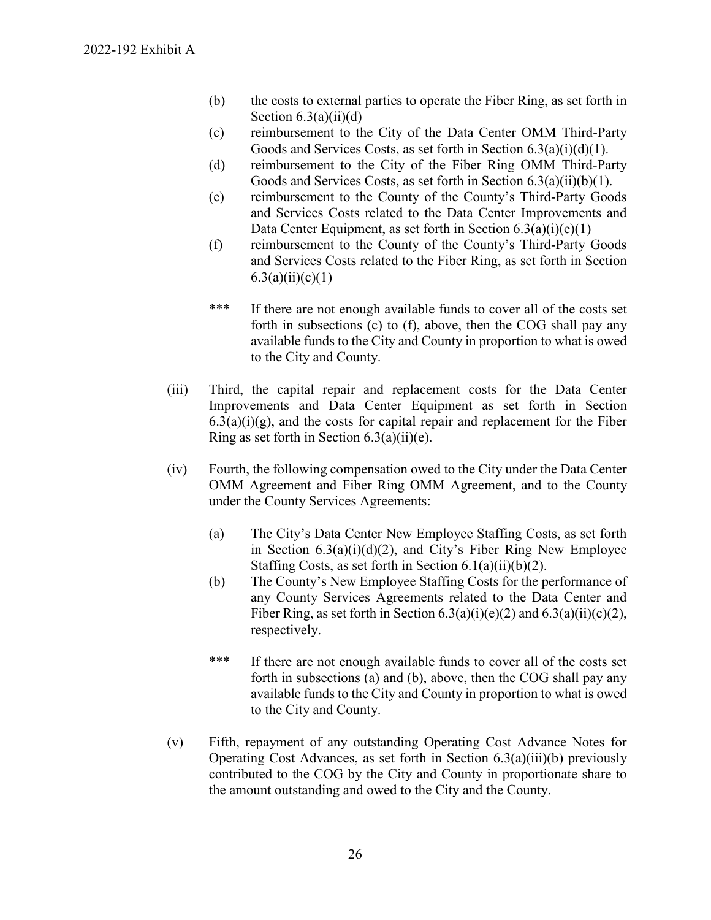(b) the costs to external parties to operate the Fiber Ring, as set forth in Section 6.3(a)(ii)(d)

(c) reimbursement to the City of the Data Center OMM Third-Party Goods and Services Costs, as set forth in Section 6.3(a)(i)(d)(1).

(d) reimbursement to the City of the Fiber Ring OMM Third-Party Goods and Services Costs, as set forth in Section 6.3(a)(ii)(b)(1).

(e) reimbursement to the County of the County's Third-Party Goods and Services Costs related to the Data Center Improvements and Data Center Equipment, as set forth in Section 6.3(a)(i)(e)(1)

(f) reimbursement to the County of the County's Third-Party Goods and Services Costs related to the Fiber Ring, as set forth in Section 6.3(a)(ii)(c)(1)

*** If there are not enough available funds to cover all of the costs set forth in subsections (c) to (f), above, then the COG shall pay any available funds to the City and County in proportion to what is owed to the City and County.

(iii) Third, the capital repair and replacement costs for the Data Center Improvements and Data Center Equipment as set forth in Section 6.3(a)(i)(g), and the costs for capital repair and replacement for the Fiber Ring as set forth in Section 6.3(a)(ii)(e).

(iv) Fourth, the following compensation owed to the City under the Data Center OMM Agreement and Fiber Ring OMM Agreement, and to the County under the County Services Agreements:

(a) The City's Data Center New Employee Staffing Costs, as set forth in Section 6.3(a)(i)(d)(2), and City's Fiber Ring New Employee Staffing Costs, as set forth in Section 6.1(a)(ii)(b)(2).

(b) The County's New Employee Staffing Costs for the performance of any County Services Agreements related to the Data Center and Fiber Ring, as set forth in Section 6.3(a)(i)(e)(2) and 6.3(a)(ii)(c)(2), respectively.

*** If there are not enough available funds to cover all of the costs set forth in subsections (a) and (b), above, then the COG shall pay any available funds to the City and County in proportion to what is owed to the City and County.

(v) Fifth, repayment of any outstanding Operating Cost Advance Notes for Operating Cost Advances, as set forth in Section 6.3(a)(iii)(b) previously contributed to the COG by the City and County in proportionate share to the amount outstanding and owed to the City and the County.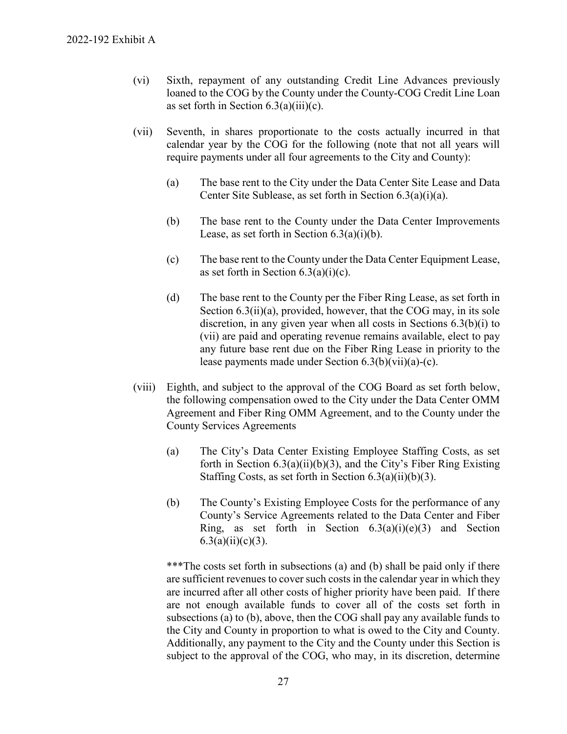(vi) Sixth, repayment of any outstanding Credit Line Advances previously loaned to the COG by the County under the County-COG Credit Line Loan as set forth in Section 6.3(a)(iii)(c).

(vii) Seventh, in shares proportionate to the costs actually incurred in that calendar year by the COG for the following (note that not all years will require payments under all four agreements to the City and County):

(a) The base rent to the City under the Data Center Site Lease and Data Center Site Sublease, as set forth in Section 6.3(a)(i)(a).

(b) The base rent to the County under the Data Center Improvements Lease, as set forth in Section 6.3(a)(i)(b).

(c) The base rent to the County under the Data Center Equipment Lease, as set forth in Section 6.3(a)(i)(c).

(d) The base rent to the County per the Fiber Ring Lease, as set forth in Section 6.3(ii)(a), provided, however, that the COG may, in its sole discretion, in any given year when all costs in Sections 6.3(b)(i) to (vii) are paid and operating revenue remains available, elect to pay any future base rent due on the Fiber Ring Lease in priority to the lease payments made under Section 6.3(b)(vii)(a)-(c).

(viii) Eighth, and subject to the approval of the COG Board as set forth below, the following compensation owed to the City under the Data Center OMM Agreement and Fiber Ring OMM Agreement, and to the County under the County Services Agreements

(a) The City's Data Center Existing Employee Staffing Costs, as set forth in Section 6.3(a)(ii)(b)(3), and the City's Fiber Ring Existing Staffing Costs, as set forth in Section 6.3(a)(ii)(b)(3).

(b) The County's Existing Employee Costs for the performance of any County's Service Agreements related to the Data Center and Fiber Ring, as set forth in Section 6.3(a)(i)(e)(3) and Section 6.3(a)(ii)(c)(3).

***The costs set forth in subsections (a) and (b) shall be paid only if there are sufficient revenues to cover such costs in the calendar year in which they are incurred after all other costs of higher priority have been paid. If there are not enough available funds to cover all of the costs set forth in subsections (a) to (b), above, then the COG shall pay any available funds to the City and County in proportion to what is owed to the City and County. Additionally, any payment to the City and the County under this Section is subject to the approval of the COG, who may, in its discretion, determine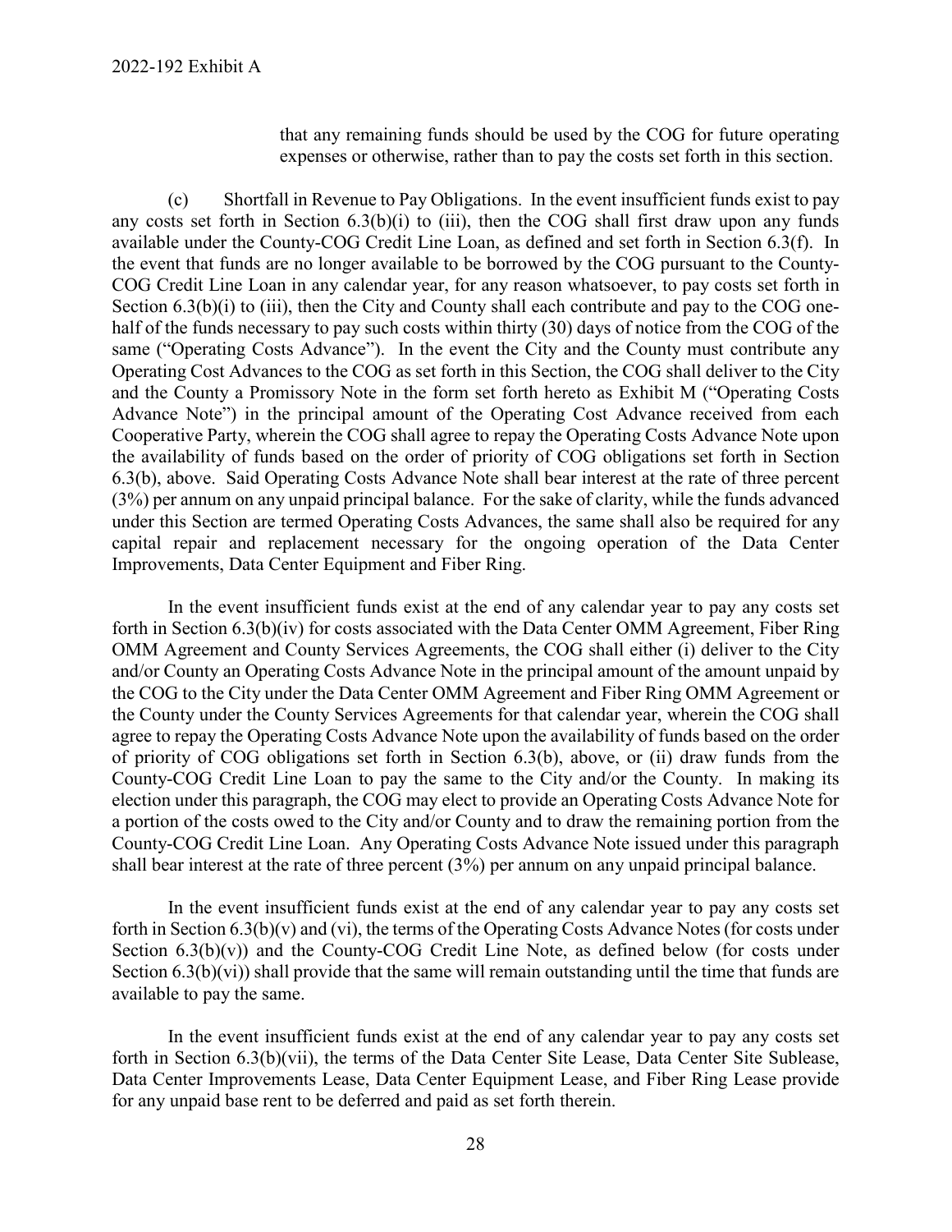that any remaining funds should be used by the COG for future operating expenses or otherwise, rather than to pay the costs set forth in this section.

(c) Shortfall in Revenue to Pay Obligations. In the event insufficient funds exist to pay any costs set forth in Section 6.3(b)(i) to (iii), then the COG shall first draw upon any funds available under the County-COG Credit Line Loan, as defined and set forth in Section 6.3(f). In the event that funds are no longer available to be borrowed by the COG pursuant to the County-COG Credit Line Loan in any calendar year, for any reason whatsoever, to pay costs set forth in Section 6.3(b)(i) to (iii), then the City and County shall each contribute and pay to the COG one-half of the funds necessary to pay such costs within thirty (30) days of notice from the COG of the same ("Operating Costs Advance"). In the event the City and the County must contribute any Operating Cost Advances to the COG as set forth in this Section, the COG shall deliver to the City and the County a Promissory Note in the form set forth hereto as Exhibit M ("Operating Costs Advance Note") in the principal amount of the Operating Cost Advance received from each Cooperative Party, wherein the COG shall agree to repay the Operating Costs Advance Note upon the availability of funds based on the order of priority of COG obligations set forth in Section 6.3(b), above. Said Operating Costs Advance Note shall bear interest at the rate of three percent (3%) per annum on any unpaid principal balance. For the sake of clarity, while the funds advanced under this Section are termed Operating Costs Advances, the same shall also be required for any capital repair and replacement necessary for the ongoing operation of the Data Center Improvements, Data Center Equipment and Fiber Ring.

In the event insufficient funds exist at the end of any calendar year to pay any costs set forth in Section 6.3(b)(iv) for costs associated with the Data Center OMM Agreement, Fiber Ring OMM Agreement and County Services Agreements, the COG shall either (i) deliver to the City and/or County an Operating Costs Advance Note in the principal amount of the amount unpaid by the COG to the City under the Data Center OMM Agreement and Fiber Ring OMM Agreement or the County under the County Services Agreements for that calendar year, wherein the COG shall agree to repay the Operating Costs Advance Note upon the availability of funds based on the order of priority of COG obligations set forth in Section 6.3(b), above, or (ii) draw funds from the County-COG Credit Line Loan to pay the same to the City and/or the County. In making its election under this paragraph, the COG may elect to provide an Operating Costs Advance Note for a portion of the costs owed to the City and/or County and to draw the remaining portion from the County-COG Credit Line Loan. Any Operating Costs Advance Note issued under this paragraph shall bear interest at the rate of three percent (3%) per annum on any unpaid principal balance.

In the event insufficient funds exist at the end of any calendar year to pay any costs set forth in Section 6.3(b)(v) and (vi), the terms of the Operating Costs Advance Notes (for costs under Section 6.3(b)(v)) and the County-COG Credit Line Note, as defined below (for costs under Section 6.3(b)(vi)) shall provide that the same will remain outstanding until the time that funds are available to pay the same.

In the event insufficient funds exist at the end of any calendar year to pay any costs set forth in Section 6.3(b)(vii), the terms of the Data Center Site Lease, Data Center Site Sublease, Data Center Improvements Lease, Data Center Equipment Lease, and Fiber Ring Lease provide for any unpaid base rent to be deferred and paid as set forth therein.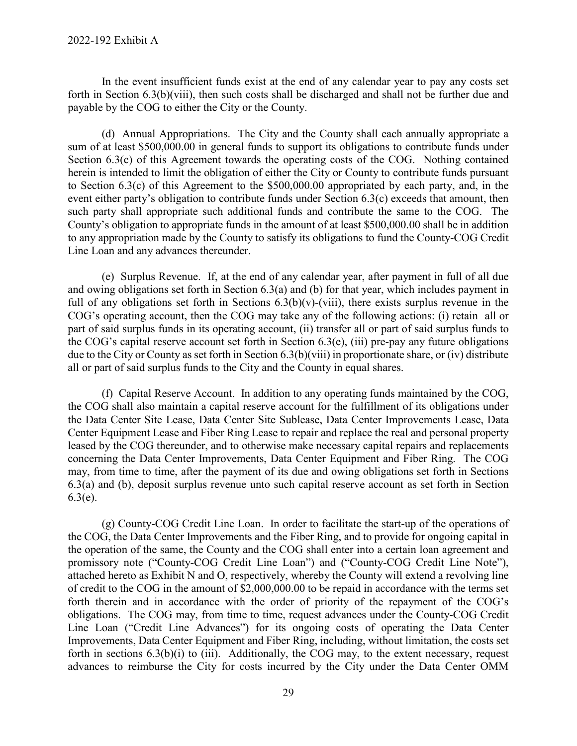In the event insufficient funds exist at the end of any calendar year to pay any costs set forth in Section 6.3(b)(viii), then such costs shall be discharged and shall not be further due and payable by the COG to either the City or the County.

(d) Annual Appropriations. The City and the County shall each annually appropriate a sum of at least $500,000.00 in general funds to support its obligations to contribute funds under Section 6.3(c) of this Agreement towards the operating costs of the COG. Nothing contained herein is intended to limit the obligation of either the City or County to contribute funds pursuant to Section 6.3(c) of this Agreement to the $500,000.00 appropriated by each party, and, in the event either party's obligation to contribute funds under Section 6.3(c) exceeds that amount, then such party shall appropriate such additional funds and contribute the same to the COG. The County's obligation to appropriate funds in the amount of at least $500,000.00 shall be in addition to any appropriation made by the County to satisfy its obligations to fund the County-COG Credit Line Loan and any advances thereunder.

(e) Surplus Revenue. If, at the end of any calendar year, after payment in full of all due and owing obligations set forth in Section 6.3(a) and (b) for that year, which includes payment in full of any obligations set forth in Sections 6.3(b)(v)-(viii), there exists surplus revenue in the COG's operating account, then the COG may take any of the following actions: (i) retain all or part of said surplus funds in its operating account, (ii) transfer all or part of said surplus funds to the COG's capital reserve account set forth in Section 6.3(e), (iii) pre-pay any future obligations due to the City or County as set forth in Section 6.3(b)(viii) in proportionate share, or (iv) distribute all or part of said surplus funds to the City and the County in equal shares.

(f) Capital Reserve Account. In addition to any operating funds maintained by the COG, the COG shall also maintain a capital reserve account for the fulfillment of its obligations under the Data Center Site Lease, Data Center Site Sublease, Data Center Improvements Lease, Data Center Equipment Lease and Fiber Ring Lease to repair and replace the real and personal property leased by the COG thereunder, and to otherwise make necessary capital repairs and replacements concerning the Data Center Improvements, Data Center Equipment and Fiber Ring. The COG may, from time to time, after the payment of its due and owing obligations set forth in Sections 6.3(a) and (b), deposit surplus revenue unto such capital reserve account as set forth in Section 6.3(e).

(g) County-COG Credit Line Loan. In order to facilitate the start-up of the operations of the COG, the Data Center Improvements and the Fiber Ring, and to provide for ongoing capital in the operation of the same, the County and the COG shall enter into a certain loan agreement and promissory note ("County-COG Credit Line Loan") and ("County-COG Credit Line Note"), attached hereto as Exhibit N and O, respectively, whereby the County will extend a revolving line of credit to the COG in the amount of $2,000,000.00 to be repaid in accordance with the terms set forth therein and in accordance with the order of priority of the repayment of the COG's obligations. The COG may, from time to time, request advances under the County-COG Credit Line Loan ("Credit Line Advances") for its ongoing costs of operating the Data Center Improvements, Data Center Equipment and Fiber Ring, including, without limitation, the costs set forth in sections 6.3(b)(i) to (iii). Additionally, the COG may, to the extent necessary, request advances to reimburse the City for costs incurred by the City under the Data Center OMM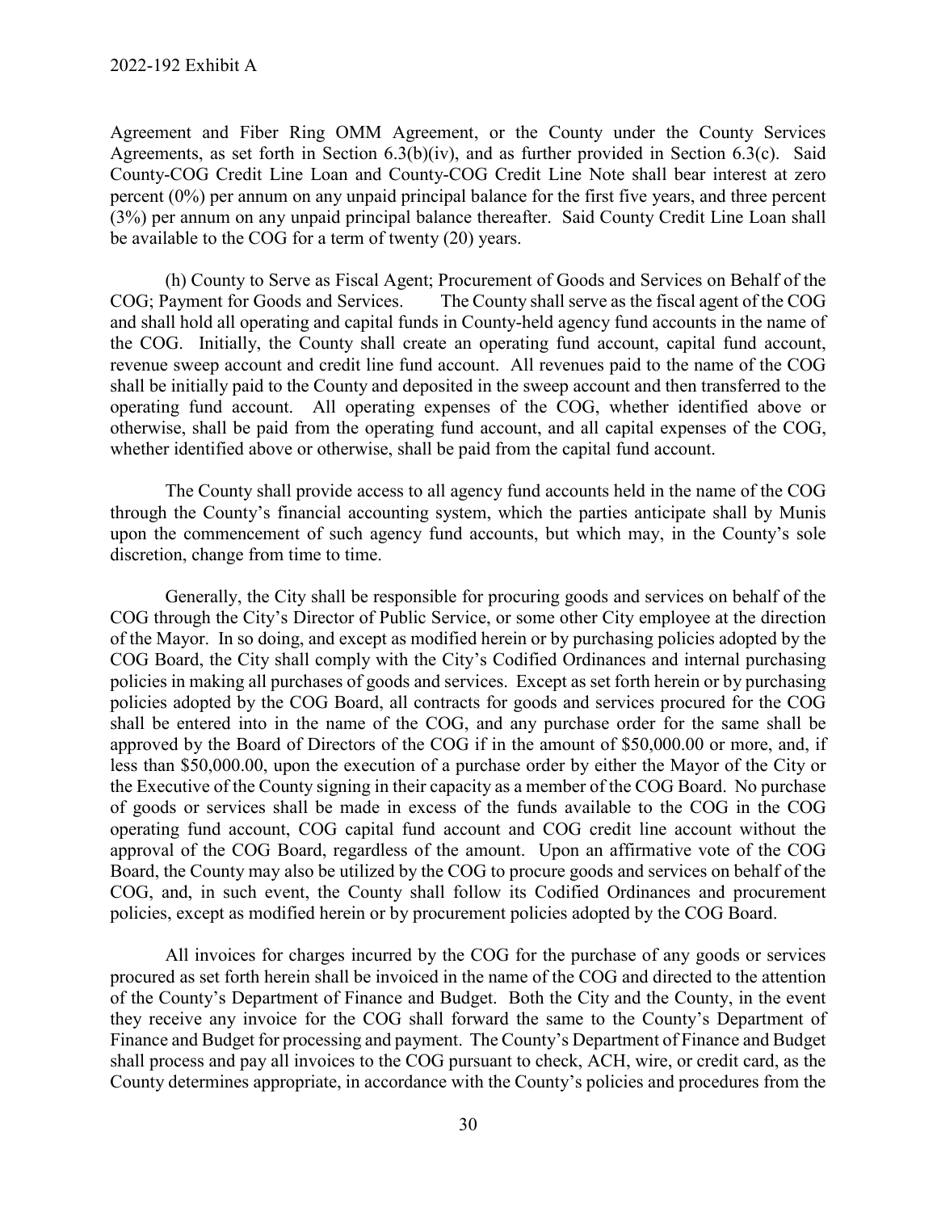Agreement and Fiber Ring OMM Agreement, or the County under the County Services Agreements, as set forth in Section 6.3(b)(iv), and as further provided in Section 6.3(c). Said County-COG Credit Line Loan and County-COG Credit Line Note shall bear interest at zero percent (0%) per annum on any unpaid principal balance for the first five years, and three percent (3%) per annum on any unpaid principal balance thereafter. Said County Credit Line Loan shall be available to the COG for a term of twenty (20) years.

(h) County to Serve as Fiscal Agent; Procurement of Goods and Services on Behalf of the COG; Payment for Goods and Services. The County shall serve as the fiscal agent of the COG and shall hold all operating and capital funds in County-held agency fund accounts in the name of the COG. Initially, the County shall create an operating fund account, capital fund account, revenue sweep account and credit line fund account. All revenues paid to the name of the COG shall be initially paid to the County and deposited in the sweep account and then transferred to the operating fund account. All operating expenses of the COG, whether identified above or otherwise, shall be paid from the operating fund account, and all capital expenses of the COG, whether identified above or otherwise, shall be paid from the capital fund account.

The County shall provide access to all agency fund accounts held in the name of the COG through the County's financial accounting system, which the parties anticipate shall by Munis upon the commencement of such agency fund accounts, but which may, in the County's sole discretion, change from time to time.

Generally, the City shall be responsible for procuring goods and services on behalf of the COG through the City's Director of Public Service, or some other City employee at the direction of the Mayor. In so doing, and except as modified herein or by purchasing policies adopted by the COG Board, the City shall comply with the City's Codified Ordinances and internal purchasing policies in making all purchases of goods and services. Except as set forth herein or by purchasing policies adopted by the COG Board, all contracts for goods and services procured for the COG shall be entered into in the name of the COG, and any purchase order for the same shall be approved by the Board of Directors of the COG if in the amount of $50,000.00 or more, and, if less than $50,000.00, upon the execution of a purchase order by either the Mayor of the City or the Executive of the County signing in their capacity as a member of the COG Board. No purchase of goods or services shall be made in excess of the funds available to the COG in the COG operating fund account, COG capital fund account and COG credit line account without the approval of the COG Board, regardless of the amount. Upon an affirmative vote of the COG Board, the County may also be utilized by the COG to procure goods and services on behalf of the COG, and, in such event, the County shall follow its Codified Ordinances and procurement policies, except as modified herein or by procurement policies adopted by the COG Board.

All invoices for charges incurred by the COG for the purchase of any goods or services procured as set forth herein shall be invoiced in the name of the COG and directed to the attention of the County's Department of Finance and Budget. Both the City and the County, in the event they receive any invoice for the COG shall forward the same to the County's Department of Finance and Budget for processing and payment. The County's Department of Finance and Budget shall process and pay all invoices to the COG pursuant to check, ACH, wire, or credit card, as the County determines appropriate, in accordance with the County's policies and procedures from the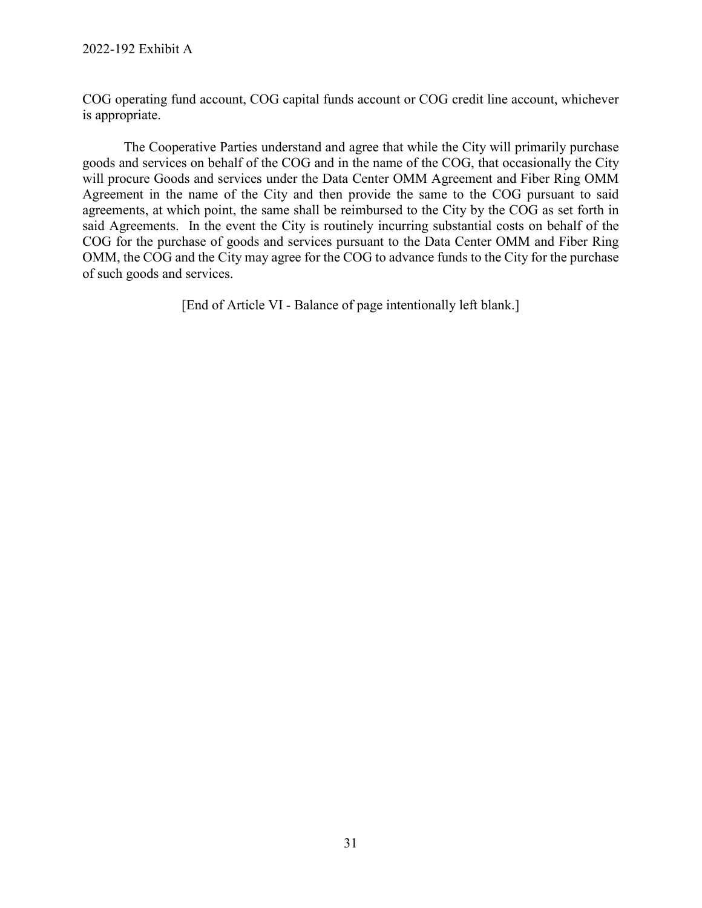COG operating fund account, COG capital funds account or COG credit line account, whichever is appropriate.

The Cooperative Parties understand and agree that while the City will primarily purchase goods and services on behalf of the COG and in the name of the COG, that occasionally the City will procure Goods and services under the Data Center OMM Agreement and Fiber Ring OMM Agreement in the name of the City and then provide the same to the COG pursuant to said agreements, at which point, the same shall be reimbursed to the City by the COG as set forth in said Agreements. In the event the City is routinely incurring substantial costs on behalf of the COG for the purchase of goods and services pursuant to the Data Center OMM and Fiber Ring OMM, the COG and the City may agree for the COG to advance funds to the City for the purchase of such goods and services.

[End of Article VI - Balance of page intentionally left blank.]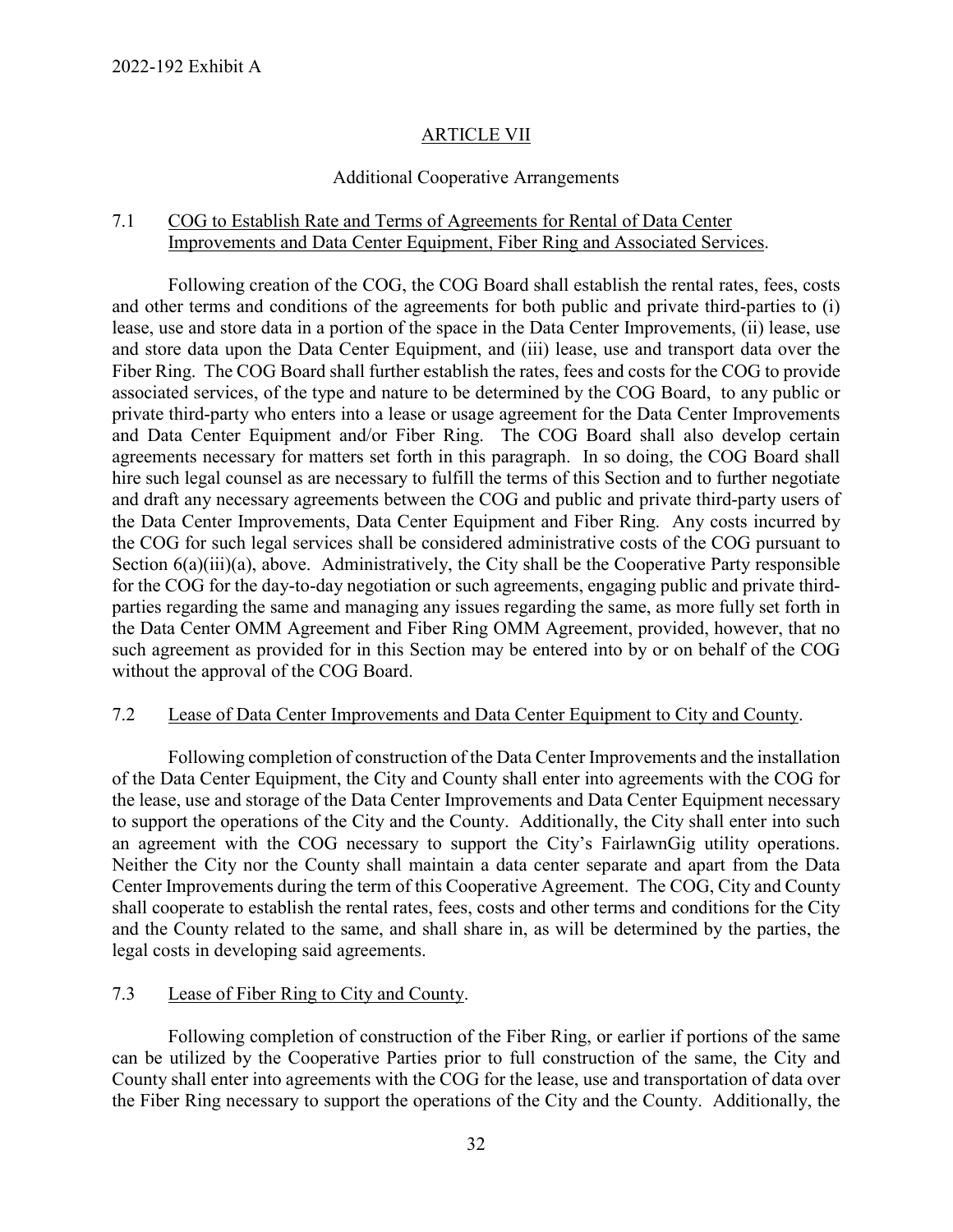## ARTICLE VII

### Additional Cooperative Arrangements

7.1 COG to Establish Rate and Terms of Agreements for Rental of Data Center Improvements and Data Center Equipment, Fiber Ring and Associated Services.

Following creation of the COG, the COG Board shall establish the rental rates, fees, costs and other terms and conditions of the agreements for both public and private third-parties to (i) lease, use and store data in a portion of the space in the Data Center Improvements, (ii) lease, use and store data upon the Data Center Equipment, and (iii) lease, use and transport data over the Fiber Ring. The COG Board shall further establish the rates, fees and costs for the COG to provide associated services, of the type and nature to be determined by the COG Board, to any public or private third-party who enters into a lease or usage agreement for the Data Center Improvements and Data Center Equipment and/or Fiber Ring. The COG Board shall also develop certain agreements necessary for matters set forth in this paragraph. In so doing, the COG Board shall hire such legal counsel as are necessary to fulfill the terms of this Section and to further negotiate and draft any necessary agreements between the COG and public and private third-party users of the Data Center Improvements, Data Center Equipment and Fiber Ring. Any costs incurred by the COG for such legal services shall be considered administrative costs of the COG pursuant to Section 6(a)(iii)(a), above. Administratively, the City shall be the Cooperative Party responsible for the COG for the day-to-day negotiation or such agreements, engaging public and private third-parties regarding the same and managing any issues regarding the same, as more fully set forth in the Data Center OMM Agreement and Fiber Ring OMM Agreement, provided, however, that no such agreement as provided for in this Section may be entered into by or on behalf of the COG without the approval of the COG Board.

7.2 Lease of Data Center Improvements and Data Center Equipment to City and County.

Following completion of construction of the Data Center Improvements and the installation of the Data Center Equipment, the City and County shall enter into agreements with the COG for the lease, use and storage of the Data Center Improvements and Data Center Equipment necessary to support the operations of the City and the County. Additionally, the City shall enter into such an agreement with the COG necessary to support the City's FairlawnGig utility operations. Neither the City nor the County shall maintain a data center separate and apart from the Data Center Improvements during the term of this Cooperative Agreement. The COG, City and County shall cooperate to establish the rental rates, fees, costs and other terms and conditions for the City and the County related to the same, and shall share in, as will be determined by the parties, the legal costs in developing said agreements.

7.3 Lease of Fiber Ring to City and County.

Following completion of construction of the Fiber Ring, or earlier if portions of the same can be utilized by the Cooperative Parties prior to full construction of the same, the City and County shall enter into agreements with the COG for the lease, use and transportation of data over the Fiber Ring necessary to support the operations of the City and the County. Additionally, the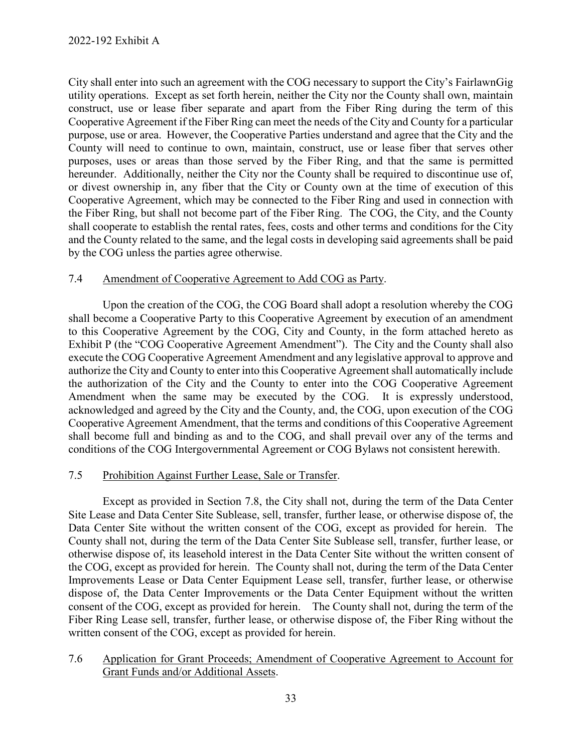City shall enter into such an agreement with the COG necessary to support the City's FairlawnGig utility operations. Except as set forth herein, neither the City nor the County shall own, maintain construct, use or lease fiber separate and apart from the Fiber Ring during the term of this Cooperative Agreement if the Fiber Ring can meet the needs of the City and County for a particular purpose, use or area. However, the Cooperative Parties understand and agree that the City and the County will need to continue to own, maintain, construct, use or lease fiber that serves other purposes, uses or areas than those served by the Fiber Ring, and that the same is permitted hereunder. Additionally, neither the City nor the County shall be required to discontinue use of, or divest ownership in, any fiber that the City or County own at the time of execution of this Cooperative Agreement, which may be connected to the Fiber Ring and used in connection with the Fiber Ring, but shall not become part of the Fiber Ring. The COG, the City, and the County shall cooperate to establish the rental rates, fees, costs and other terms and conditions for the City and the County related to the same, and the legal costs in developing said agreements shall be paid by the COG unless the parties agree otherwise.

7.4 Amendment of Cooperative Agreement to Add COG as Party.

Upon the creation of the COG, the COG Board shall adopt a resolution whereby the COG shall become a Cooperative Party to this Cooperative Agreement by execution of an amendment to this Cooperative Agreement by the COG, City and County, in the form attached hereto as Exhibit P (the "COG Cooperative Agreement Amendment"). The City and the County shall also execute the COG Cooperative Agreement Amendment and any legislative approval to approve and authorize the City and County to enter into this Cooperative Agreement shall automatically include the authorization of the City and the County to enter into the COG Cooperative Agreement Amendment when the same may be executed by the COG. It is expressly understood, acknowledged and agreed by the City and the County, and, the COG, upon execution of the COG Cooperative Agreement Amendment, that the terms and conditions of this Cooperative Agreement shall become full and binding as and to the COG, and shall prevail over any of the terms and conditions of the COG Intergovernmental Agreement or COG Bylaws not consistent herewith.

7.5 Prohibition Against Further Lease, Sale or Transfer.

Except as provided in Section 7.8, the City shall not, during the term of the Data Center Site Lease and Data Center Site Sublease, sell, transfer, further lease, or otherwise dispose of, the Data Center Site without the written consent of the COG, except as provided for herein. The County shall not, during the term of the Data Center Site Sublease sell, transfer, further lease, or otherwise dispose of, its leasehold interest in the Data Center Site without the written consent of the COG, except as provided for herein. The County shall not, during the term of the Data Center Improvements Lease or Data Center Equipment Lease sell, transfer, further lease, or otherwise dispose of, the Data Center Improvements or the Data Center Equipment without the written consent of the COG, except as provided for herein. The County shall not, during the term of the Fiber Ring Lease sell, transfer, further lease, or otherwise dispose of, the Fiber Ring without the written consent of the COG, except as provided for herein.

7.6 Application for Grant Proceeds; Amendment of Cooperative Agreement to Account for Grant Funds and/or Additional Assets.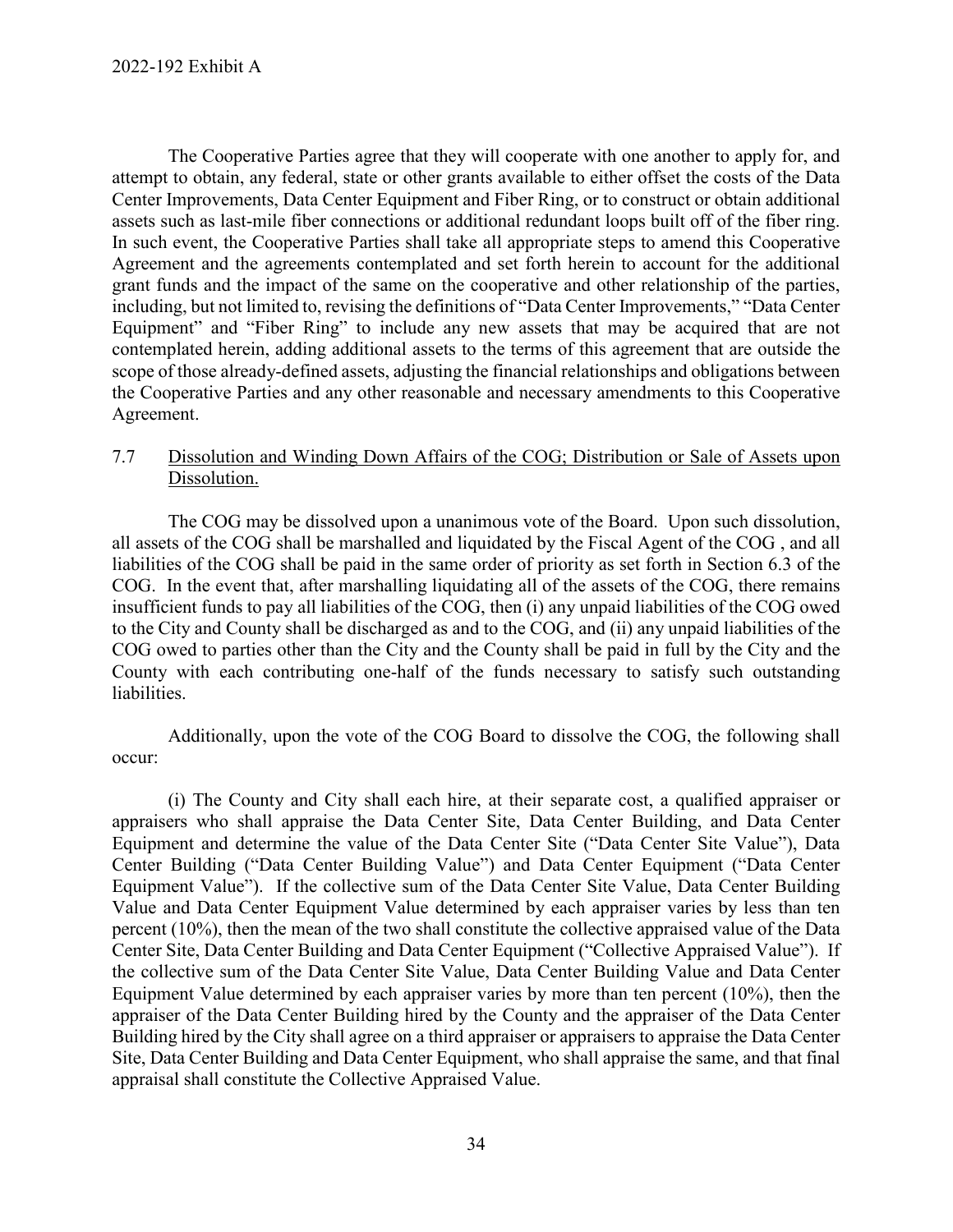The Cooperative Parties agree that they will cooperate with one another to apply for, and attempt to obtain, any federal, state or other grants available to either offset the costs of the Data Center Improvements, Data Center Equipment and Fiber Ring, or to construct or obtain additional assets such as last-mile fiber connections or additional redundant loops built off of the fiber ring. In such event, the Cooperative Parties shall take all appropriate steps to amend this Cooperative Agreement and the agreements contemplated and set forth herein to account for the additional grant funds and the impact of the same on the cooperative and other relationship of the parties, including, but not limited to, revising the definitions of "Data Center Improvements," "Data Center Equipment" and "Fiber Ring" to include any new assets that may be acquired that are not contemplated herein, adding additional assets to the terms of this agreement that are outside the scope of those already-defined assets, adjusting the financial relationships and obligations between the Cooperative Parties and any other reasonable and necessary amendments to this Cooperative Agreement.

7.7 <u>Dissolution and Winding Down Affairs of the COG; Distribution or Sale of Assets upon Dissolution.</u>

The COG may be dissolved upon a unanimous vote of the Board. Upon such dissolution, all assets of the COG shall be marshalled and liquidated by the Fiscal Agent of the COG , and all liabilities of the COG shall be paid in the same order of priority as set forth in Section 6.3 of the COG. In the event that, after marshalling liquidating all of the assets of the COG, there remains insufficient funds to pay all liabilities of the COG, then (i) any unpaid liabilities of the COG owed to the City and County shall be discharged as and to the COG, and (ii) any unpaid liabilities of the COG owed to parties other than the City and the County shall be paid in full by the City and the County with each contributing one-half of the funds necessary to satisfy such outstanding liabilities.

Additionally, upon the vote of the COG Board to dissolve the COG, the following shall occur:

(i) The County and City shall each hire, at their separate cost, a qualified appraiser or appraisers who shall appraise the Data Center Site, Data Center Building, and Data Center Equipment and determine the value of the Data Center Site ("Data Center Site Value"), Data Center Building ("Data Center Building Value") and Data Center Equipment ("Data Center Equipment Value"). If the collective sum of the Data Center Site Value, Data Center Building Value and Data Center Equipment Value determined by each appraiser varies by less than ten percent (10%), then the mean of the two shall constitute the collective appraised value of the Data Center Site, Data Center Building and Data Center Equipment ("Collective Appraised Value"). If the collective sum of the Data Center Site Value, Data Center Building Value and Data Center Equipment Value determined by each appraiser varies by more than ten percent (10%), then the appraiser of the Data Center Building hired by the County and the appraiser of the Data Center Building hired by the City shall agree on a third appraiser or appraisers to appraise the Data Center Site, Data Center Building and Data Center Equipment, who shall appraise the same, and that final appraisal shall constitute the Collective Appraised Value.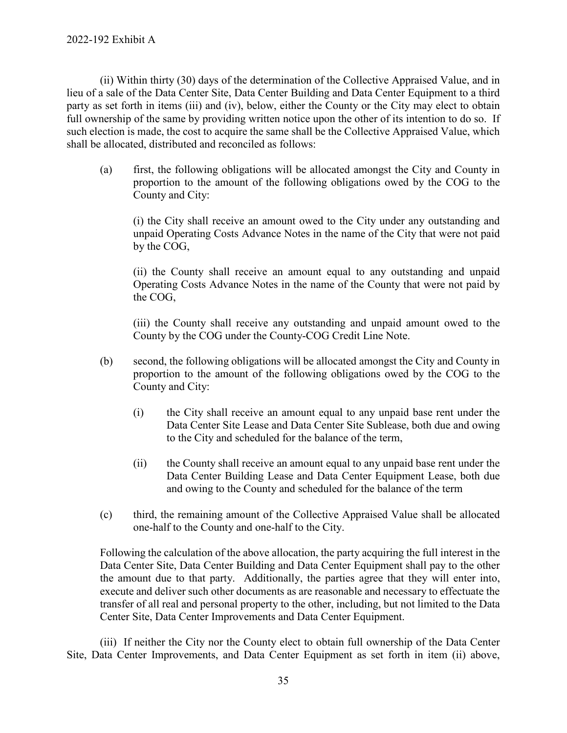(ii) Within thirty (30) days of the determination of the Collective Appraised Value, and in lieu of a sale of the Data Center Site, Data Center Building and Data Center Equipment to a third party as set forth in items (iii) and (iv), below, either the County or the City may elect to obtain full ownership of the same by providing written notice upon the other of its intention to do so. If such election is made, the cost to acquire the same shall be the Collective Appraised Value, which shall be allocated, distributed and reconciled as follows:

(a) first, the following obligations will be allocated amongst the City and County in proportion to the amount of the following obligations owed by the COG to the County and City:

(i) the City shall receive an amount owed to the City under any outstanding and unpaid Operating Costs Advance Notes in the name of the City that were not paid by the COG,

(ii) the County shall receive an amount equal to any outstanding and unpaid Operating Costs Advance Notes in the name of the County that were not paid by the COG,

(iii) the County shall receive any outstanding and unpaid amount owed to the County by the COG under the County-COG Credit Line Note.

(b) second, the following obligations will be allocated amongst the City and County in proportion to the amount of the following obligations owed by the COG to the County and City:

(i) the City shall receive an amount equal to any unpaid base rent under the Data Center Site Lease and Data Center Site Sublease, both due and owing to the City and scheduled for the balance of the term,

(ii) the County shall receive an amount equal to any unpaid base rent under the Data Center Building Lease and Data Center Equipment Lease, both due and owing to the County and scheduled for the balance of the term

(c) third, the remaining amount of the Collective Appraised Value shall be allocated one-half to the County and one-half to the City.

Following the calculation of the above allocation, the party acquiring the full interest in the Data Center Site, Data Center Building and Data Center Equipment shall pay to the other the amount due to that party. Additionally, the parties agree that they will enter into, execute and deliver such other documents as are reasonable and necessary to effectuate the transfer of all real and personal property to the other, including, but not limited to the Data Center Site, Data Center Improvements and Data Center Equipment.

(iii) If neither the City nor the County elect to obtain full ownership of the Data Center Site, Data Center Improvements, and Data Center Equipment as set forth in item (ii) above,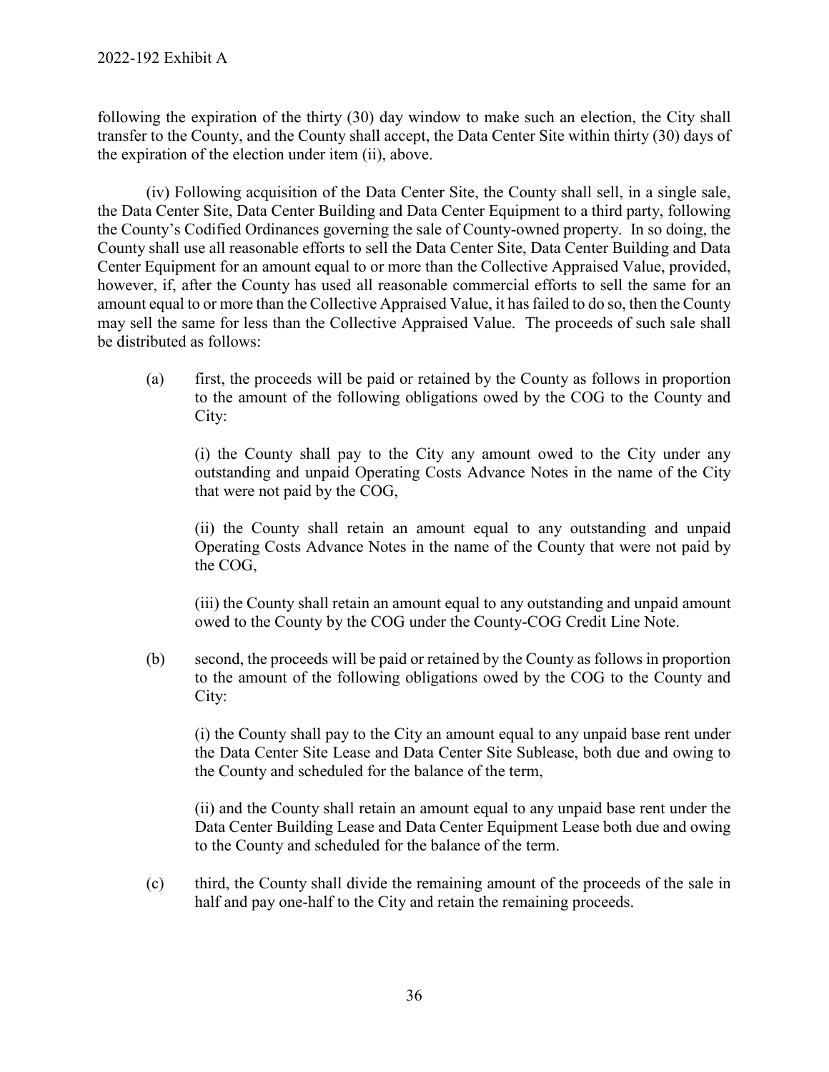following the expiration of the thirty (30) day window to make such an election, the City shall transfer to the County, and the County shall accept, the Data Center Site within thirty (30) days of the expiration of the election under item (ii), above.

(iv) Following acquisition of the Data Center Site, the County shall sell, in a single sale, the Data Center Site, Data Center Building and Data Center Equipment to a third party, following the County's Codified Ordinances governing the sale of County-owned property. In so doing, the County shall use all reasonable efforts to sell the Data Center Site, Data Center Building and Data Center Equipment for an amount equal to or more than the Collective Appraised Value, provided, however, if, after the County has used all reasonable commercial efforts to sell the same for an amount equal to or more than the Collective Appraised Value, it has failed to do so, then the County may sell the same for less than the Collective Appraised Value. The proceeds of such sale shall be distributed as follows:

(a) first, the proceeds will be paid or retained by the County as follows in proportion to the amount of the following obligations owed by the COG to the County and City:

(i) the County shall pay to the City any amount owed to the City under any outstanding and unpaid Operating Costs Advance Notes in the name of the City that were not paid by the COG,

(ii) the County shall retain an amount equal to any outstanding and unpaid Operating Costs Advance Notes in the name of the County that were not paid by the COG,

(iii) the County shall retain an amount equal to any outstanding and unpaid amount owed to the County by the COG under the County-COG Credit Line Note.

(b) second, the proceeds will be paid or retained by the County as follows in proportion to the amount of the following obligations owed by the COG to the County and City:

(i) the County shall pay to the City an amount equal to any unpaid base rent under the Data Center Site Lease and Data Center Site Sublease, both due and owing to the County and scheduled for the balance of the term,

(ii) and the County shall retain an amount equal to any unpaid base rent under the Data Center Building Lease and Data Center Equipment Lease both due and owing to the County and scheduled for the balance of the term.

(c) third, the County shall divide the remaining amount of the proceeds of the sale in half and pay one-half to the City and retain the remaining proceeds.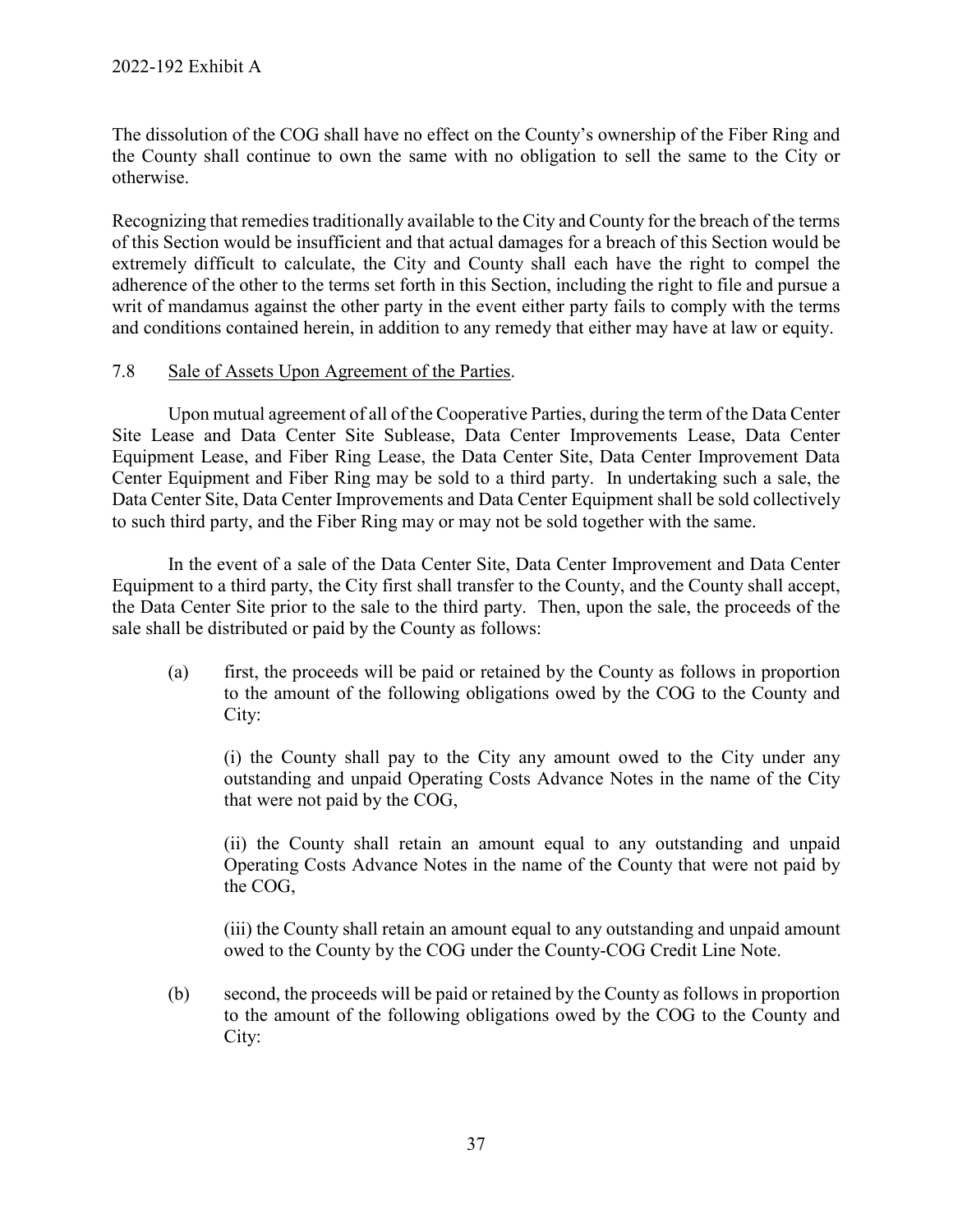The dissolution of the COG shall have no effect on the County's ownership of the Fiber Ring and the County shall continue to own the same with no obligation to sell the same to the City or otherwise.

Recognizing that remedies traditionally available to the City and County for the breach of the terms of this Section would be insufficient and that actual damages for a breach of this Section would be extremely difficult to calculate, the City and County shall each have the right to compel the adherence of the other to the terms set forth in this Section, including the right to file and pursue a writ of mandamus against the other party in the event either party fails to comply with the terms and conditions contained herein, in addition to any remedy that either may have at law or equity.

7.8 Sale of Assets Upon Agreement of the Parties.

Upon mutual agreement of all of the Cooperative Parties, during the term of the Data Center Site Lease and Data Center Site Sublease, Data Center Improvements Lease, Data Center Equipment Lease, and Fiber Ring Lease, the Data Center Site, Data Center Improvement Data Center Equipment and Fiber Ring may be sold to a third party. In undertaking such a sale, the Data Center Site, Data Center Improvements and Data Center Equipment shall be sold collectively to such third party, and the Fiber Ring may or may not be sold together with the same.

In the event of a sale of the Data Center Site, Data Center Improvement and Data Center Equipment to a third party, the City first shall transfer to the County, and the County shall accept, the Data Center Site prior to the sale to the third party. Then, upon the sale, the proceeds of the sale shall be distributed or paid by the County as follows:

(a) first, the proceeds will be paid or retained by the County as follows in proportion to the amount of the following obligations owed by the COG to the County and City:

(i) the County shall pay to the City any amount owed to the City under any outstanding and unpaid Operating Costs Advance Notes in the name of the City that were not paid by the COG,

(ii) the County shall retain an amount equal to any outstanding and unpaid Operating Costs Advance Notes in the name of the County that were not paid by the COG,

(iii) the County shall retain an amount equal to any outstanding and unpaid amount owed to the County by the COG under the County-COG Credit Line Note.

(b) second, the proceeds will be paid or retained by the County as follows in proportion to the amount of the following obligations owed by the COG to the County and City: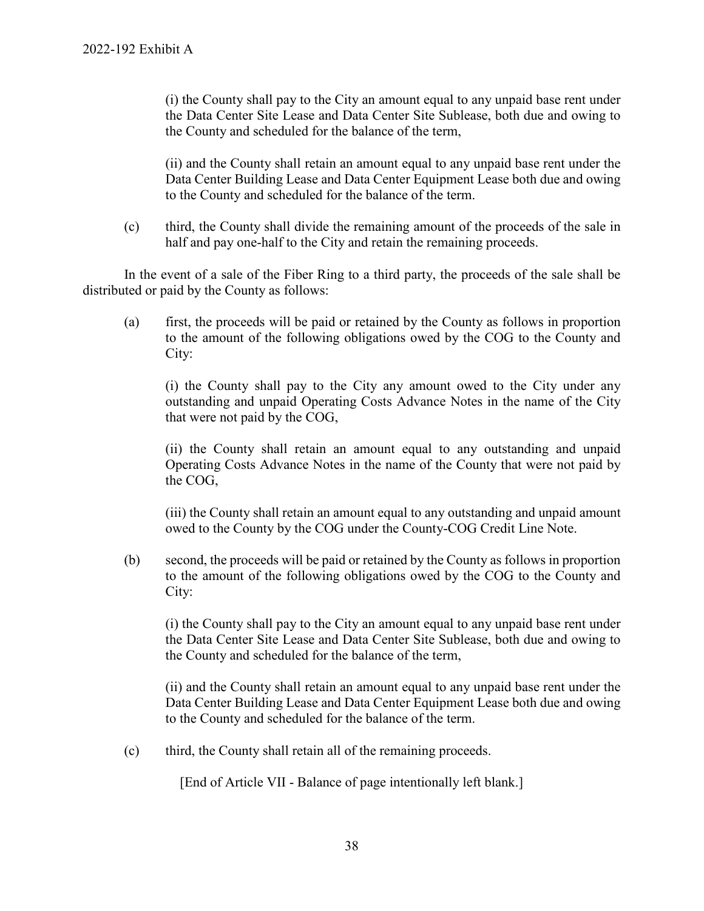(i) the County shall pay to the City an amount equal to any unpaid base rent under the Data Center Site Lease and Data Center Site Sublease, both due and owing to the County and scheduled for the balance of the term,

(ii) and the County shall retain an amount equal to any unpaid base rent under the Data Center Building Lease and Data Center Equipment Lease both due and owing to the County and scheduled for the balance of the term.

(c) third, the County shall divide the remaining amount of the proceeds of the sale in half and pay one-half to the City and retain the remaining proceeds.

In the event of a sale of the Fiber Ring to a third party, the proceeds of the sale shall be distributed or paid by the County as follows:

(a) first, the proceeds will be paid or retained by the County as follows in proportion to the amount of the following obligations owed by the COG to the County and City:

(i) the County shall pay to the City any amount owed to the City under any outstanding and unpaid Operating Costs Advance Notes in the name of the City that were not paid by the COG,

(ii) the County shall retain an amount equal to any outstanding and unpaid Operating Costs Advance Notes in the name of the County that were not paid by the COG,

(iii) the County shall retain an amount equal to any outstanding and unpaid amount owed to the County by the COG under the County-COG Credit Line Note.

(b) second, the proceeds will be paid or retained by the County as follows in proportion to the amount of the following obligations owed by the COG to the County and City:

(i) the County shall pay to the City an amount equal to any unpaid base rent under the Data Center Site Lease and Data Center Site Sublease, both due and owing to the County and scheduled for the balance of the term,

(ii) and the County shall retain an amount equal to any unpaid base rent under the Data Center Building Lease and Data Center Equipment Lease both due and owing to the County and scheduled for the balance of the term.

(c) third, the County shall retain all of the remaining proceeds.

[End of Article VII - Balance of page intentionally left blank.]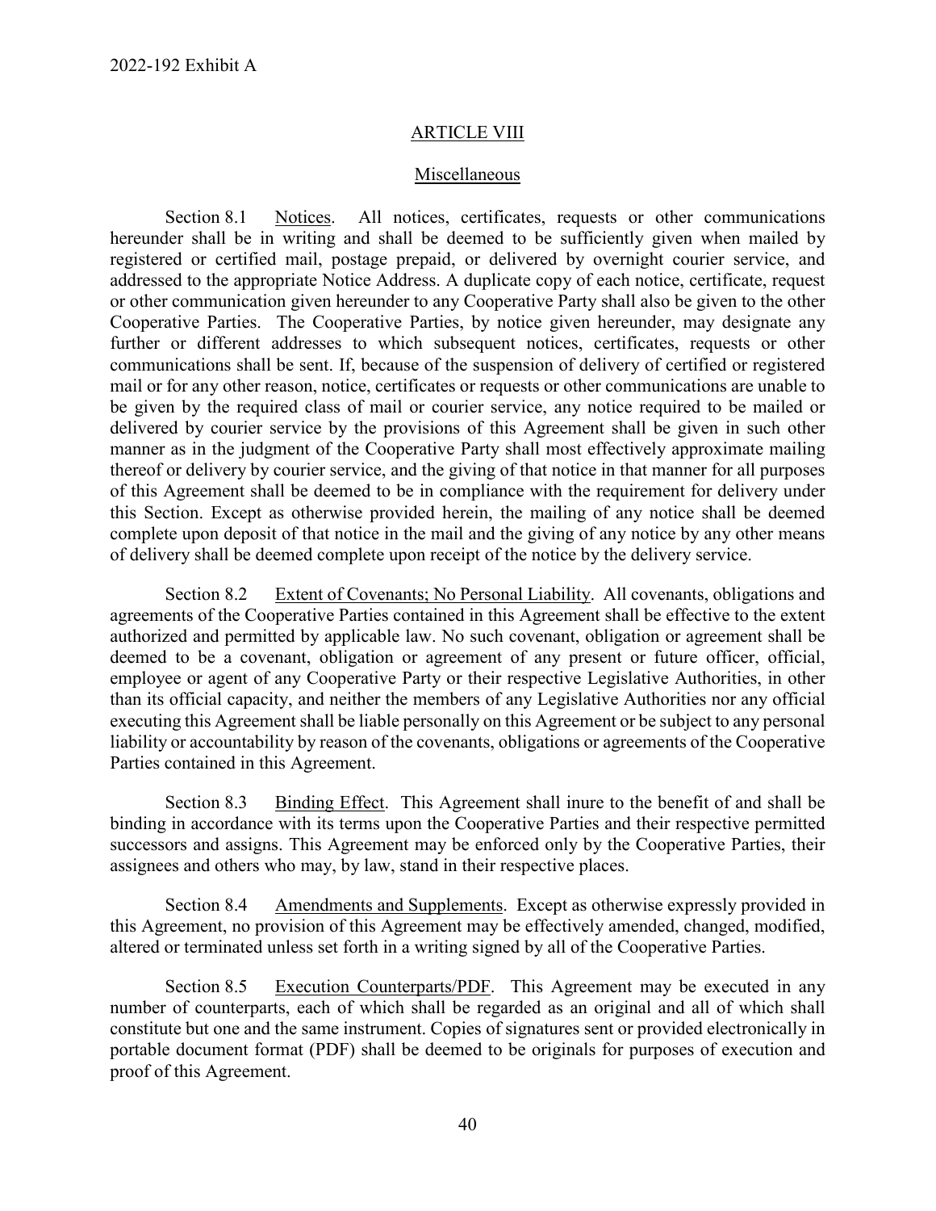## ARTICLE VIII

### Miscellaneous

Section 8.1 Notices. All notices, certificates, requests or other communications hereunder shall be in writing and shall be deemed to be sufficiently given when mailed by registered or certified mail, postage prepaid, or delivered by overnight courier service, and addressed to the appropriate Notice Address. A duplicate copy of each notice, certificate, request or other communication given hereunder to any Cooperative Party shall also be given to the other Cooperative Parties. The Cooperative Parties, by notice given hereunder, may designate any further or different addresses to which subsequent notices, certificates, requests or other communications shall be sent. If, because of the suspension of delivery of certified or registered mail or for any other reason, notice, certificates or requests or other communications are unable to be given by the required class of mail or courier service, any notice required to be mailed or delivered by courier service by the provisions of this Agreement shall be given in such other manner as in the judgment of the Cooperative Party shall most effectively approximate mailing thereof or delivery by courier service, and the giving of that notice in that manner for all purposes of this Agreement shall be deemed to be in compliance with the requirement for delivery under this Section. Except as otherwise provided herein, the mailing of any notice shall be deemed complete upon deposit of that notice in the mail and the giving of any notice by any other means of delivery shall be deemed complete upon receipt of the notice by the delivery service.

Section 8.2 Extent of Covenants; No Personal Liability. All covenants, obligations and agreements of the Cooperative Parties contained in this Agreement shall be effective to the extent authorized and permitted by applicable law. No such covenant, obligation or agreement shall be deemed to be a covenant, obligation or agreement of any present or future officer, official, employee or agent of any Cooperative Party or their respective Legislative Authorities, in other than its official capacity, and neither the members of any Legislative Authorities nor any official executing this Agreement shall be liable personally on this Agreement or be subject to any personal liability or accountability by reason of the covenants, obligations or agreements of the Cooperative Parties contained in this Agreement.

Section 8.3 Binding Effect. This Agreement shall inure to the benefit of and shall be binding in accordance with its terms upon the Cooperative Parties and their respective permitted successors and assigns. This Agreement may be enforced only by the Cooperative Parties, their assignees and others who may, by law, stand in their respective places.

Section 8.4 Amendments and Supplements. Except as otherwise expressly provided in this Agreement, no provision of this Agreement may be effectively amended, changed, modified, altered or terminated unless set forth in a writing signed by all of the Cooperative Parties.

Section 8.5 Execution Counterparts/PDF. This Agreement may be executed in any number of counterparts, each of which shall be regarded as an original and all of which shall constitute but one and the same instrument. Copies of signatures sent or provided electronically in portable document format (PDF) shall be deemed to be originals for purposes of execution and proof of this Agreement.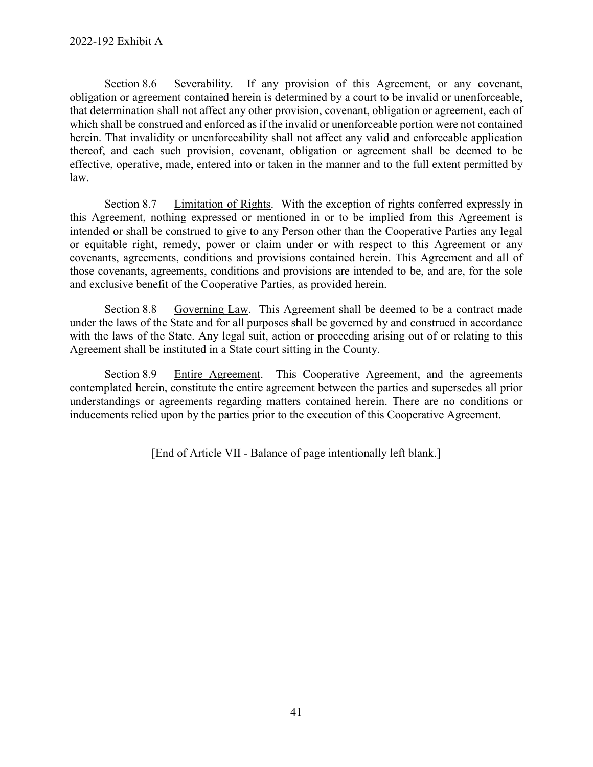Section 8.6 Severability. If any provision of this Agreement, or any covenant, obligation or agreement contained herein is determined by a court to be invalid or unenforceable, that determination shall not affect any other provision, covenant, obligation or agreement, each of which shall be construed and enforced as if the invalid or unenforceable portion were not contained herein. That invalidity or unenforceability shall not affect any valid and enforceable application thereof, and each such provision, covenant, obligation or agreement shall be deemed to be effective, operative, made, entered into or taken in the manner and to the full extent permitted by law.

Section 8.7 Limitation of Rights. With the exception of rights conferred expressly in this Agreement, nothing expressed or mentioned in or to be implied from this Agreement is intended or shall be construed to give to any Person other than the Cooperative Parties any legal or equitable right, remedy, power or claim under or with respect to this Agreement or any covenants, agreements, conditions and provisions contained herein. This Agreement and all of those covenants, agreements, conditions and provisions are intended to be, and are, for the sole and exclusive benefit of the Cooperative Parties, as provided herein.

Section 8.8 Governing Law. This Agreement shall be deemed to be a contract made under the laws of the State and for all purposes shall be governed by and construed in accordance with the laws of the State. Any legal suit, action or proceeding arising out of or relating to this Agreement shall be instituted in a State court sitting in the County.

Section 8.9 Entire Agreement. This Cooperative Agreement, and the agreements contemplated herein, constitute the entire agreement between the parties and supersedes all prior understandings or agreements regarding matters contained herein. There are no conditions or inducements relied upon by the parties prior to the execution of this Cooperative Agreement.

[End of Article VII - Balance of page intentionally left blank.]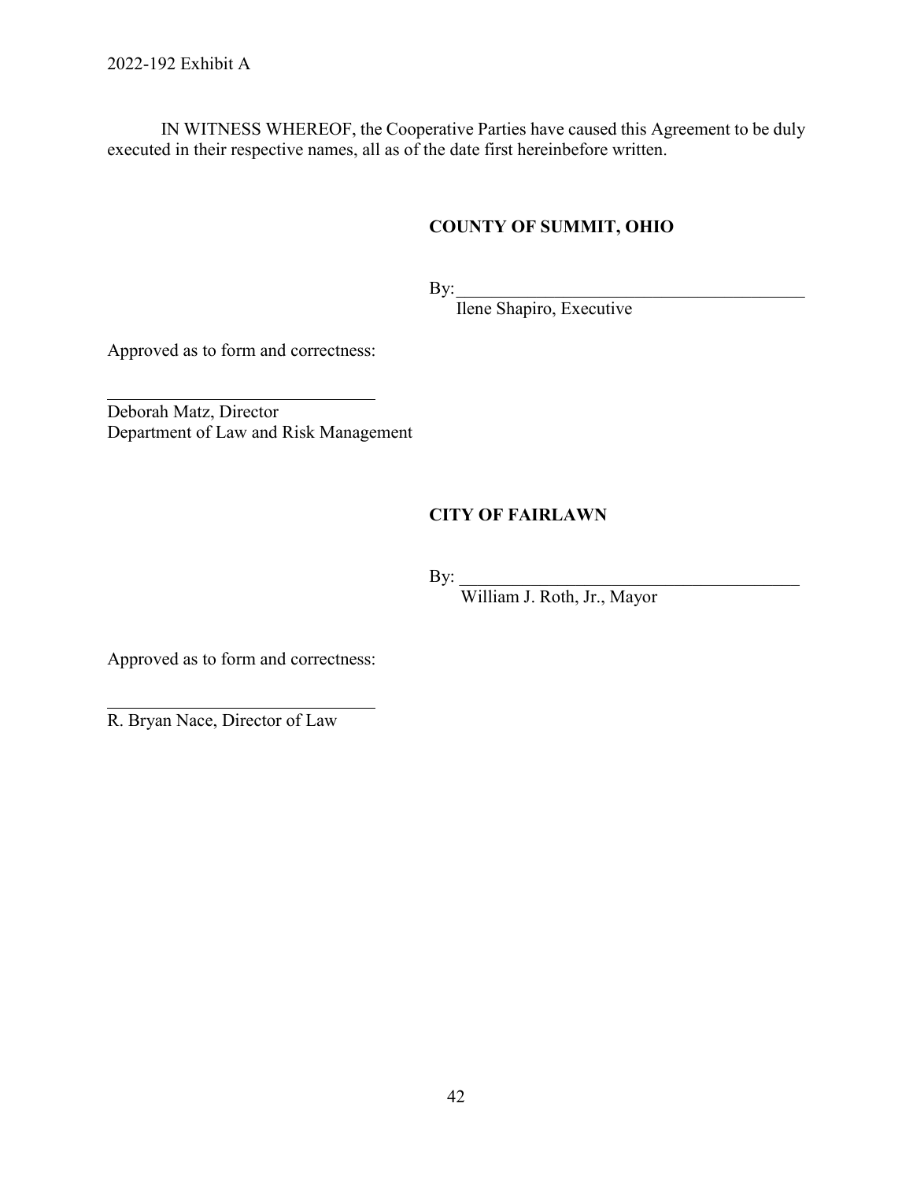IN WITNESS WHEREOF, the Cooperative Parties have caused this Agreement to be duly executed in their respective names, all as of the date first hereinbefore written.

**COUNTY OF SUMMIT, OHIO**

By:\_\_\_\_\_\_\_\_\_\_\_\_\_\_\_\_\_\_\_\_\_\_\_\_\_\_\_\_\_\_\_\_\_\_\_\_\_\_\_\_
Ilene Shapiro, Executive

Approved as to form and correctness:

\_\_\_\_\_\_\_\_\_\_\_\_\_\_\_\_\_\_\_\_\_\_\_\_\_\_\_\_\_\_
Deborah Matz, Director
Department of Law and Risk Management

**CITY OF FAIRLAWN**

By: \_\_\_\_\_\_\_\_\_\_\_\_\_\_\_\_\_\_\_\_\_\_\_\_\_\_\_\_\_\_\_\_\_\_\_\_\_\_\_\_
William J. Roth, Jr., Mayor

Approved as to form and correctness:

\_\_\_\_\_\_\_\_\_\_\_\_\_\_\_\_\_\_\_\_\_\_\_\_\_\_\_\_\_\_
R. Bryan Nace, Director of Law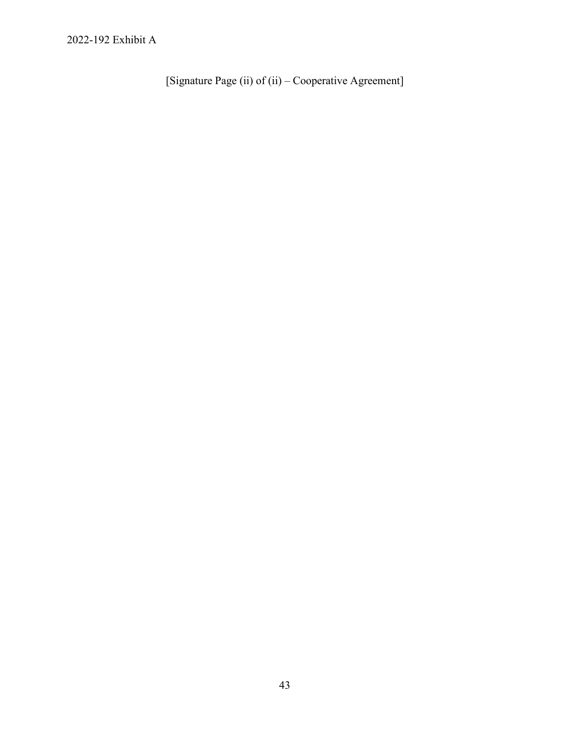[Signature Page (ii) of (ii) – Cooperative Agreement]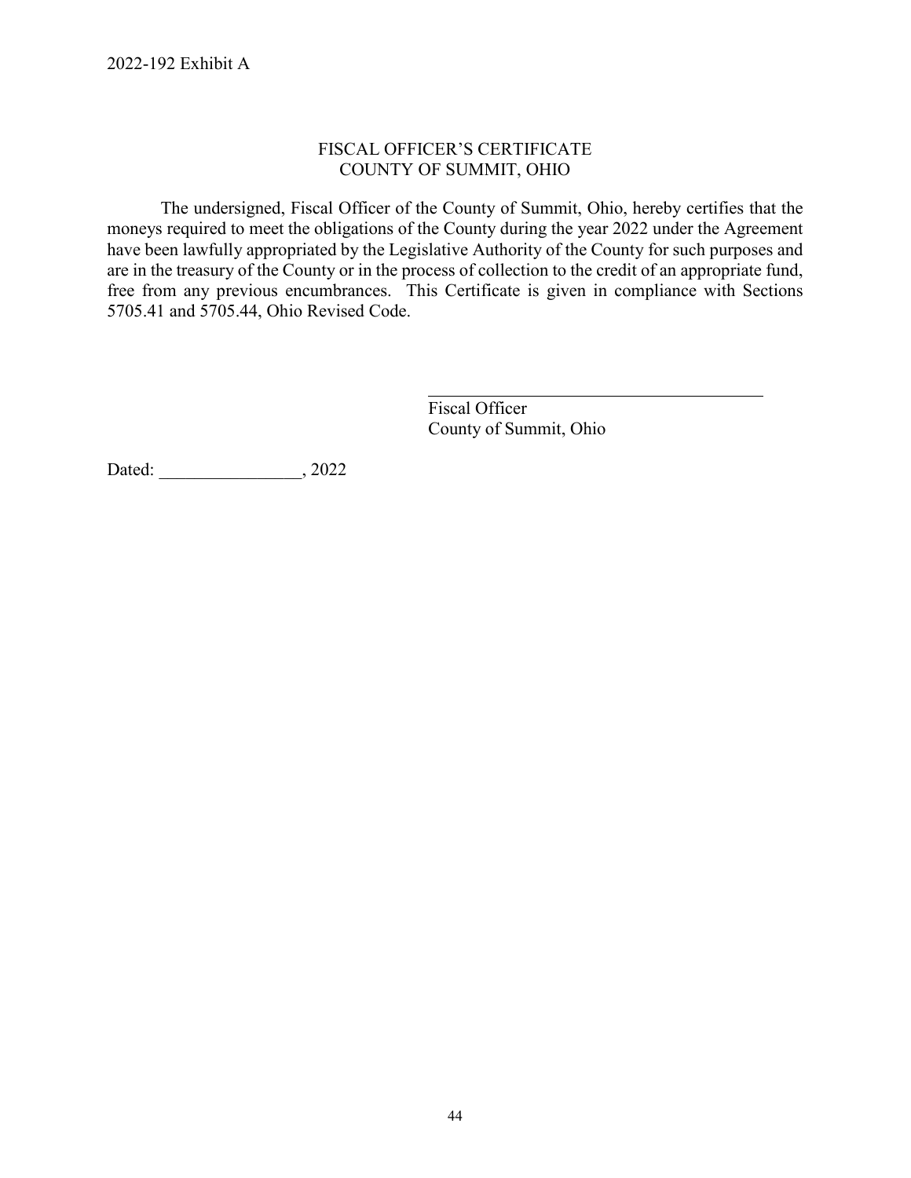2022-192 Exhibit A

## FISCAL OFFICER'S CERTIFICATE
## COUNTY OF SUMMIT, OHIO

The undersigned, Fiscal Officer of the County of Summit, Ohio, hereby certifies that the moneys required to meet the obligations of the County during the year 2022 under the Agreement have been lawfully appropriated by the Legislative Authority of the County for such purposes and are in the treasury of the County or in the process of collection to the credit of an appropriate fund, free from any previous encumbrances. This Certificate is given in compliance with Sections 5705.41 and 5705.44, Ohio Revised Code.

\_\_\_\_\_\_\_\_\_\_\_\_\_\_\_\_\_\_\_\_\_\_\_\_\_\_\_\_\_\_\_\_\_\_\_\_\_\_\_\_

Fiscal Officer
County of Summit, Ohio

Dated: \_\_\_\_\_\_\_\_\_\_\_\_\_\_\_\_, 2022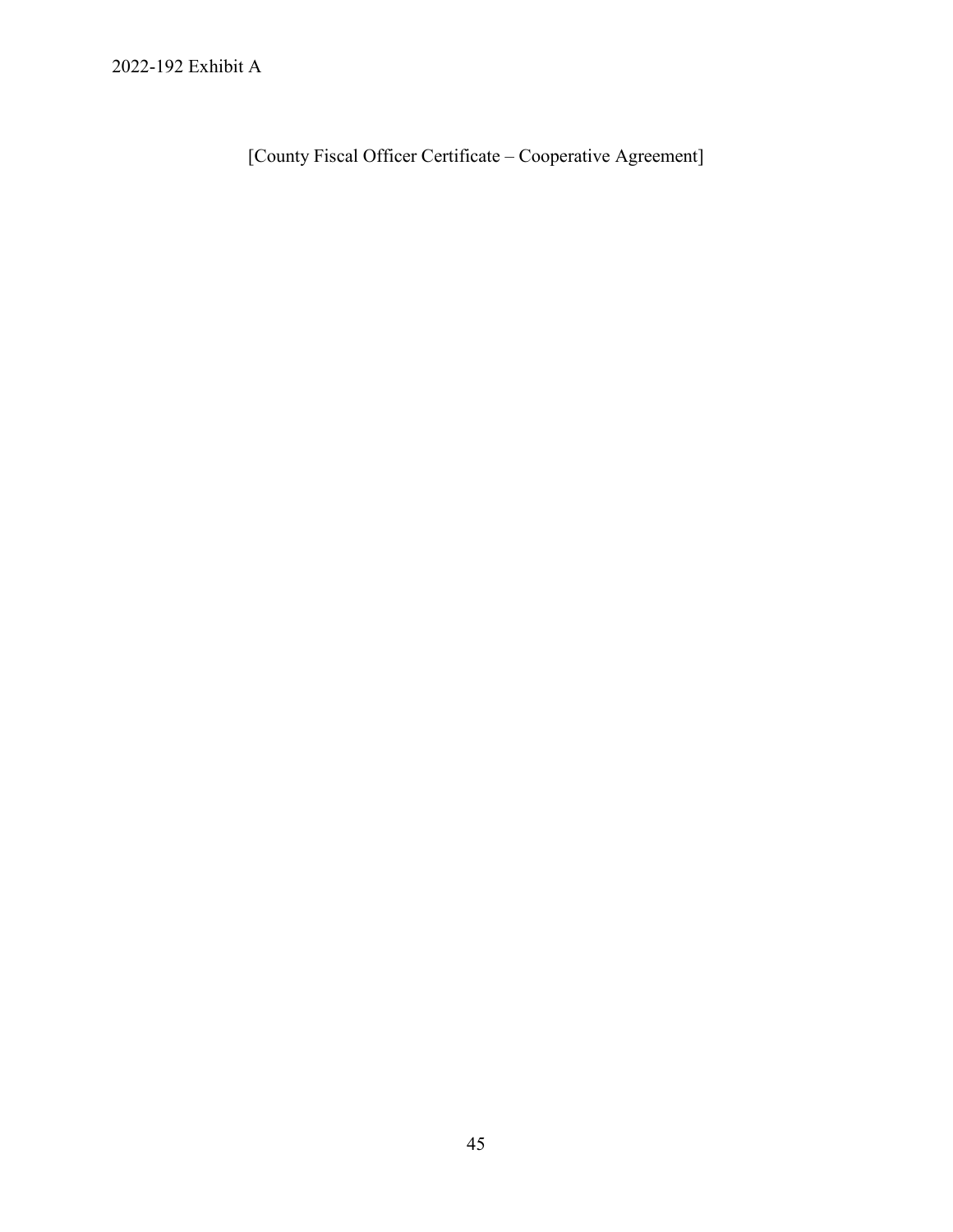[County Fiscal Officer Certificate – Cooperative Agreement]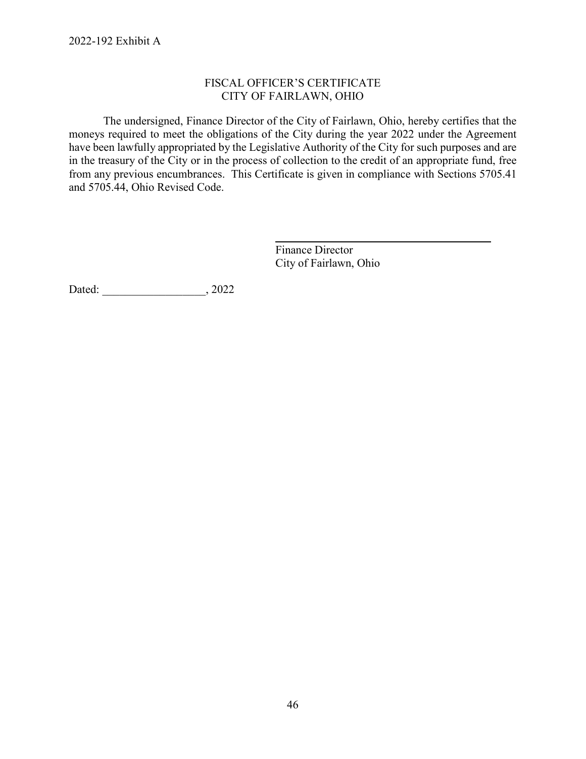2022-192 Exhibit A

# FISCAL OFFICER'S CERTIFICATE
# CITY OF FAIRLAWN, OHIO

The undersigned, Finance Director of the City of Fairlawn, Ohio, hereby certifies that the moneys required to meet the obligations of the City during the year 2022 under the Agreement have been lawfully appropriated by the Legislative Authority of the City for such purposes and are in the treasury of the City or in the process of collection to the credit of an appropriate fund, free from any previous encumbrances. This Certificate is given in compliance with Sections 5705.41 and 5705.44, Ohio Revised Code.

\_\_\_\_\_\_\_\_\_\_\_\_\_\_\_\_\_\_\_\_\_\_\_\_\_\_\_\_\_\_\_\_\_\_\_\_\_\_\_\_

Finance Director
City of Fairlawn, Ohio

Dated: \_\_\_\_\_\_\_\_\_\_\_\_\_\_\_\_\_\_\_, 2022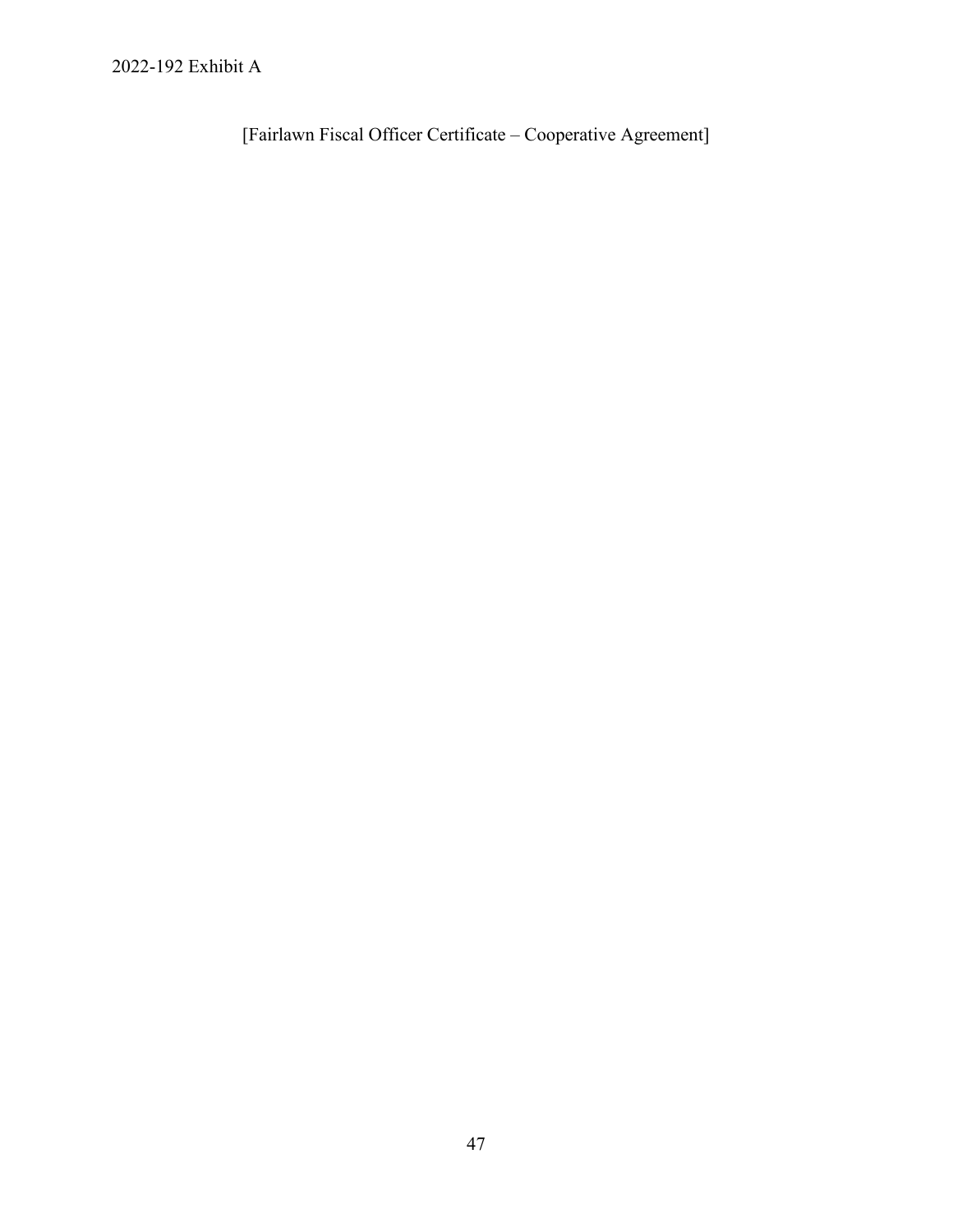2022-192 Exhibit A

[Fairlawn Fiscal Officer Certificate – Cooperative Agreement]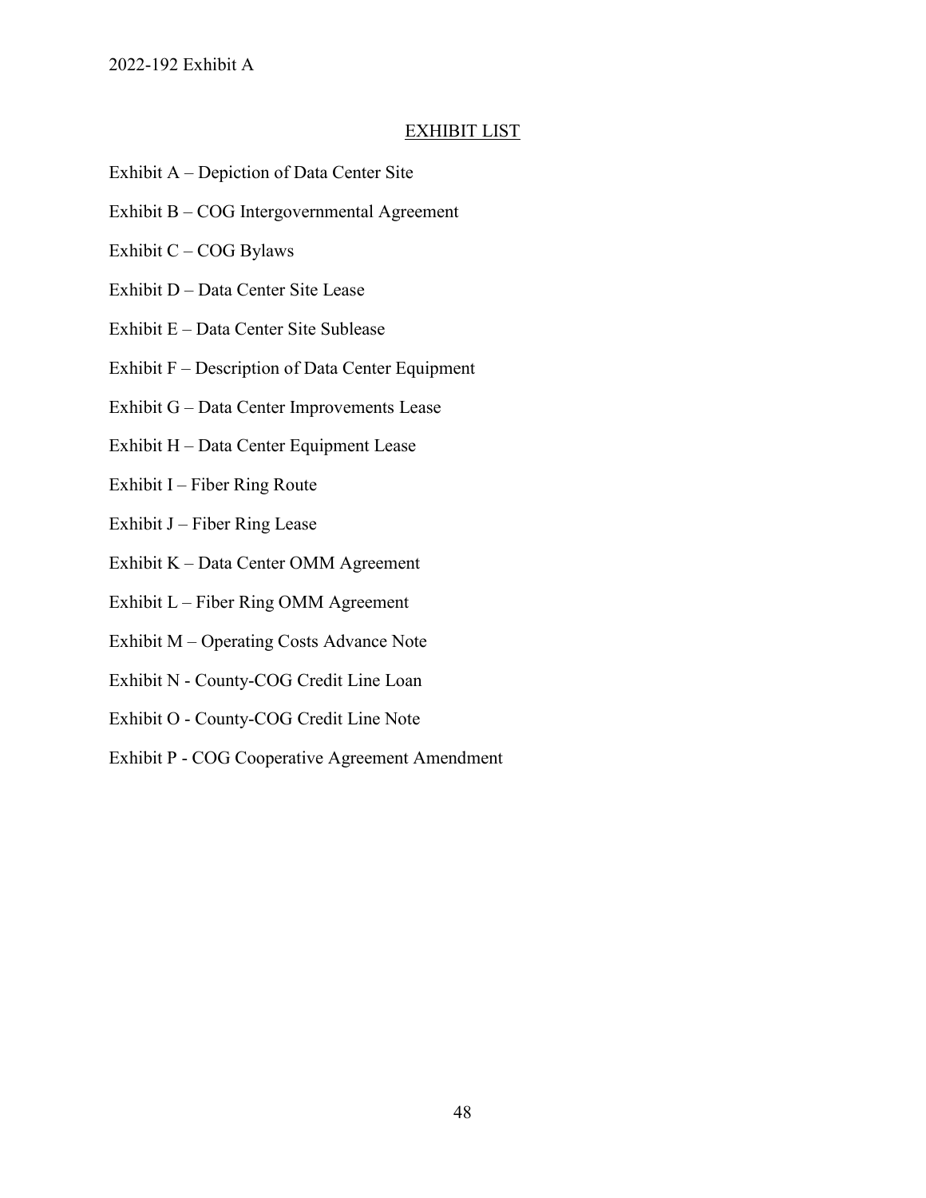2022-192 Exhibit A

## EXHIBIT LIST

Exhibit A – Depiction of Data Center Site

Exhibit B – COG Intergovernmental Agreement

Exhibit C – COG Bylaws

Exhibit D – Data Center Site Lease

Exhibit E – Data Center Site Sublease

Exhibit F – Description of Data Center Equipment

Exhibit G – Data Center Improvements Lease

Exhibit H – Data Center Equipment Lease

Exhibit I – Fiber Ring Route

Exhibit J – Fiber Ring Lease

Exhibit K – Data Center OMM Agreement

Exhibit L – Fiber Ring OMM Agreement

Exhibit M – Operating Costs Advance Note

Exhibit N - County-COG Credit Line Loan

Exhibit O - County-COG Credit Line Note

Exhibit P - COG Cooperative Agreement Amendment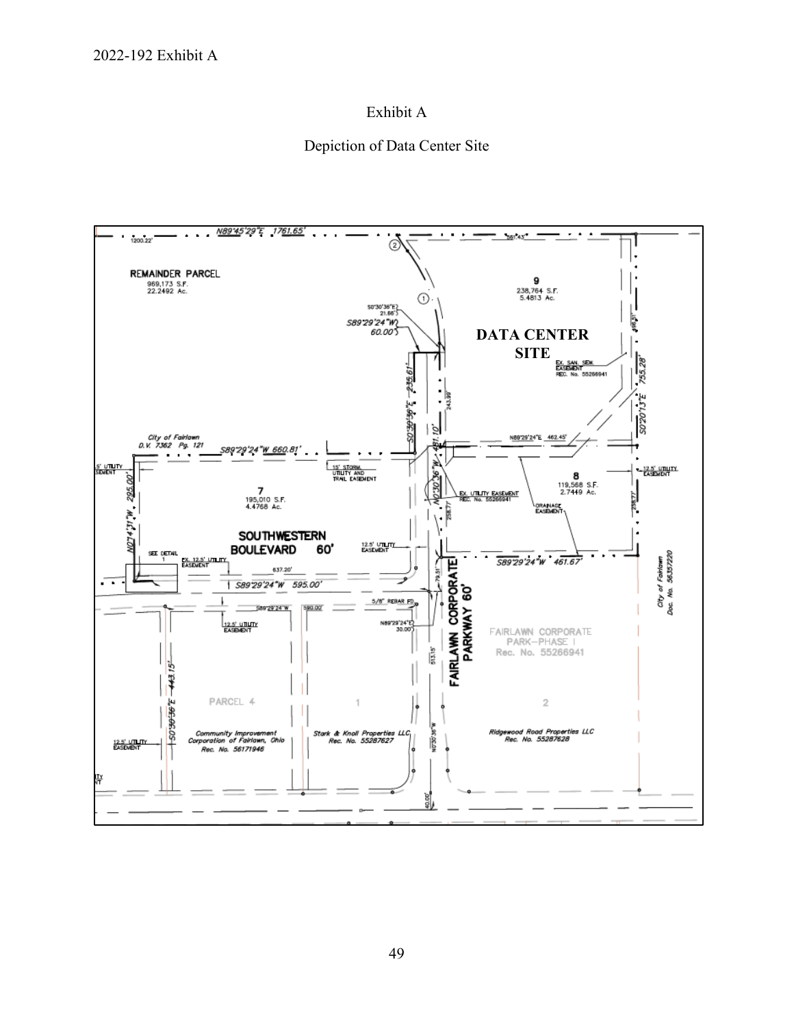# Exhibit A

## Depiction of Data Center Site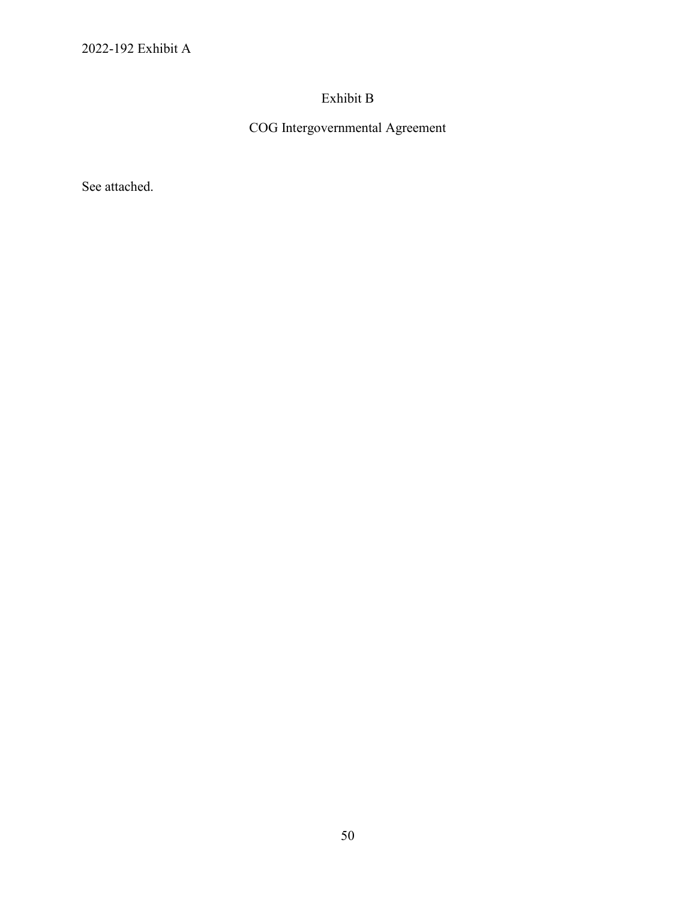# Exhibit B

## COG Intergovernmental Agreement

See attached.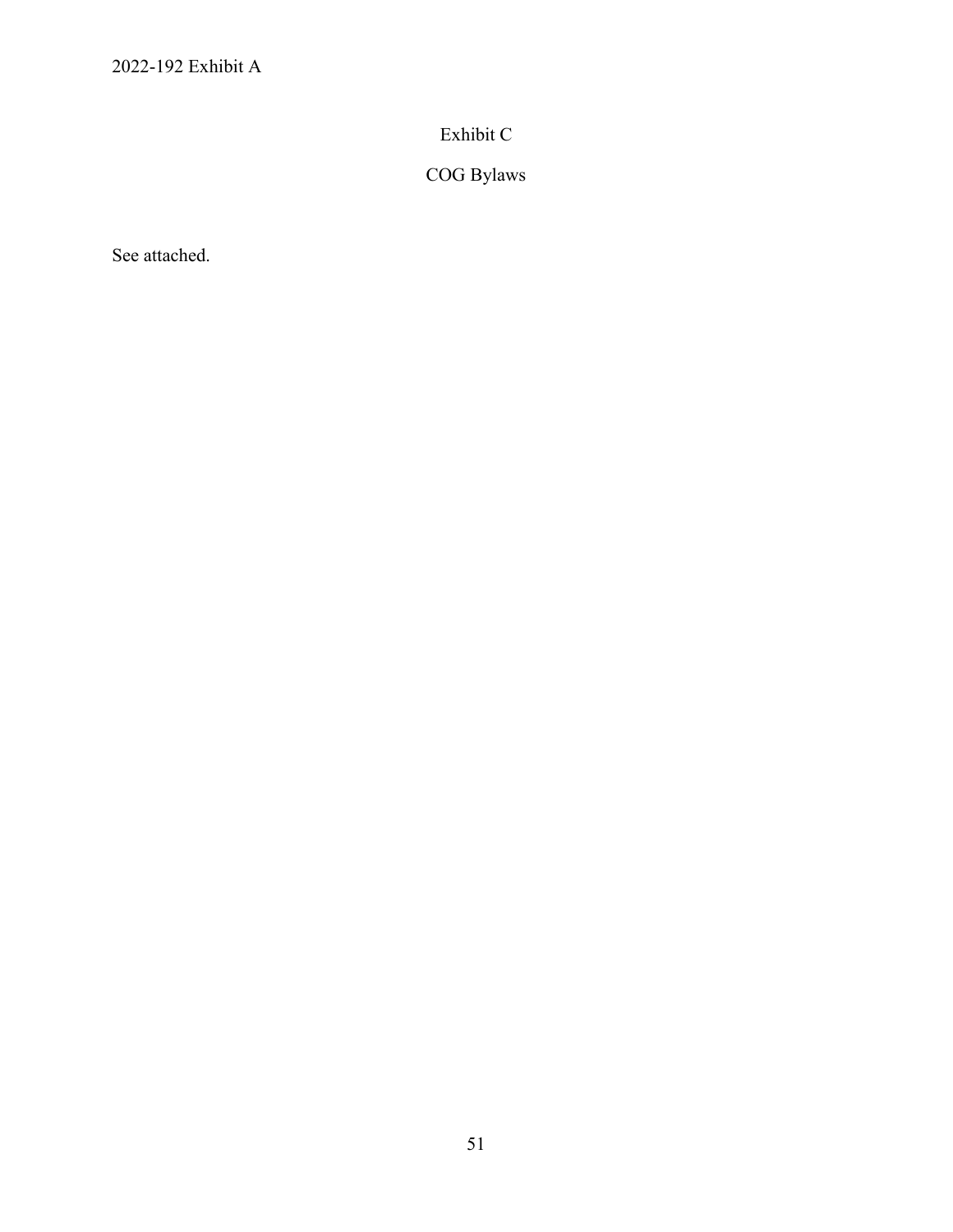# Exhibit C

## COG Bylaws

See attached.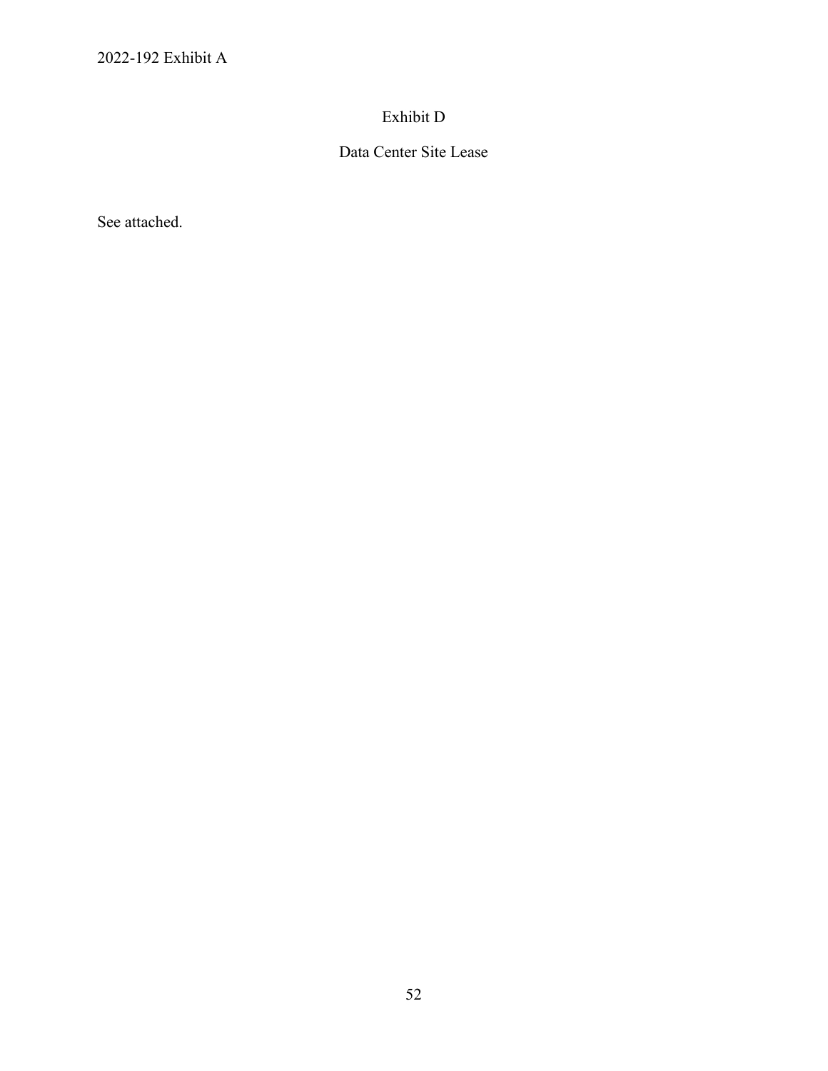# Exhibit D

## Data Center Site Lease

See attached.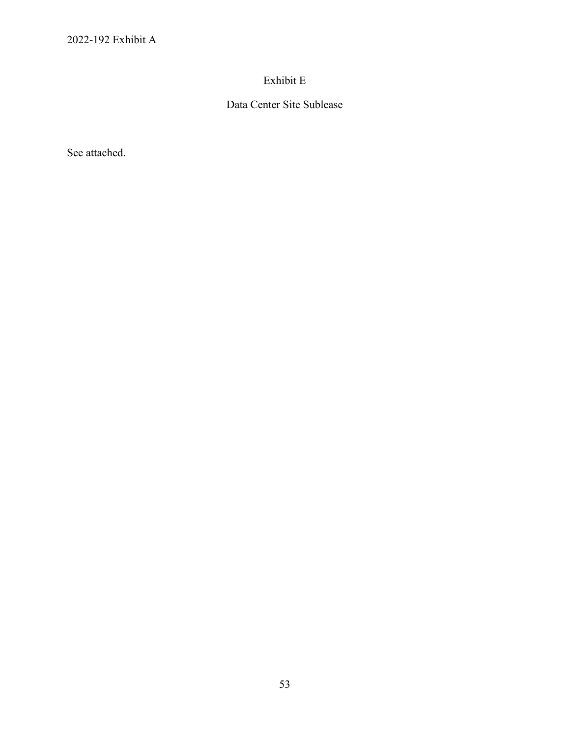# Exhibit E

## Data Center Site Sublease

See attached.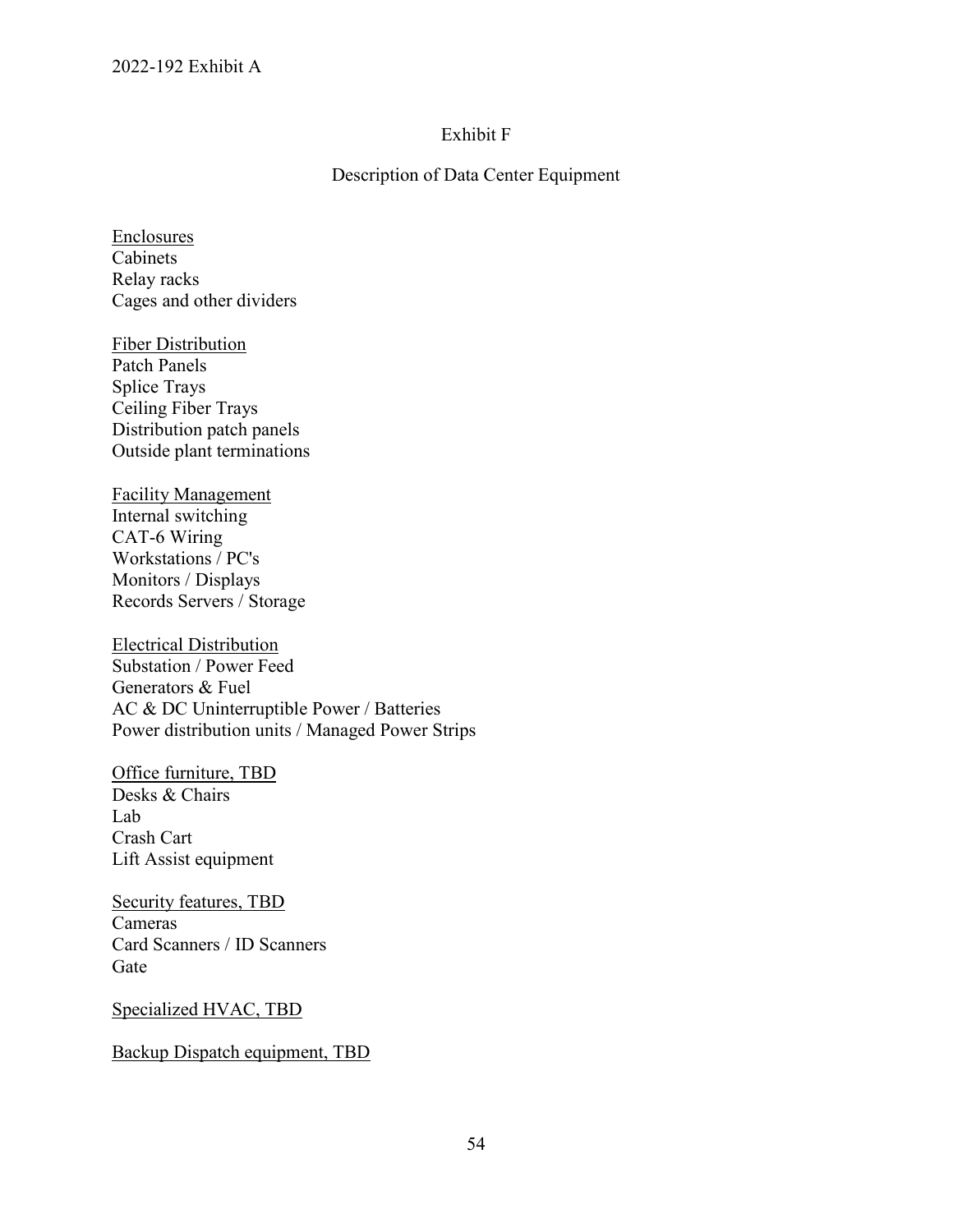# Exhibit F

## Description of Data Center Equipment

Enclosures
Cabinets
Relay racks
Cages and other dividers

Fiber Distribution
Patch Panels
Splice Trays
Ceiling Fiber Trays
Distribution patch panels
Outside plant terminations

Facility Management
Internal switching
CAT-6 Wiring
Workstations / PC's
Monitors / Displays
Records Servers / Storage

Electrical Distribution
Substation / Power Feed
Generators & Fuel
AC & DC Uninterruptible Power / Batteries
Power distribution units / Managed Power Strips

Office furniture, TBD
Desks & Chairs
Lab
Crash Cart
Lift Assist equipment

Security features, TBD
Cameras
Card Scanners / ID Scanners
Gate

Specialized HVAC, TBD

Backup Dispatch equipment, TBD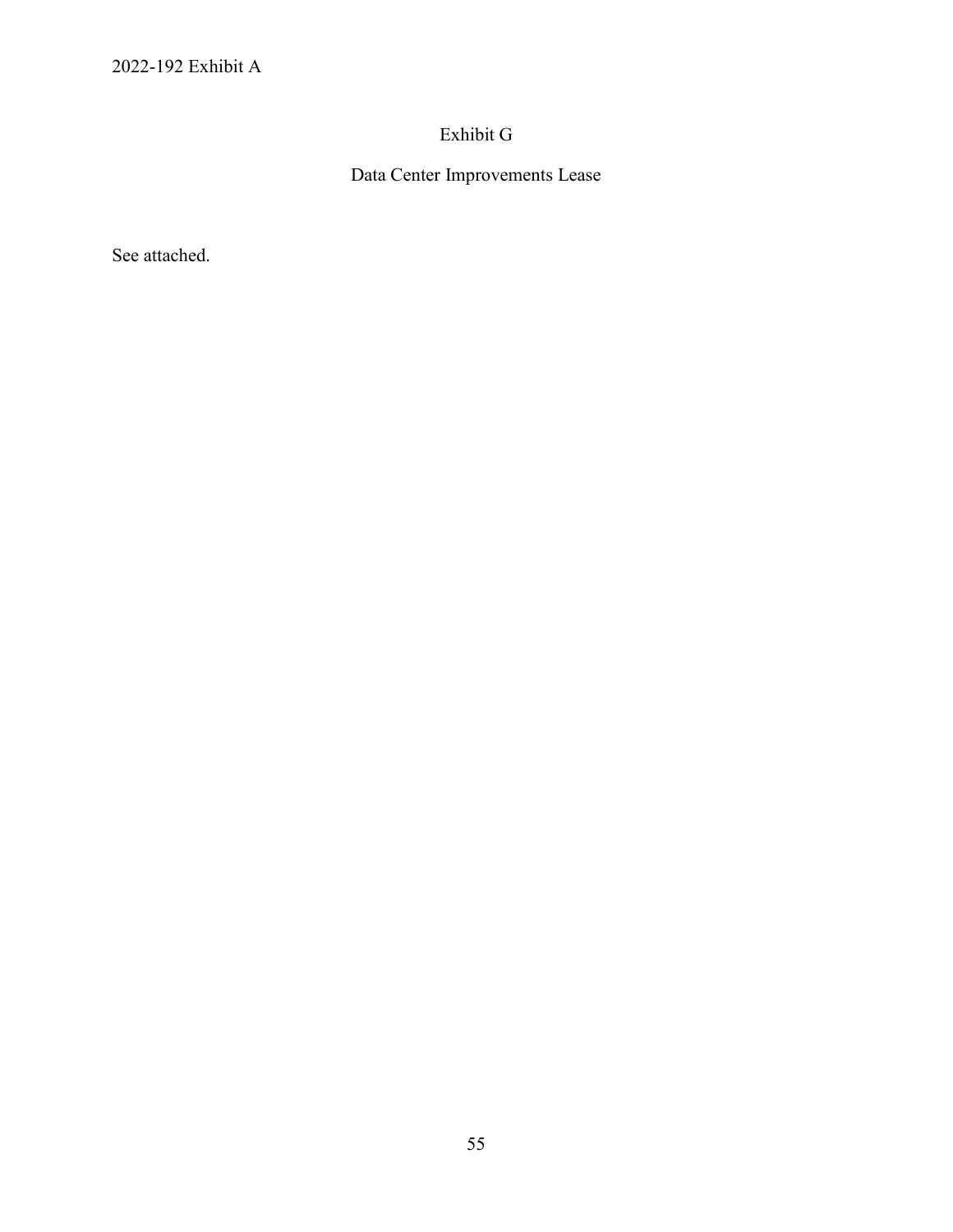# Exhibit G

## Data Center Improvements Lease

See attached.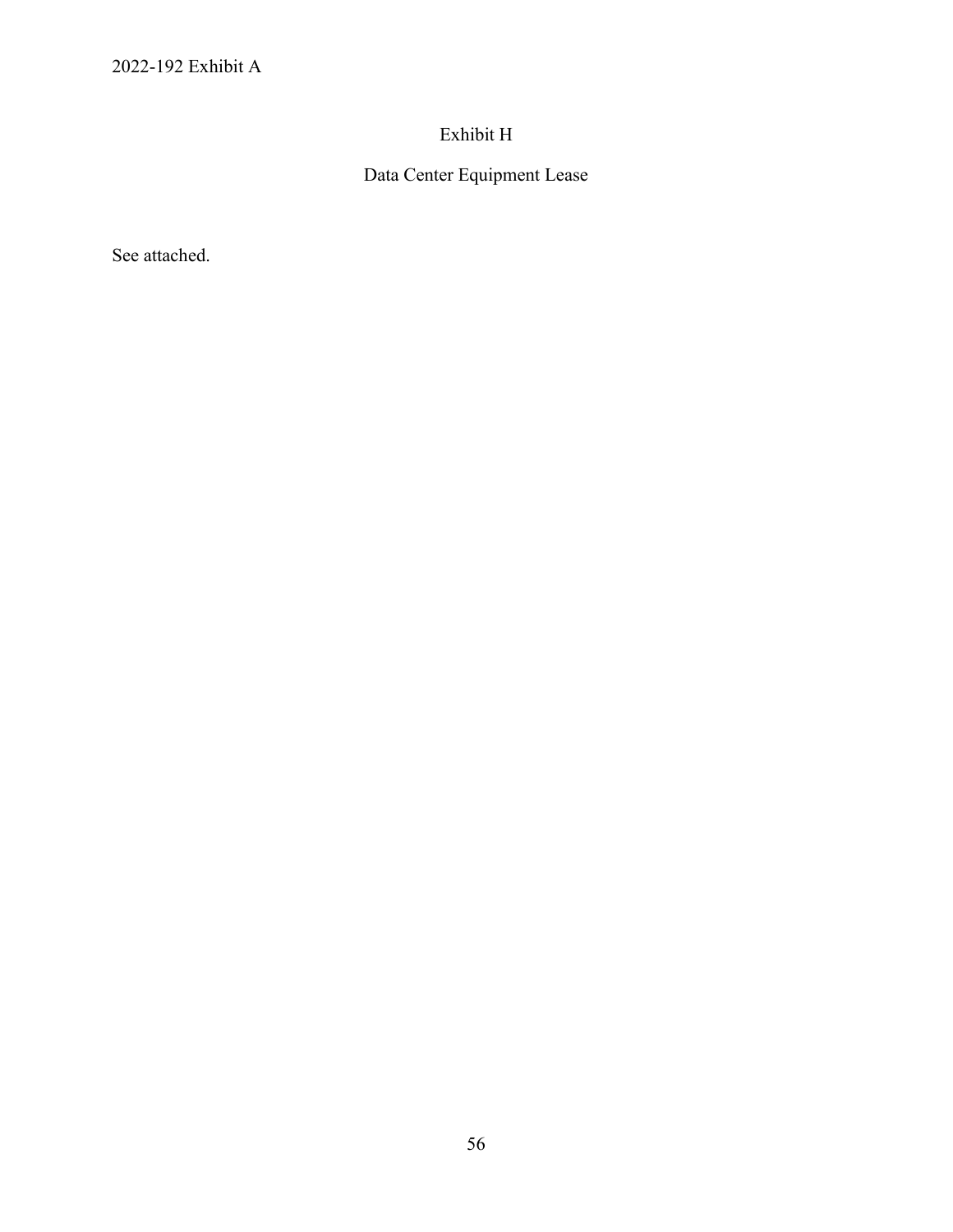# Exhibit H

## Data Center Equipment Lease

See attached.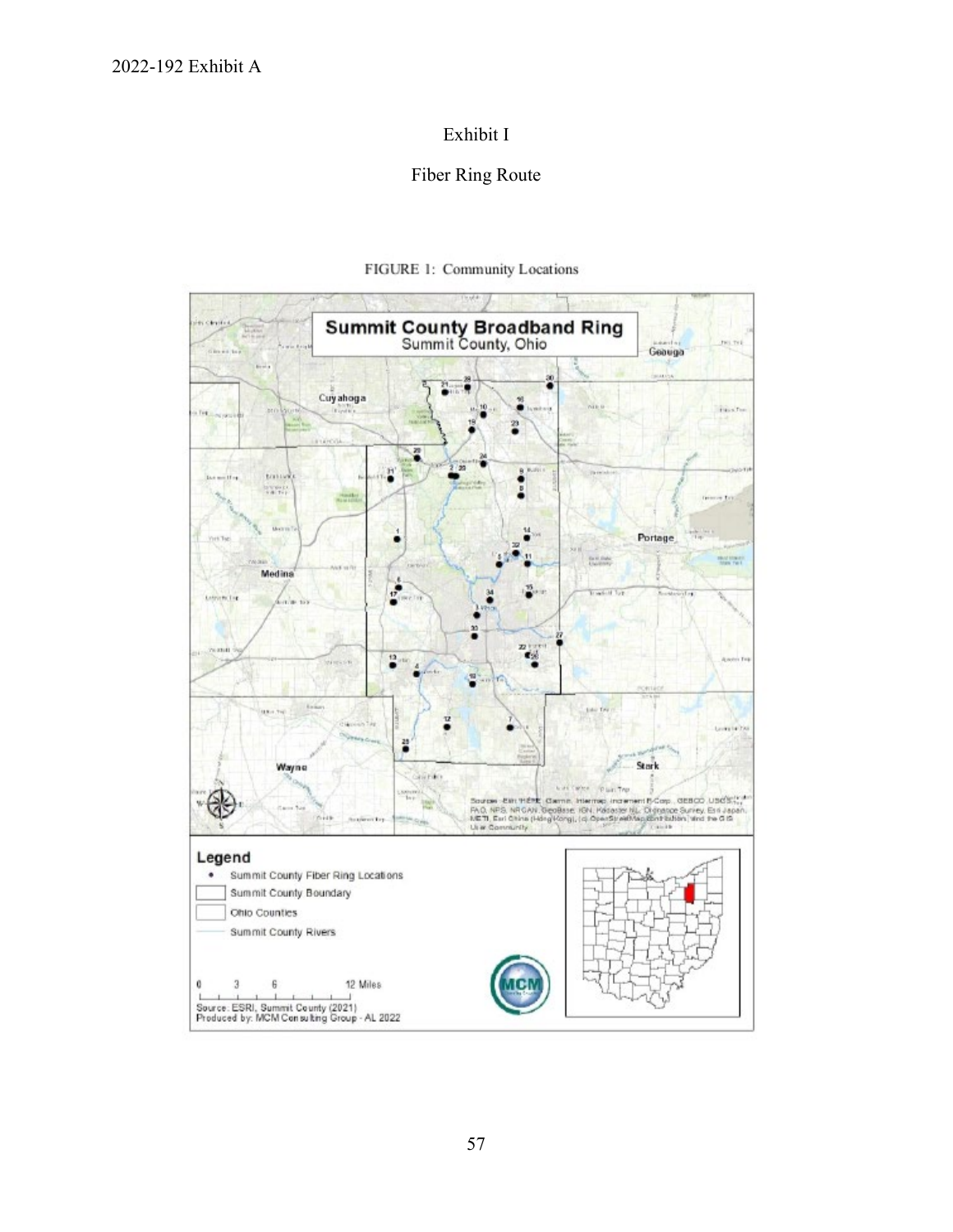2022-192 Exhibit A

Exhibit I

Fiber Ring Route

FIGURE 1: Community Locations

**Summit County Broadband Ring**
Summit County, Ohio

**Legend**

- Summit County Fiber Ring Locations
- Summit County Boundary
- Ohio Counties
- Summit County Rivers

0 3 6 12 Miles

Source: ESRI, Summit County (2021)
Produced by: MCM Consulting Group - AL 2022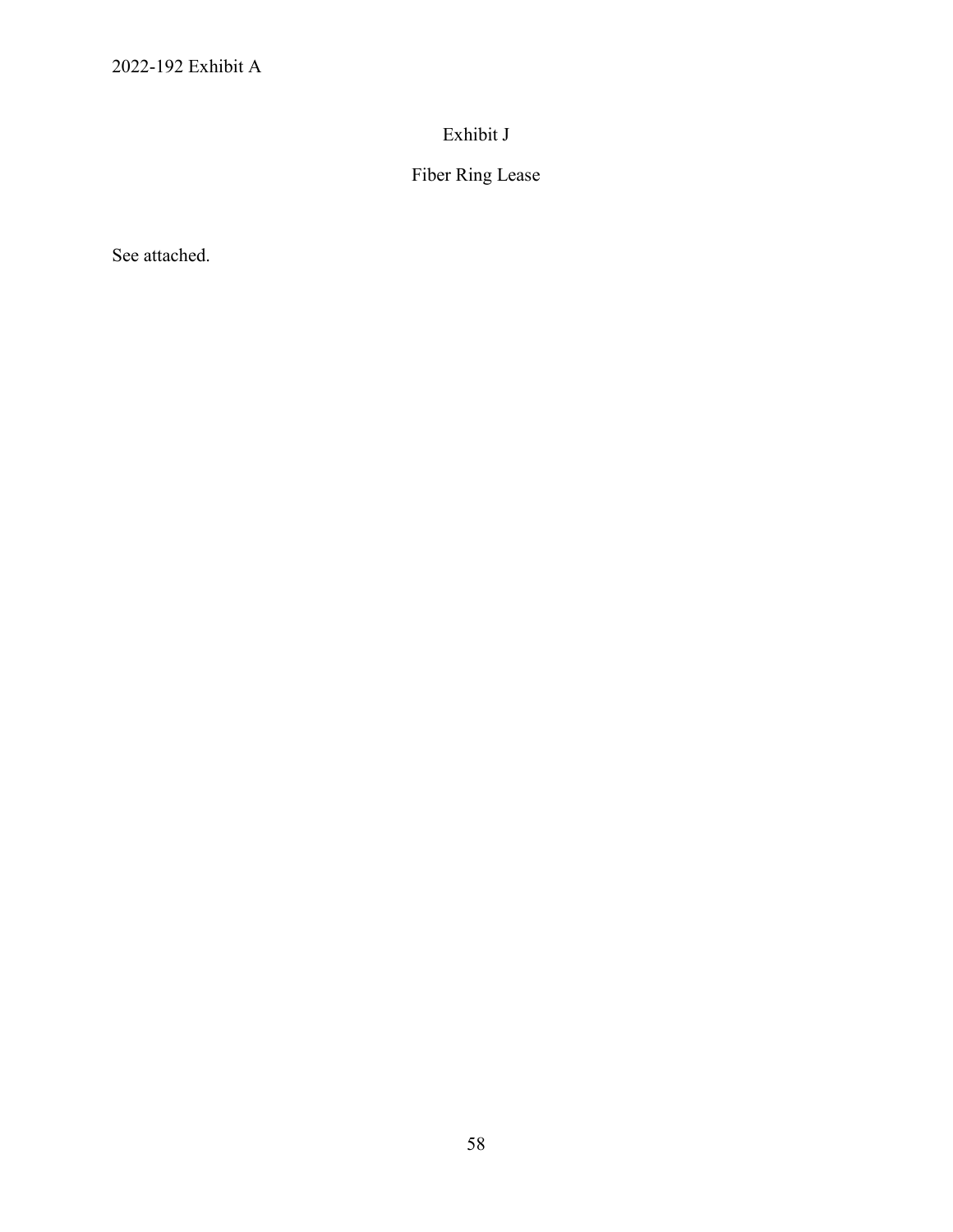# Exhibit J

## Fiber Ring Lease

See attached.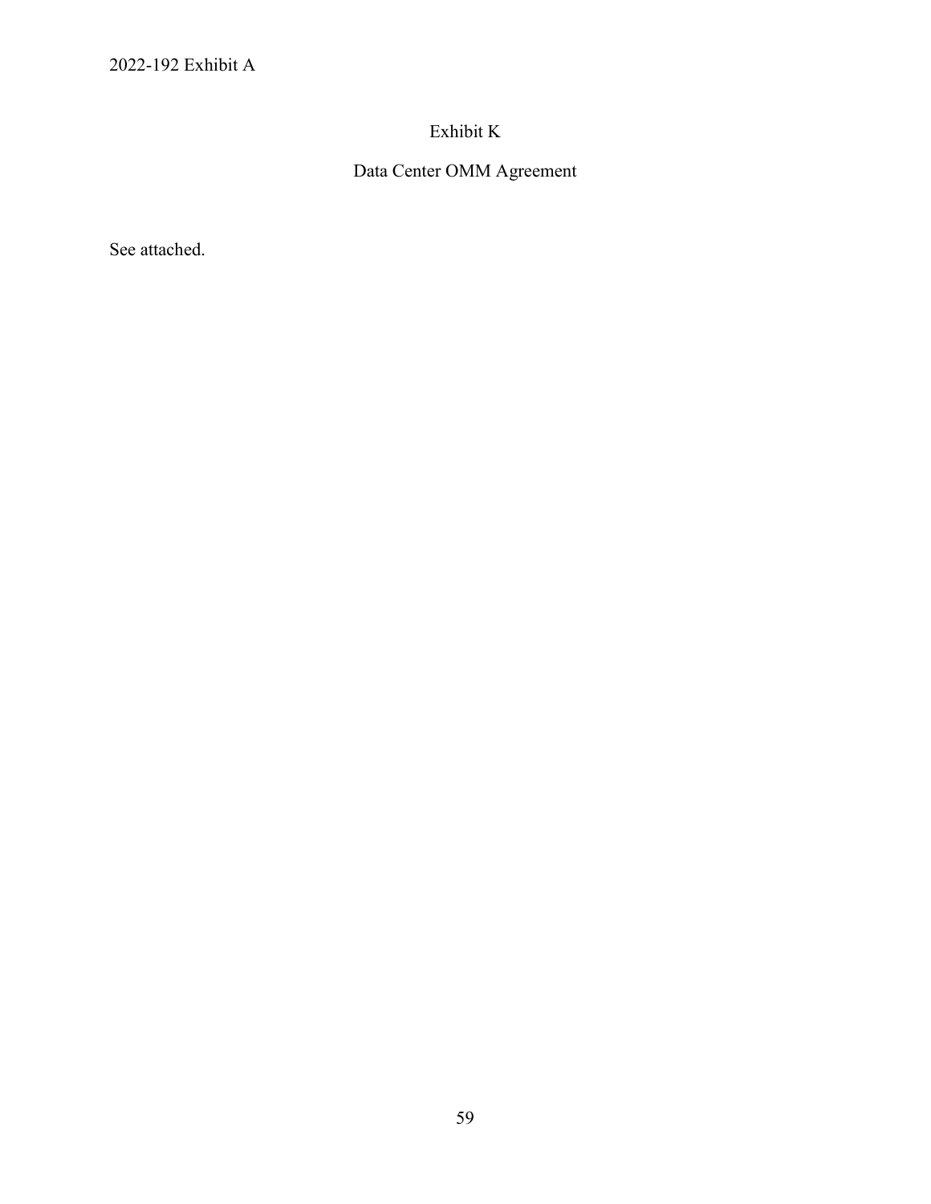# Exhibit K

## Data Center OMM Agreement

See attached.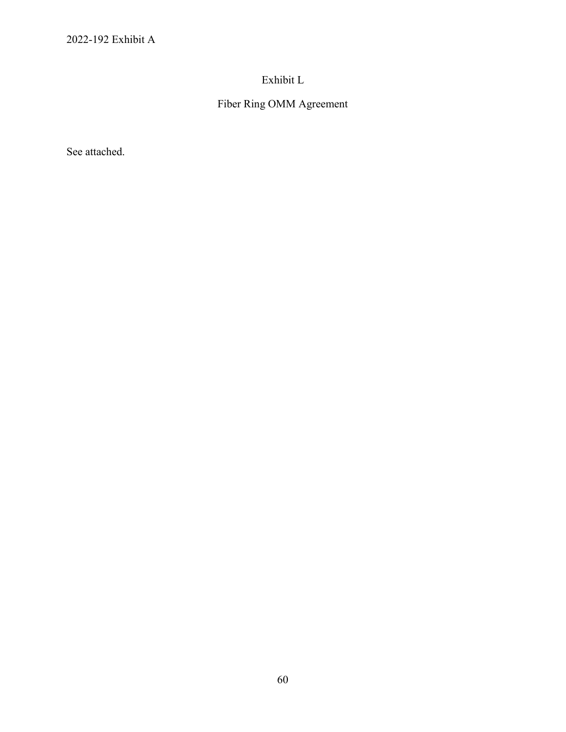# Exhibit L

## Fiber Ring OMM Agreement

See attached.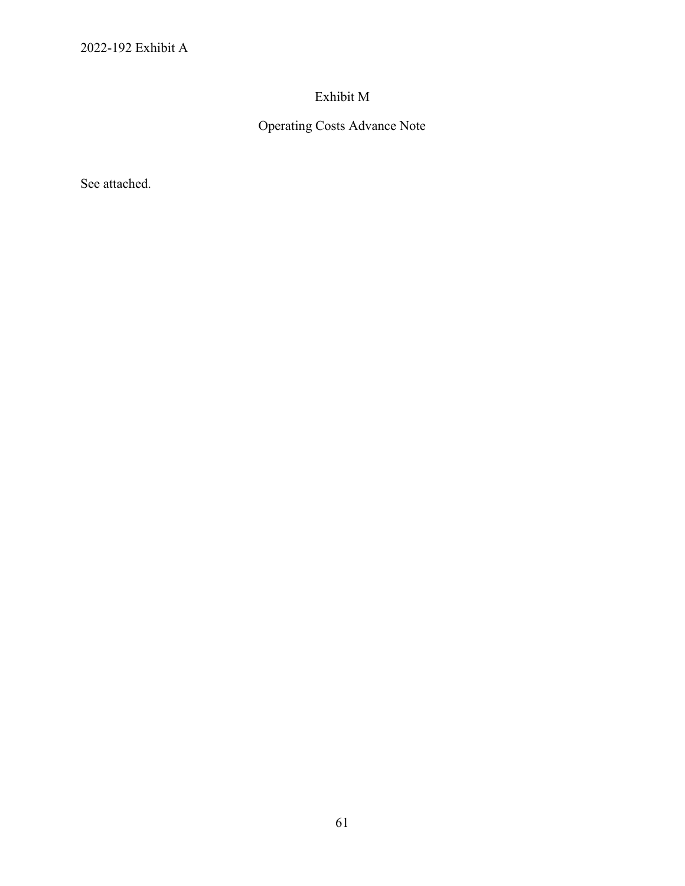# Exhibit M

## Operating Costs Advance Note

See attached.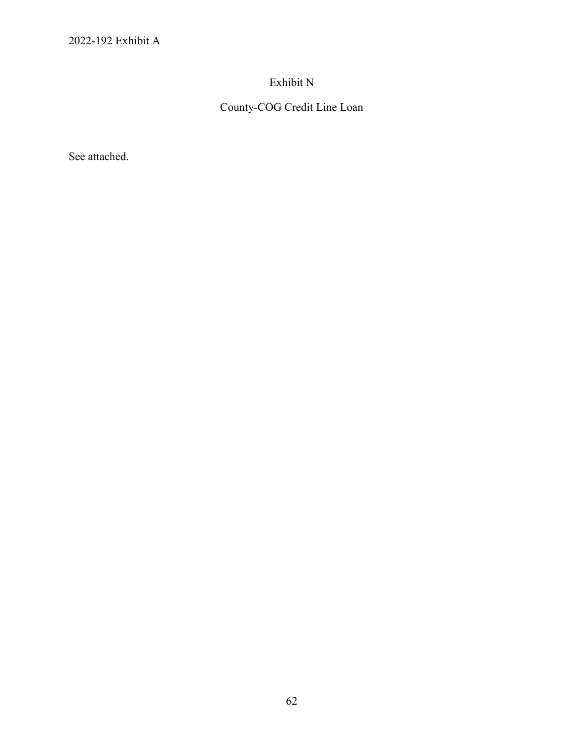2022-192 Exhibit A

# Exhibit N

## County-COG Credit Line Loan

See attached.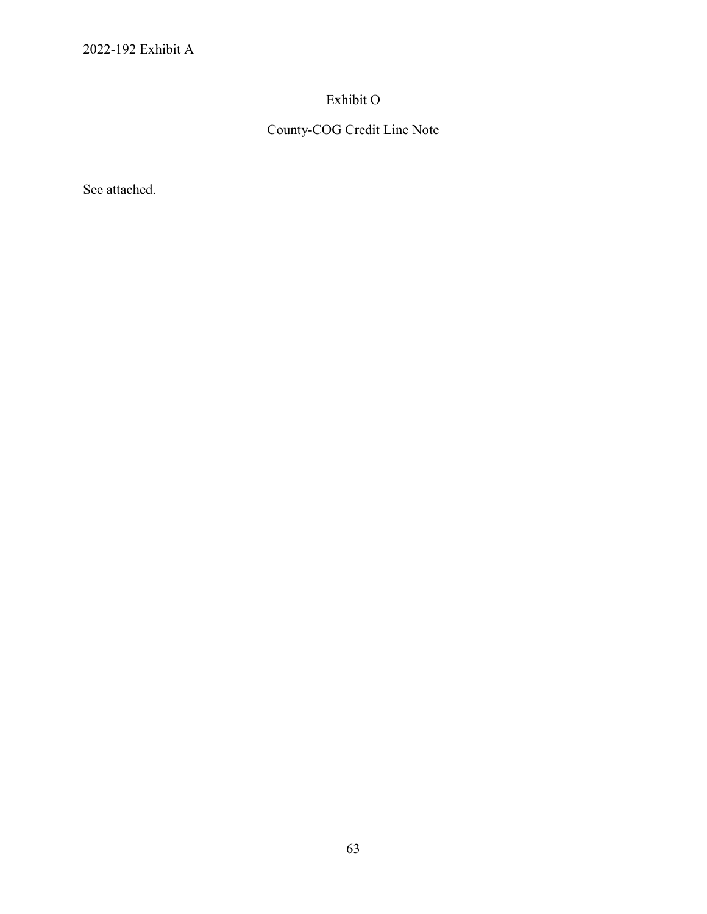# Exhibit O

## County-COG Credit Line Note

See attached.